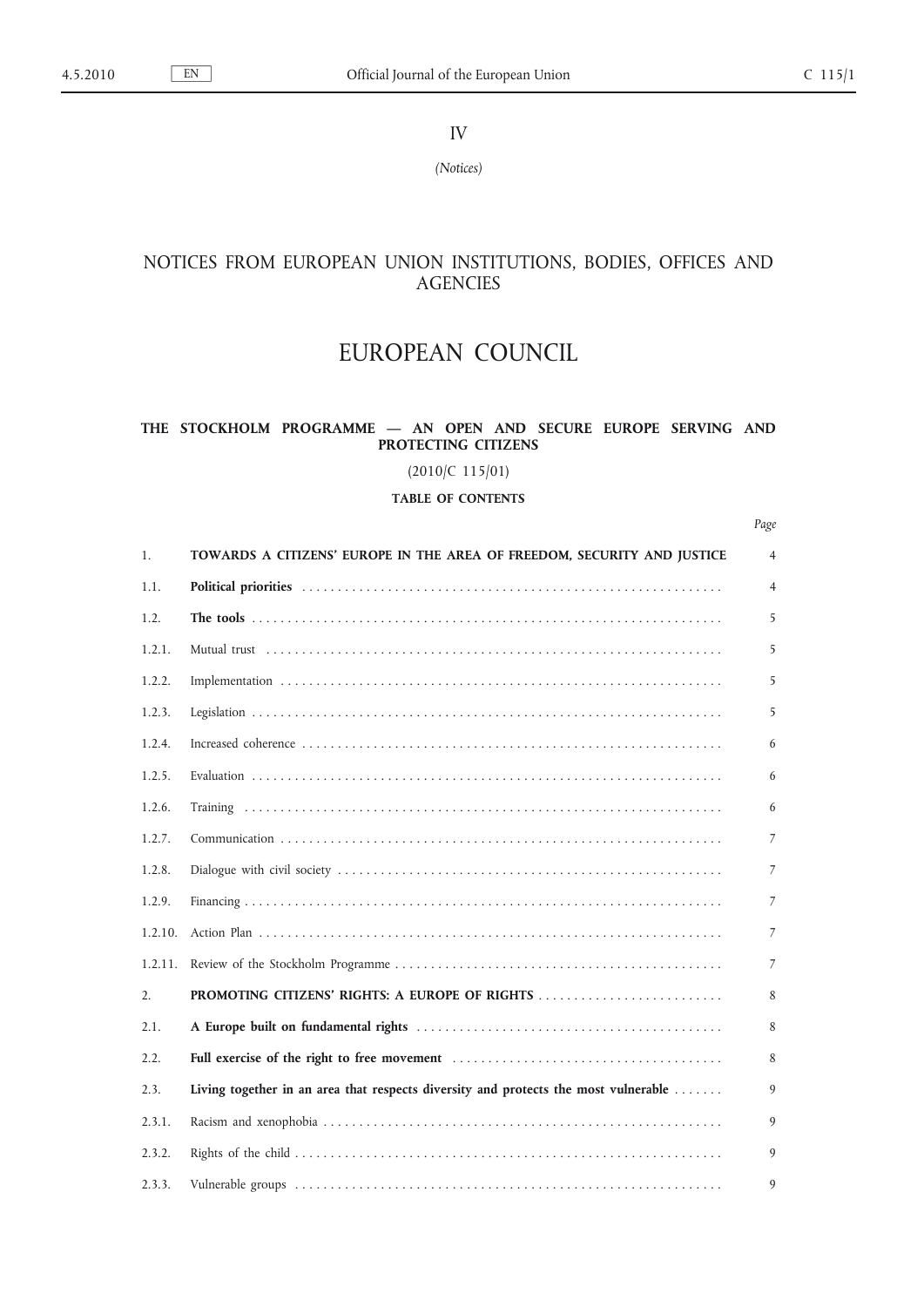IV

*(Notices)*

## NOTICES FROM EUROPEAN UNION INSTITUTIONS, BODIES, OFFICES AND AGENCIES

# EUROPEAN COUNCIL

## THE STOCKHOLM PROGRAMME — AN OPEN AND SECURE EUROPE SERVING AND PROTECTING CITIZENS

(2010/C 115/01)

### TABLE OF CONTENTS

| | | Page |
|---|---|---|
| 1. | **TOWARDS A CITIZENS' EUROPE IN THE AREA OF FREEDOM, SECURITY AND JUSTICE** | 4 |
| 1.1. | **Political priorities** | 4 |
| 1.2. | **The tools** | 5 |
| 1.2.1. | Mutual trust | 5 |
| 1.2.2. | Implementation | 5 |
| 1.2.3. | Legislation | 5 |
| 1.2.4. | Increased coherence | 6 |
| 1.2.5. | Evaluation | 6 |
| 1.2.6. | Training | 6 |
| 1.2.7. | Communication | 7 |
| 1.2.8. | Dialogue with civil society | 7 |
| 1.2.9. | Financing | 7 |
| 1.2.10. | Action Plan | 7 |
| 1.2.11. | Review of the Stockholm Programme | 7 |
| 2. | **PROMOTING CITIZENS' RIGHTS: A EUROPE OF RIGHTS** | 8 |
| 2.1. | **A Europe built on fundamental rights** | 8 |
| 2.2. | **Full exercise of the right to free movement** | 8 |
| 2.3. | **Living together in an area that respects diversity and protects the most vulnerable** | 9 |
| 2.3.1. | Racism and xenophobia | 9 |
| 2.3.2. | Rights of the child | 9 |
| 2.3.3. | Vulnerable groups | 9 |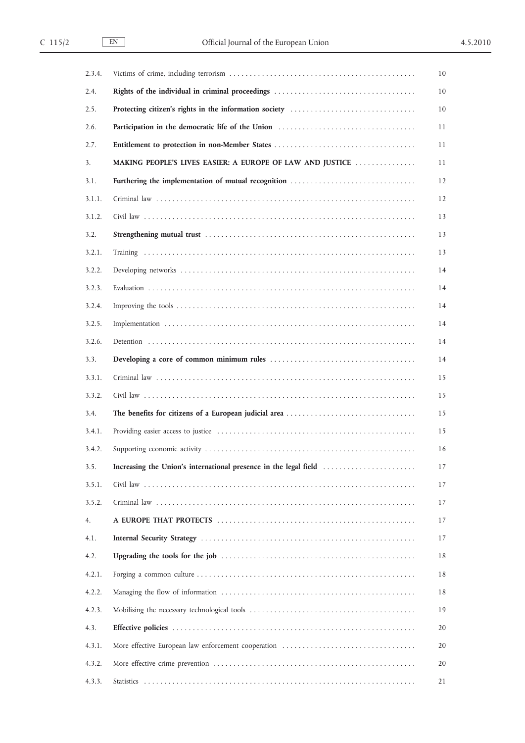| | | |
|---|---|---|
| 2.3.4. | Victims of crime, including terrorism | 10 |
| 2.4. | **Rights of the individual in criminal proceedings** | 10 |
| 2.5. | **Protecting citizen's rights in the information society** | 10 |
| 2.6. | **Participation in the democratic life of the Union** | 11 |
| 2.7. | **Entitlement to protection in non-Member States** | 11 |
| 3. | **MAKING PEOPLE'S LIVES EASIER: A EUROPE OF LAW AND JUSTICE** | 11 |
| 3.1. | **Furthering the implementation of mutual recognition** | 12 |
| 3.1.1. | Criminal law | 12 |
| 3.1.2. | Civil law | 13 |
| 3.2. | **Strengthening mutual trust** | 13 |
| 3.2.1. | Training | 13 |
| 3.2.2. | Developing networks | 14 |
| 3.2.3. | Evaluation | 14 |
| 3.2.4. | Improving the tools | 14 |
| 3.2.5. | Implementation | 14 |
| 3.2.6. | Detention | 14 |
| 3.3. | **Developing a core of common minimum rules** | 14 |
| 3.3.1. | Criminal law | 15 |
| 3.3.2. | Civil law | 15 |
| 3.4. | **The benefits for citizens of a European judicial area** | 15 |
| 3.4.1. | Providing easier access to justice | 15 |
| 3.4.2. | Supporting economic activity | 16 |
| 3.5. | **Increasing the Union's international presence in the legal field** | 17 |
| 3.5.1. | Civil law | 17 |
| 3.5.2. | Criminal law | 17 |
| 4. | **A EUROPE THAT PROTECTS** | 17 |
| 4.1. | **Internal Security Strategy** | 17 |
| 4.2. | **Upgrading the tools for the job** | 18 |
| 4.2.1. | Forging a common culture | 18 |
| 4.2.2. | Managing the flow of information | 18 |
| 4.2.3. | Mobilising the necessary technological tools | 19 |
| 4.3. | **Effective policies** | 20 |
| 4.3.1. | More effective European law enforcement cooperation | 20 |
| 4.3.2. | More effective crime prevention | 20 |
| 4.3.3. | Statistics | 21 |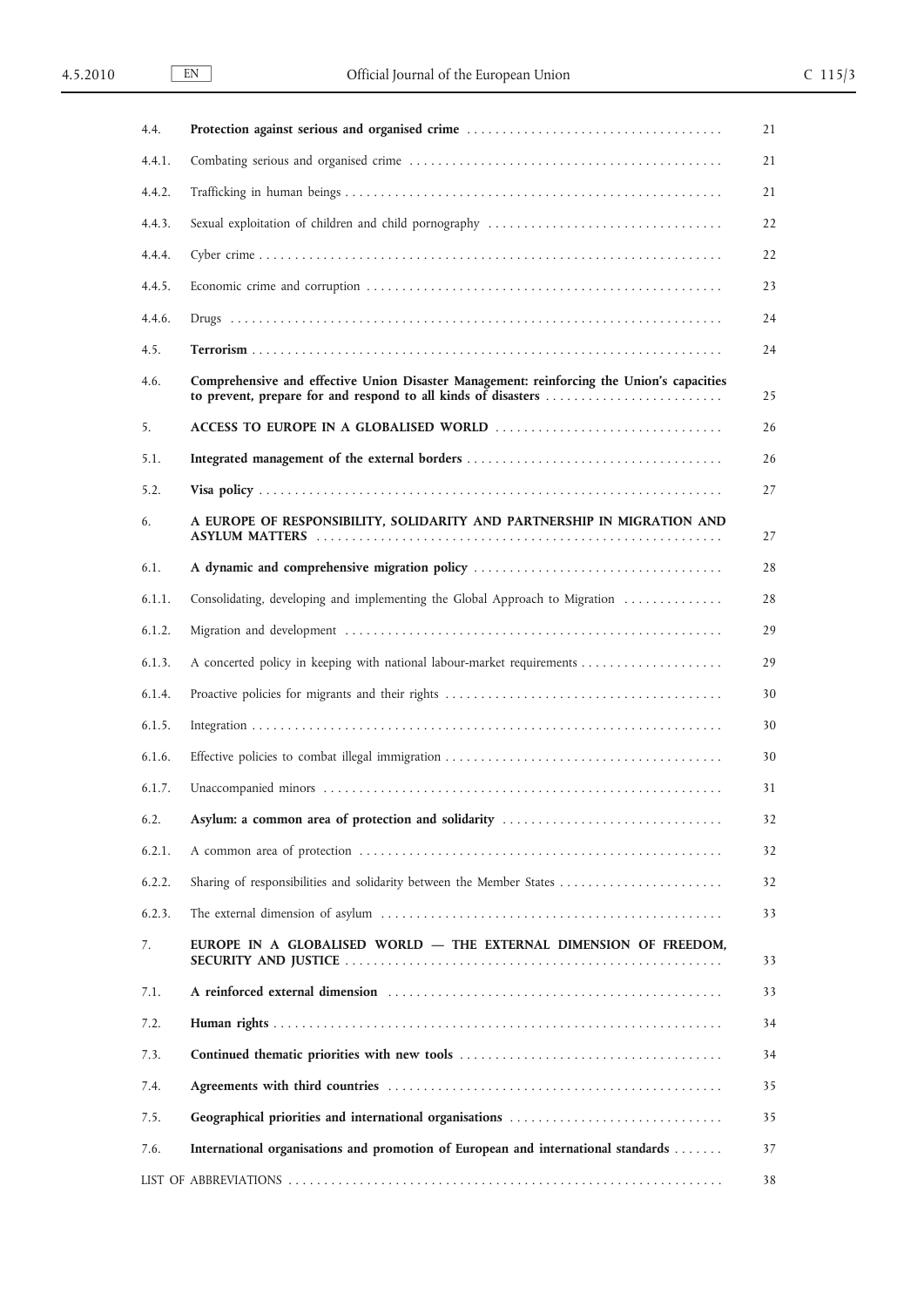| | | |
|---|---|---|
| 4.4. | **Protection against serious and organised crime** | 21 |
| 4.4.1. | Combating serious and organised crime | 21 |
| 4.4.2. | Trafficking in human beings | 21 |
| 4.4.3. | Sexual exploitation of children and child pornography | 22 |
| 4.4.4. | Cyber crime | 22 |
| 4.4.5. | Economic crime and corruption | 23 |
| 4.4.6. | Drugs | 24 |
| 4.5. | **Terrorism** | 24 |
| 4.6. | **Comprehensive and effective Union Disaster Management: reinforcing the Union's capacities to prevent, prepare for and respond to all kinds of disasters** | 25 |
| 5. | **ACCESS TO EUROPE IN A GLOBALISED WORLD** | 26 |
| 5.1. | **Integrated management of the external borders** | 26 |
| 5.2. | **Visa policy** | 27 |
| 6. | **A EUROPE OF RESPONSIBILITY, SOLIDARITY AND PARTNERSHIP IN MIGRATION AND ASYLUM MATTERS** | 27 |
| 6.1. | **A dynamic and comprehensive migration policy** | 28 |
| 6.1.1. | Consolidating, developing and implementing the Global Approach to Migration | 28 |
| 6.1.2. | Migration and development | 29 |
| 6.1.3. | A concerted policy in keeping with national labour-market requirements | 29 |
| 6.1.4. | Proactive policies for migrants and their rights | 30 |
| 6.1.5. | Integration | 30 |
| 6.1.6. | Effective policies to combat illegal immigration | 30 |
| 6.1.7. | Unaccompanied minors | 31 |
| 6.2. | **Asylum: a common area of protection and solidarity** | 32 |
| 6.2.1. | A common area of protection | 32 |
| 6.2.2. | Sharing of responsibilities and solidarity between the Member States | 32 |
| 6.2.3. | The external dimension of asylum | 33 |
| 7. | **EUROPE IN A GLOBALISED WORLD — THE EXTERNAL DIMENSION OF FREEDOM, SECURITY AND JUSTICE** | 33 |
| 7.1. | **A reinforced external dimension** | 33 |
| 7.2. | **Human rights** | 34 |
| 7.3. | **Continued thematic priorities with new tools** | 34 |
| 7.4. | **Agreements with third countries** | 35 |
| 7.5. | **Geographical priorities and international organisations** | 35 |
| 7.6. | **International organisations and promotion of European and international standards** | 37 |
| | LIST OF ABBREVIATIONS | 38 |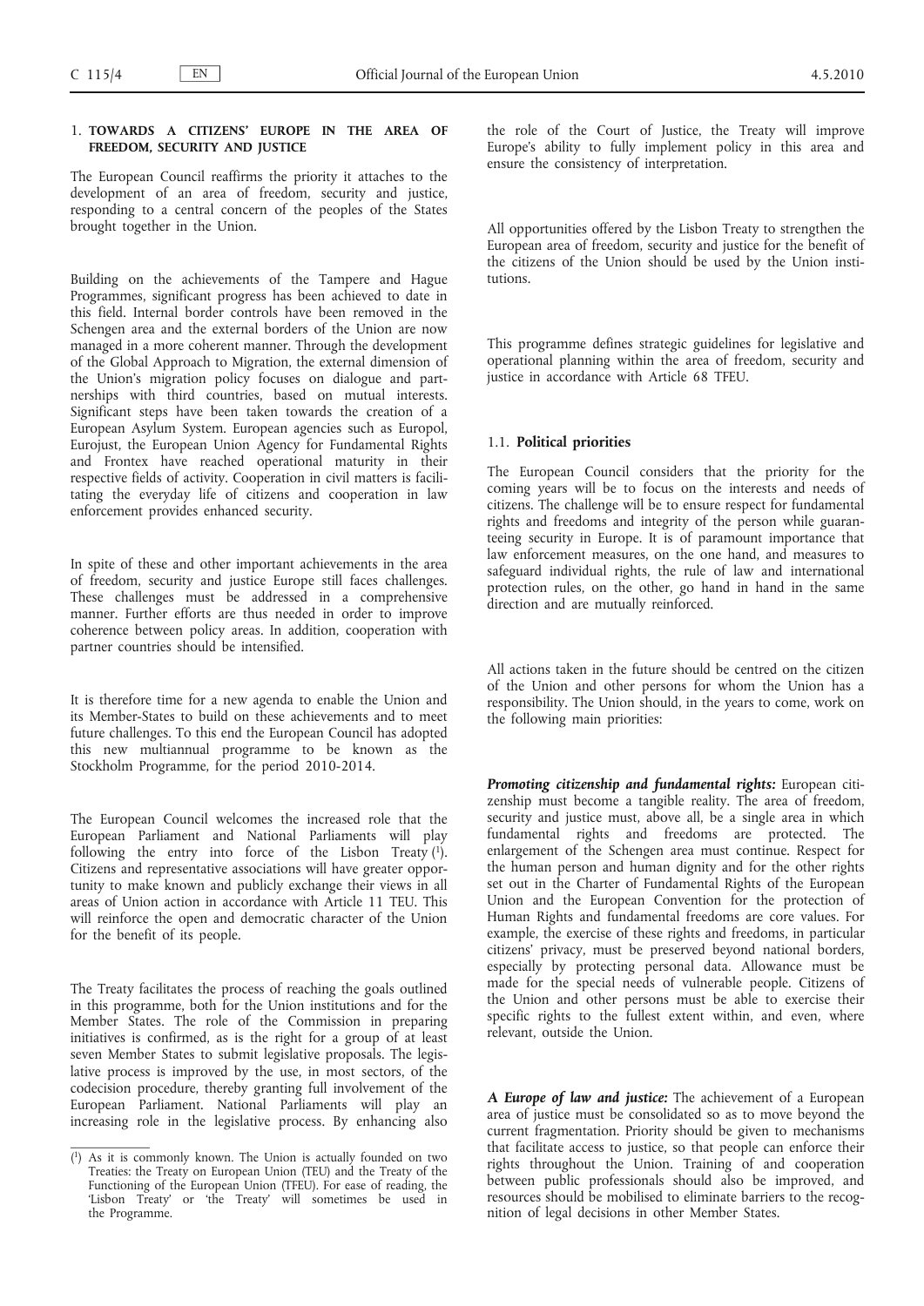## 1. **TOWARDS A CITIZENS' EUROPE IN THE AREA OF FREEDOM, SECURITY AND JUSTICE**

The European Council reaffirms the priority it attaches to the development of an area of freedom, security and justice, responding to a central concern of the peoples of the States brought together in the Union.

Building on the achievements of the Tampere and Hague Programmes, significant progress has been achieved to date in this field. Internal border controls have been removed in the Schengen area and the external borders of the Union are now managed in a more coherent manner. Through the development of the Global Approach to Migration, the external dimension of the Union's migration policy focuses on dialogue and partnerships with third countries, based on mutual interests. Significant steps have been taken towards the creation of a European Asylum System. European agencies such as Europol, Eurojust, the European Union Agency for Fundamental Rights and Frontex have reached operational maturity in their respective fields of activity. Cooperation in civil matters is facilitating the everyday life of citizens and cooperation in law enforcement provides enhanced security.

In spite of these and other important achievements in the area of freedom, security and justice Europe still faces challenges. These challenges must be addressed in a comprehensive manner. Further efforts are thus needed in order to improve coherence between policy areas. In addition, cooperation with partner countries should be intensified.

It is therefore time for a new agenda to enable the Union and its Member-States to build on these achievements and to meet future challenges. To this end the European Council has adopted this new multiannual programme to be known as the Stockholm Programme, for the period 2010-2014.

The European Council welcomes the increased role that the European Parliament and National Parliaments will play following the entry into force of the Lisbon Treaty [1]. Citizens and representative associations will have greater opportunity to make known and publicly exchange their views in all areas of Union action in accordance with Article 11 TEU. This will reinforce the open and democratic character of the Union for the benefit of its people.

The Treaty facilitates the process of reaching the goals outlined in this programme, both for the Union institutions and for the Member States. The role of the Commission in preparing initiatives is confirmed, as is the right for a group of at least seven Member States to submit legislative proposals. The legislative process is improved by the use, in most sectors, of the codecision procedure, thereby granting full involvement of the European Parliament. National Parliaments will play an increasing role in the legislative process. By enhancing also the role of the Court of Justice, the Treaty will improve Europe's ability to fully implement policy in this area and ensure the consistency of interpretation.

All opportunities offered by the Lisbon Treaty to strengthen the European area of freedom, security and justice for the benefit of the citizens of the Union should be used by the Union institutions.

This programme defines strategic guidelines for legislative and operational planning within the area of freedom, security and justice in accordance with Article 68 TFEU.

### 1.1. **Political priorities**

The European Council considers that the priority for the coming years will be to focus on the interests and needs of citizens. The challenge will be to ensure respect for fundamental rights and freedoms and integrity of the person while guaranteeing security in Europe. It is of paramount importance that law enforcement measures, on the one hand, and measures to safeguard individual rights, the rule of law and international protection rules, on the other, go hand in hand in the same direction and are mutually reinforced.

All actions taken in the future should be centred on the citizen of the Union and other persons for whom the Union has a responsibility. The Union should, in the years to come, work on the following main priorities:

***Promoting citizenship and fundamental rights:*** European citizenship must become a tangible reality. The area of freedom, security and justice must, above all, be a single area in which fundamental rights and freedoms are protected. The enlargement of the Schengen area must continue. Respect for the human person and human dignity and for the other rights set out in the Charter of Fundamental Rights of the European Union and the European Convention for the protection of Human Rights and fundamental freedoms are core values. For example, the exercise of these rights and freedoms, in particular citizens' privacy, must be preserved beyond national borders, especially by protecting personal data. Allowance must be made for the special needs of vulnerable people. Citizens of the Union and other persons must be able to exercise their specific rights to the fullest extent within, and even, where relevant, outside the Union.

***A Europe of law and justice:*** The achievement of a European area of justice must be consolidated so as to move beyond the current fragmentation. Priority should be given to mechanisms that facilitate access to justice, so that people can enforce their rights throughout the Union. Training of and cooperation between public professionals should also be improved, and resources should be mobilised to eliminate barriers to the recognition of legal decisions in other Member States.

---

[1] As it is commonly known. The Union is actually founded on two Treaties: the Treaty on European Union (TEU) and the Treaty of the Functioning of the European Union (TFEU). For ease of reading, the 'Lisbon Treaty' or 'the Treaty' will sometimes be used in the Programme.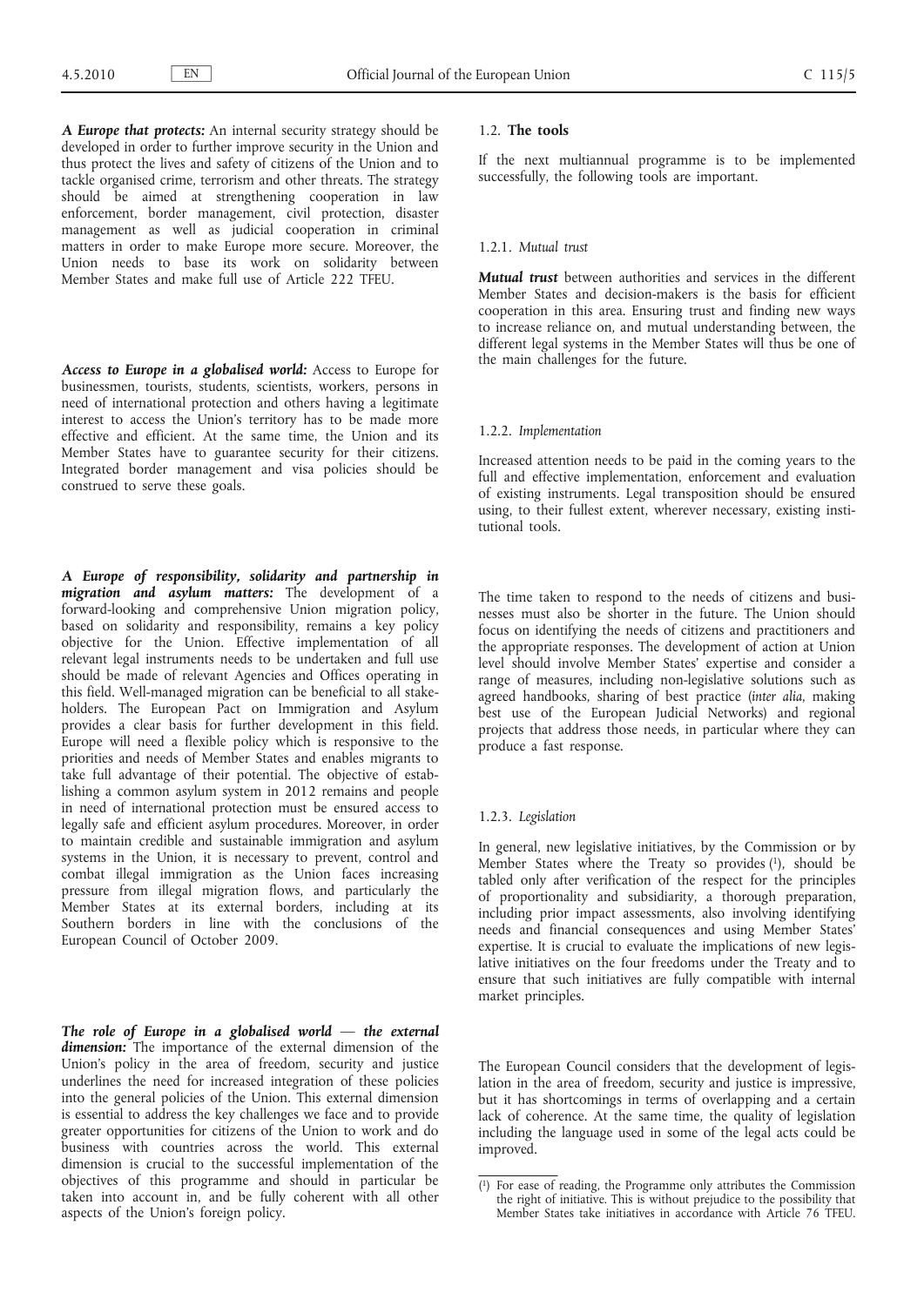***A Europe that protects:*** An internal security strategy should be developed in order to further improve security in the Union and thus protect the lives and safety of citizens of the Union and to tackle organised crime, terrorism and other threats. The strategy should be aimed at strengthening cooperation in law enforcement, border management, civil protection, disaster management as well as judicial cooperation in criminal matters in order to make Europe more secure. Moreover, the Union needs to base its work on solidarity between Member States and make full use of Article 222 TFEU.

***Access to Europe in a globalised world:*** Access to Europe for businessmen, tourists, students, scientists, workers, persons in need of international protection and others having a legitimate interest to access the Union's territory has to be made more effective and efficient. At the same time, the Union and its Member States have to guarantee security for their citizens. Integrated border management and visa policies should be construed to serve these goals.

***A Europe of responsibility, solidarity and partnership in migration and asylum matters:*** The development of a forward-looking and comprehensive Union migration policy, based on solidarity and responsibility, remains a key policy objective for the Union. Effective implementation of all relevant legal instruments needs to be undertaken and full use should be made of relevant Agencies and Offices operating in this field. Well-managed migration can be beneficial to all stakeholders. The European Pact on Immigration and Asylum provides a clear basis for further development in this field. Europe will need a flexible policy which is responsive to the priorities and needs of Member States and enables migrants to take full advantage of their potential. The objective of establishing a common asylum system in 2012 remains and people in need of international protection must be ensured access to legally safe and efficient asylum procedures. Moreover, in order to maintain credible and sustainable immigration and asylum systems in the Union, it is necessary to prevent, control and combat illegal immigration as the Union faces increasing pressure from illegal migration flows, and particularly the Member States at its external borders, including at its Southern borders in line with the conclusions of the European Council of October 2009.

***The role of Europe in a globalised world — the external dimension:*** The importance of the external dimension of the Union's policy in the area of freedom, security and justice underlines the need for increased integration of these policies into the general policies of the Union. This external dimension is essential to address the key challenges we face and to provide greater opportunities for citizens of the Union to work and do business with countries across the world. This external dimension is crucial to the successful implementation of the objectives of this programme and should in particular be taken into account in, and be fully coherent with all other aspects of the Union's foreign policy.

### 1.2. **The tools**

If the next multiannual programme is to be implemented successfully, the following tools are important.

#### 1.2.1. *Mutual trust*

***Mutual trust*** between authorities and services in the different Member States and decision-makers is the basis for efficient cooperation in this area. Ensuring trust and finding new ways to increase reliance on, and mutual understanding between, the different legal systems in the Member States will thus be one of the main challenges for the future.

#### 1.2.2. *Implementation*

Increased attention needs to be paid in the coming years to the full and effective implementation, enforcement and evaluation of existing instruments. Legal transposition should be ensured using, to their fullest extent, wherever necessary, existing institutional tools.

The time taken to respond to the needs of citizens and businesses must also be shorter in the future. The Union should focus on identifying the needs of citizens and practitioners and the appropriate responses. The development of action at Union level should involve Member States' expertise and consider a range of measures, including non-legislative solutions such as agreed handbooks, sharing of best practice (*inter alia*, making best use of the European Judicial Networks) and regional projects that address those needs, in particular where they can produce a fast response.

#### 1.2.3. *Legislation*

In general, new legislative initiatives, by the Commission or by Member States where the Treaty so provides [1], should be tabled only after verification of the respect for the principles of proportionality and subsidiarity, a thorough preparation, including prior impact assessments, also involving identifying needs and financial consequences and using Member States' expertise. It is crucial to evaluate the implications of new legislative initiatives on the four freedoms under the Treaty and to ensure that such initiatives are fully compatible with internal market principles.

The European Council considers that the development of legislation in the area of freedom, security and justice is impressive, but it has shortcomings in terms of overlapping and a certain lack of coherence. At the same time, the quality of legislation including the language used in some of the legal acts could be improved.

---

[1] For ease of reading, the Programme only attributes the Commission the right of initiative. This is without prejudice to the possibility that Member States take initiatives in accordance with Article 76 TFEU.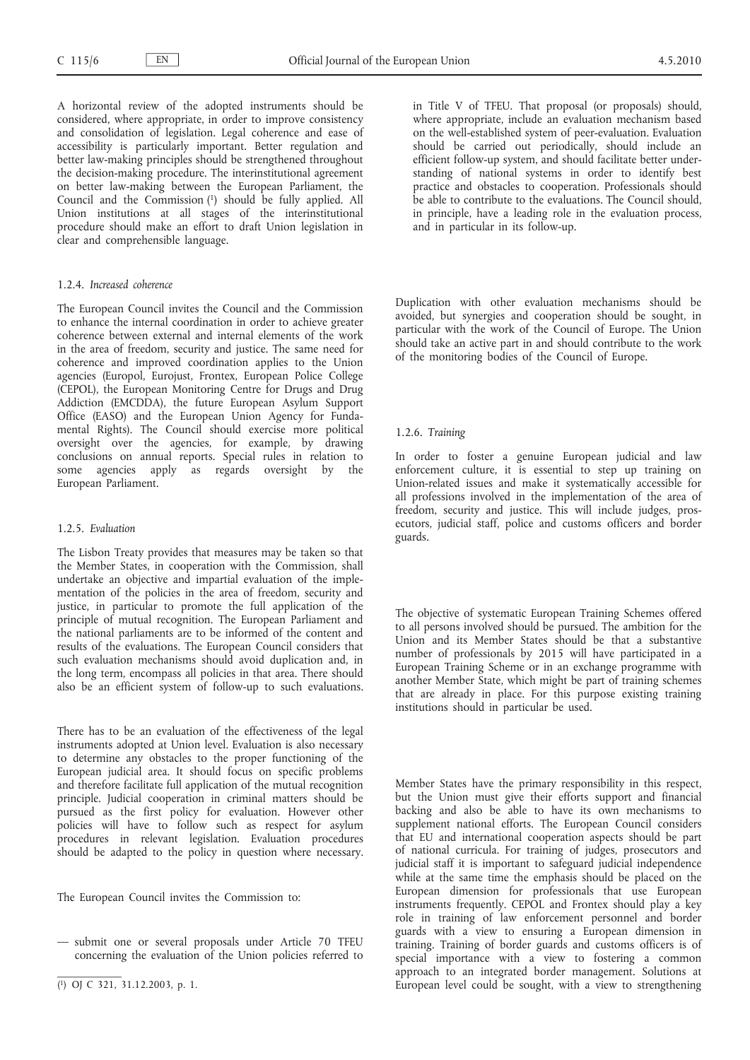A horizontal review of the adopted instruments should be considered, where appropriate, in order to improve consistency and consolidation of legislation. Legal coherence and ease of accessibility is particularly important. Better regulation and better law-making principles should be strengthened throughout the decision-making procedure. The interinstitutional agreement on better law-making between the European Parliament, the Council and the Commission [1] should be fully applied. All Union institutions at all stages of the interinstitutional procedure should make an effort to draft Union legislation in clear and comprehensible language.

### 1.2.4. *Increased coherence*

The European Council invites the Council and the Commission to enhance the internal coordination in order to achieve greater coherence between external and internal elements of the work in the area of freedom, security and justice. The same need for coherence and improved coordination applies to the Union agencies (Europol, Eurojust, Frontex, European Police College (CEPOL), the European Monitoring Centre for Drugs and Drug Addiction (EMCDDA), the future European Asylum Support Office (EASO) and the European Union Agency for Fundamental Rights). The Council should exercise more political oversight over the agencies, for example, by drawing conclusions on annual reports. Special rules in relation to some agencies apply as regards oversight by the European Parliament.

### 1.2.5. *Evaluation*

The Lisbon Treaty provides that measures may be taken so that the Member States, in cooperation with the Commission, shall undertake an objective and impartial evaluation of the implementation of the policies in the area of freedom, security and justice, in particular to promote the full application of the principle of mutual recognition. The European Parliament and the national parliaments are to be informed of the content and results of the evaluations. The European Council considers that such evaluation mechanisms should avoid duplication and, in the long term, encompass all policies in that area. There should also be an efficient system of follow-up to such evaluations.

There has to be an evaluation of the effectiveness of the legal instruments adopted at Union level. Evaluation is also necessary to determine any obstacles to the proper functioning of the European judicial area. It should focus on specific problems and therefore facilitate full application of the mutual recognition principle. Judicial cooperation in criminal matters should be pursued as the first policy for evaluation. However other policies will have to follow such as respect for asylum procedures in relevant legislation. Evaluation procedures should be adapted to the policy in question where necessary.

The European Council invites the Commission to:

— submit one or several proposals under Article 70 TFEU concerning the evaluation of the Union policies referred to in Title V of TFEU. That proposal (or proposals) should, where appropriate, include an evaluation mechanism based on the well-established system of peer-evaluation. Evaluation should be carried out periodically, should include an efficient follow-up system, and should facilitate better understanding of national systems in order to identify best practice and obstacles to cooperation. Professionals should be able to contribute to the evaluations. The Council should, in principle, have a leading role in the evaluation process, and in particular in its follow-up.

Duplication with other evaluation mechanisms should be avoided, but synergies and cooperation should be sought, in particular with the work of the Council of Europe. The Union should take an active part in and should contribute to the work of the monitoring bodies of the Council of Europe.

### 1.2.6. *Training*

In order to foster a genuine European judicial and law enforcement culture, it is essential to step up training on Union-related issues and make it systematically accessible for all professions involved in the implementation of the area of freedom, security and justice. This will include judges, prosecutors, judicial staff, police and customs officers and border guards.

The objective of systematic European Training Schemes offered to all persons involved should be pursued. The ambition for the Union and its Member States should be that a substantive number of professionals by 2015 will have participated in a European Training Scheme or in an exchange programme with another Member State, which might be part of training schemes that are already in place. For this purpose existing training institutions should in particular be used.

Member States have the primary responsibility in this respect, but the Union must give their efforts support and financial backing and also be able to have its own mechanisms to supplement national efforts. The European Council considers that EU and international cooperation aspects should be part of national curricula. For training of judges, prosecutors and judicial staff it is important to safeguard judicial independence while at the same time the emphasis should be placed on the European dimension for professionals that use European instruments frequently. CEPOL and Frontex should play a key role in training of law enforcement personnel and border guards with a view to ensuring a European dimension in training. Training of border guards and customs officers is of special importance with a view to fostering a common approach to an integrated border management. Solutions at European level could be sought, with a view to strengthening

[1] OJ C 321, 31.12.2003, p. 1.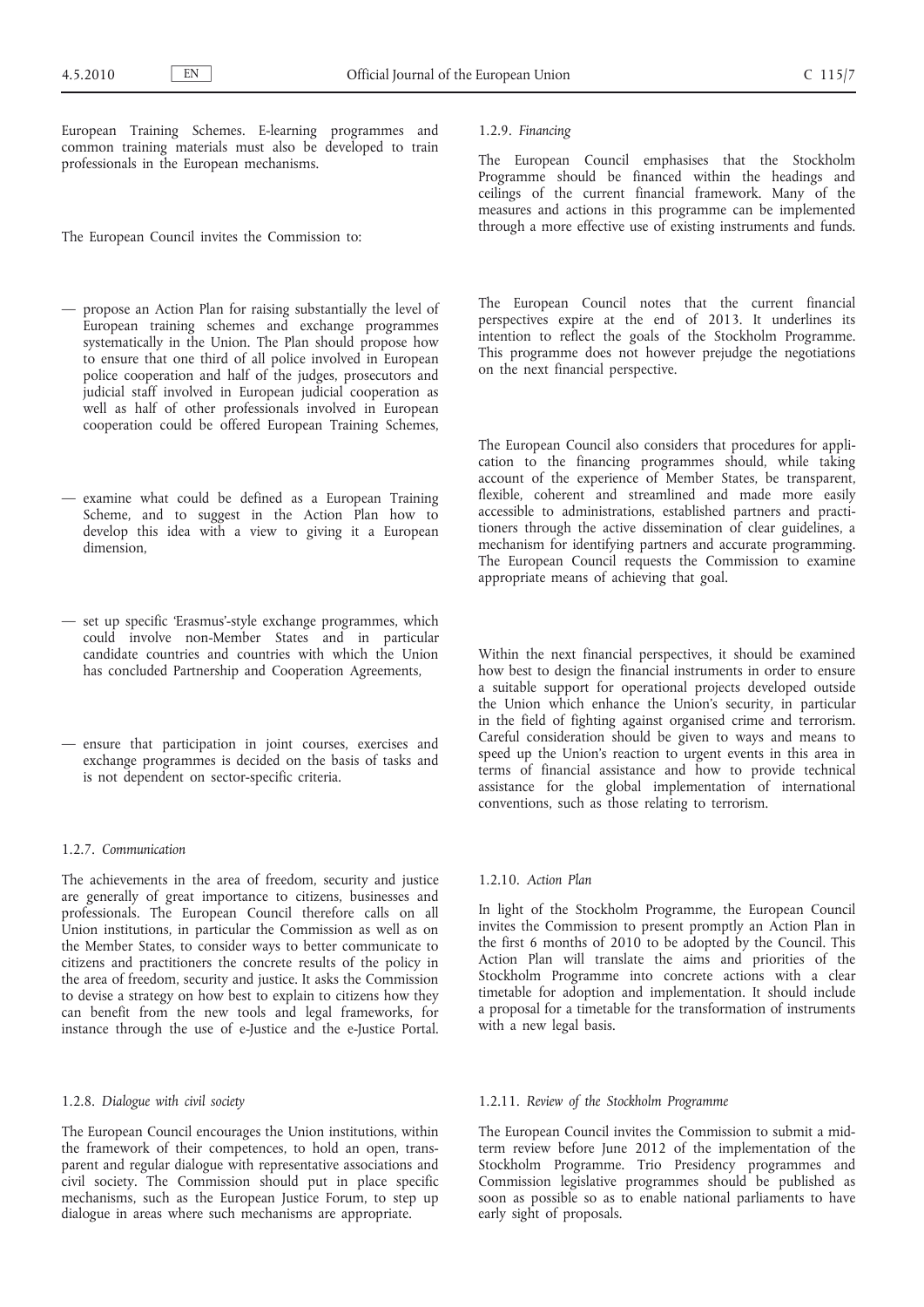European Training Schemes. E-learning programmes and common training materials must also be developed to train professionals in the European mechanisms.

The European Council invites the Commission to:

- propose an Action Plan for raising substantially the level of European training schemes and exchange programmes systematically in the Union. The Plan should propose how to ensure that one third of all police involved in European police cooperation and half of the judges, prosecutors and judicial staff involved in European judicial cooperation as well as half of other professionals involved in European cooperation could be offered European Training Schemes,
- examine what could be defined as a European Training Scheme, and to suggest in the Action Plan how to develop this idea with a view to giving it a European dimension,
- set up specific 'Erasmus'-style exchange programmes, which could involve non-Member States and in particular candidate countries and countries with which the Union has concluded Partnership and Cooperation Agreements,
- ensure that participation in joint courses, exercises and exchange programmes is decided on the basis of tasks and is not dependent on sector-specific criteria.

### 1.2.7. *Communication*

The achievements in the area of freedom, security and justice are generally of great importance to citizens, businesses and professionals. The European Council therefore calls on all Union institutions, in particular the Commission as well as on the Member States, to consider ways to better communicate to citizens and practitioners the concrete results of the policy in the area of freedom, security and justice. It asks the Commission to devise a strategy on how best to explain to citizens how they can benefit from the new tools and legal frameworks, for instance through the use of e-Justice and the e-Justice Portal.

### 1.2.8. *Dialogue with civil society*

The European Council encourages the Union institutions, within the framework of their competences, to hold an open, transparent and regular dialogue with representative associations and civil society. The Commission should put in place specific mechanisms, such as the European Justice Forum, to step up dialogue in areas where such mechanisms are appropriate.

### 1.2.9. *Financing*

The European Council emphasises that the Stockholm Programme should be financed within the headings and ceilings of the current financial framework. Many of the measures and actions in this programme can be implemented through a more effective use of existing instruments and funds.

The European Council notes that the current financial perspectives expire at the end of 2013. It underlines its intention to reflect the goals of the Stockholm Programme. This programme does not however prejudge the negotiations on the next financial perspective.

The European Council also considers that procedures for application to the financing programmes should, while taking account of the experience of Member States, be transparent, flexible, coherent and streamlined and made more easily accessible to administrations, established partners and practitioners through the active dissemination of clear guidelines, a mechanism for identifying partners and accurate programming. The European Council requests the Commission to examine appropriate means of achieving that goal.

Within the next financial perspectives, it should be examined how best to design the financial instruments in order to ensure a suitable support for operational projects developed outside the Union which enhance the Union's security, in particular in the field of fighting against organised crime and terrorism. Careful consideration should be given to ways and means to speed up the Union's reaction to urgent events in this area in terms of financial assistance and how to provide technical assistance for the global implementation of international conventions, such as those relating to terrorism.

### 1.2.10. *Action Plan*

In light of the Stockholm Programme, the European Council invites the Commission to present promptly an Action Plan in the first 6 months of 2010 to be adopted by the Council. This Action Plan will translate the aims and priorities of the Stockholm Programme into concrete actions with a clear timetable for adoption and implementation. It should include a proposal for a timetable for the transformation of instruments with a new legal basis.

### 1.2.11. *Review of the Stockholm Programme*

The European Council invites the Commission to submit a mid-term review before June 2012 of the implementation of the Stockholm Programme. Trio Presidency programmes and Commission legislative programmes should be published as soon as possible so as to enable national parliaments to have early sight of proposals.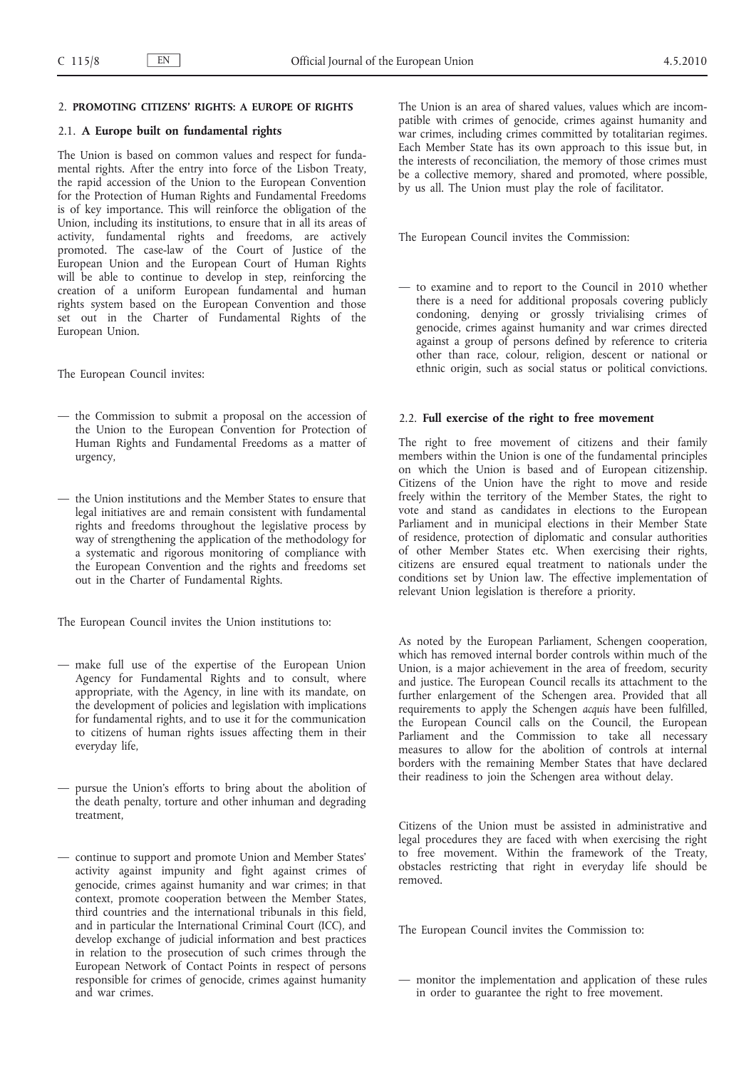## 2. **PROMOTING CITIZENS' RIGHTS: A EUROPE OF RIGHTS**

### 2.1. **A Europe built on fundamental rights**

The Union is based on common values and respect for fundamental rights. After the entry into force of the Lisbon Treaty, the rapid accession of the Union to the European Convention for the Protection of Human Rights and Fundamental Freedoms is of key importance. This will reinforce the obligation of the Union, including its institutions, to ensure that in all its areas of activity, fundamental rights and freedoms, are actively promoted. The case-law of the Court of Justice of the European Union and the European Court of Human Rights will be able to continue to develop in step, reinforcing the creation of a uniform European fundamental and human rights system based on the European Convention and those set out in the Charter of Fundamental Rights of the European Union.

The European Council invites:

— the Commission to submit a proposal on the accession of the Union to the European Convention for Protection of Human Rights and Fundamental Freedoms as a matter of urgency,

— the Union institutions and the Member States to ensure that legal initiatives are and remain consistent with fundamental rights and freedoms throughout the legislative process by way of strengthening the application of the methodology for a systematic and rigorous monitoring of compliance with the European Convention and the rights and freedoms set out in the Charter of Fundamental Rights.

The European Council invites the Union institutions to:

— make full use of the expertise of the European Union Agency for Fundamental Rights and to consult, where appropriate, with the Agency, in line with its mandate, on the development of policies and legislation with implications for fundamental rights, and to use it for the communication to citizens of human rights issues affecting them in their everyday life,

— pursue the Union's efforts to bring about the abolition of the death penalty, torture and other inhuman and degrading treatment,

— continue to support and promote Union and Member States' activity against impunity and fight against crimes of genocide, crimes against humanity and war crimes; in that context, promote cooperation between the Member States, third countries and the international tribunals in this field, and in particular the International Criminal Court (ICC), and develop exchange of judicial information and best practices in relation to the prosecution of such crimes through the European Network of Contact Points in respect of persons responsible for crimes of genocide, crimes against humanity and war crimes.

The Union is an area of shared values, values which are incompatible with crimes of genocide, crimes against humanity and war crimes, including crimes committed by totalitarian regimes. Each Member State has its own approach to this issue but, in the interests of reconciliation, the memory of those crimes must be a collective memory, shared and promoted, where possible, by us all. The Union must play the role of facilitator.

The European Council invites the Commission:

— to examine and to report to the Council in 2010 whether there is a need for additional proposals covering publicly condoning, denying or grossly trivialising crimes of genocide, crimes against humanity and war crimes directed against a group of persons defined by reference to criteria other than race, colour, religion, descent or national or ethnic origin, such as social status or political convictions.

### 2.2. **Full exercise of the right to free movement**

The right to free movement of citizens and their family members within the Union is one of the fundamental principles on which the Union is based and of European citizenship. Citizens of the Union have the right to move and reside freely within the territory of the Member States, the right to vote and stand as candidates in elections to the European Parliament and in municipal elections in their Member State of residence, protection of diplomatic and consular authorities of other Member States etc. When exercising their rights, citizens are ensured equal treatment to nationals under the conditions set by Union law. The effective implementation of relevant Union legislation is therefore a priority.

As noted by the European Parliament, Schengen cooperation, which has removed internal border controls within much of the Union, is a major achievement in the area of freedom, security and justice. The European Council recalls its attachment to the further enlargement of the Schengen area. Provided that all requirements to apply the Schengen *acquis* have been fulfilled, the European Council calls on the Council, the European Parliament and the Commission to take all necessary measures to allow for the abolition of controls at internal borders with the remaining Member States that have declared their readiness to join the Schengen area without delay.

Citizens of the Union must be assisted in administrative and legal procedures they are faced with when exercising the right to free movement. Within the framework of the Treaty, obstacles restricting that right in everyday life should be removed.

The European Council invites the Commission to:

— monitor the implementation and application of these rules in order to guarantee the right to free movement.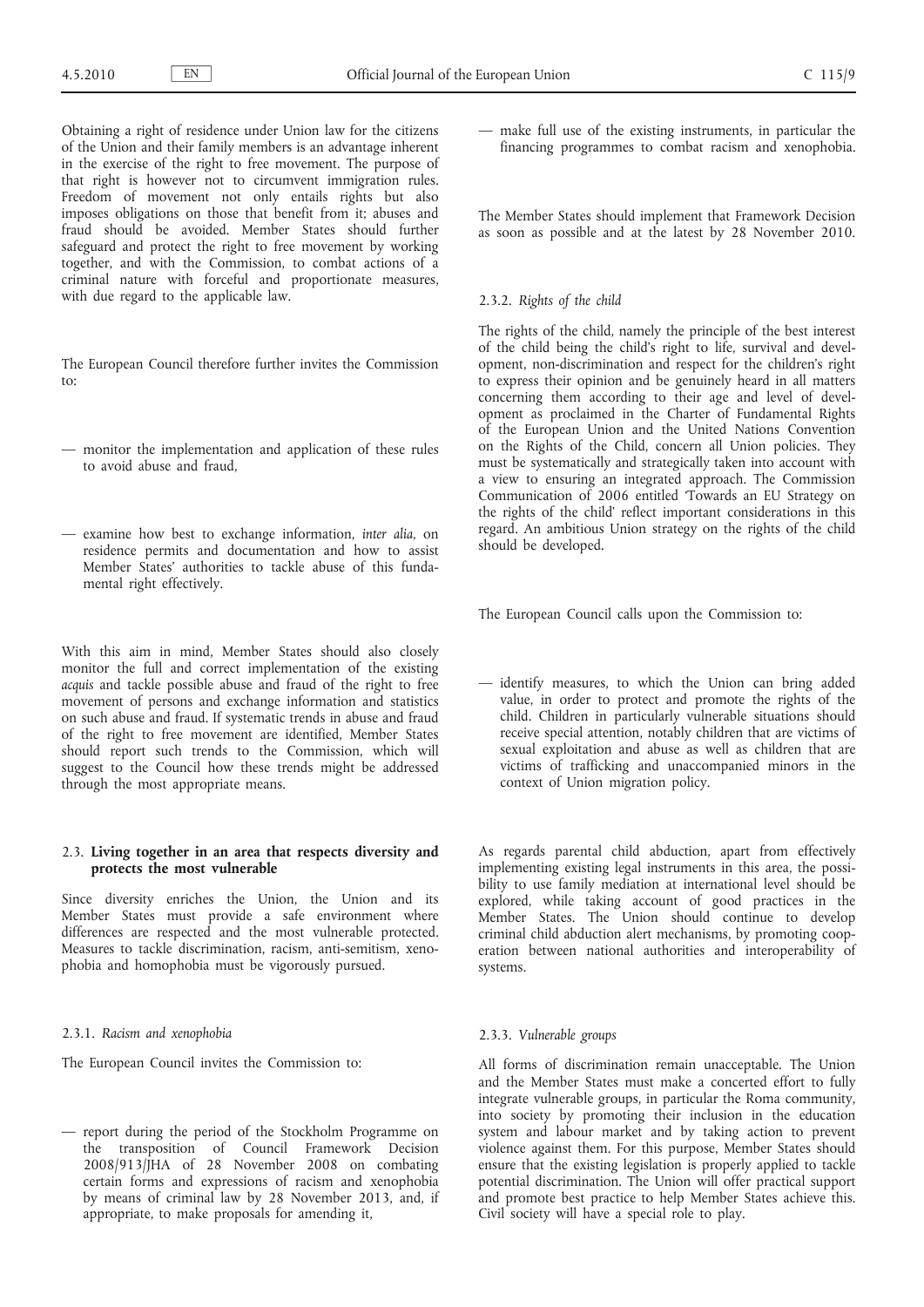Obtaining a right of residence under Union law for the citizens of the Union and their family members is an advantage inherent in the exercise of the right to free movement. The purpose of that right is however not to circumvent immigration rules. Freedom of movement not only entails rights but also imposes obligations on those that benefit from it; abuses and fraud should be avoided. Member States should further safeguard and protect the right to free movement by working together, and with the Commission, to combat actions of a criminal nature with forceful and proportionate measures, with due regard to the applicable law.

The European Council therefore further invites the Commission to:

— monitor the implementation and application of these rules to avoid abuse and fraud,

— examine how best to exchange information, *inter alia*, on residence permits and documentation and how to assist Member States' authorities to tackle abuse of this fundamental right effectively.

With this aim in mind, Member States should also closely monitor the full and correct implementation of the existing *acquis* and tackle possible abuse and fraud of the right to free movement of persons and exchange information and statistics on such abuse and fraud. If systematic trends in abuse and fraud of the right to free movement are identified, Member States should report such trends to the Commission, which will suggest to the Council how these trends might be addressed through the most appropriate means.

### 2.3. **Living together in an area that respects diversity and protects the most vulnerable**

Since diversity enriches the Union, the Union and its Member States must provide a safe environment where differences are respected and the most vulnerable protected. Measures to tackle discrimination, racism, anti-semitism, xenophobia and homophobia must be vigorously pursued.

#### 2.3.1. *Racism and xenophobia*

The European Council invites the Commission to:

— report during the period of the Stockholm Programme on the transposition of Council Framework Decision 2008/913/JHA of 28 November 2008 on combating certain forms and expressions of racism and xenophobia by means of criminal law by 28 November 2013, and, if appropriate, to make proposals for amending it,

— make full use of the existing instruments, in particular the financing programmes to combat racism and xenophobia.

The Member States should implement that Framework Decision as soon as possible and at the latest by 28 November 2010.

#### 2.3.2. *Rights of the child*

The rights of the child, namely the principle of the best interest of the child being the child's right to life, survival and development, non-discrimination and respect for the children's right to express their opinion and be genuinely heard in all matters concerning them according to their age and level of development as proclaimed in the Charter of Fundamental Rights of the European Union and the United Nations Convention on the Rights of the Child, concern all Union policies. They must be systematically and strategically taken into account with a view to ensuring an integrated approach. The Commission Communication of 2006 entitled 'Towards an EU Strategy on the rights of the child' reflect important considerations in this regard. An ambitious Union strategy on the rights of the child should be developed.

The European Council calls upon the Commission to:

— identify measures, to which the Union can bring added value, in order to protect and promote the rights of the child. Children in particularly vulnerable situations should receive special attention, notably children that are victims of sexual exploitation and abuse as well as children that are victims of trafficking and unaccompanied minors in the context of Union migration policy.

As regards parental child abduction, apart from effectively implementing existing legal instruments in this area, the possibility to use family mediation at international level should be explored, while taking account of good practices in the Member States. The Union should continue to develop criminal child abduction alert mechanisms, by promoting cooperation between national authorities and interoperability of systems.

#### 2.3.3. *Vulnerable groups*

All forms of discrimination remain unacceptable. The Union and the Member States must make a concerted effort to fully integrate vulnerable groups, in particular the Roma community, into society by promoting their inclusion in the education system and labour market and by taking action to prevent violence against them. For this purpose, Member States should ensure that the existing legislation is properly applied to tackle potential discrimination. The Union will offer practical support and promote best practice to help Member States achieve this. Civil society will have a special role to play.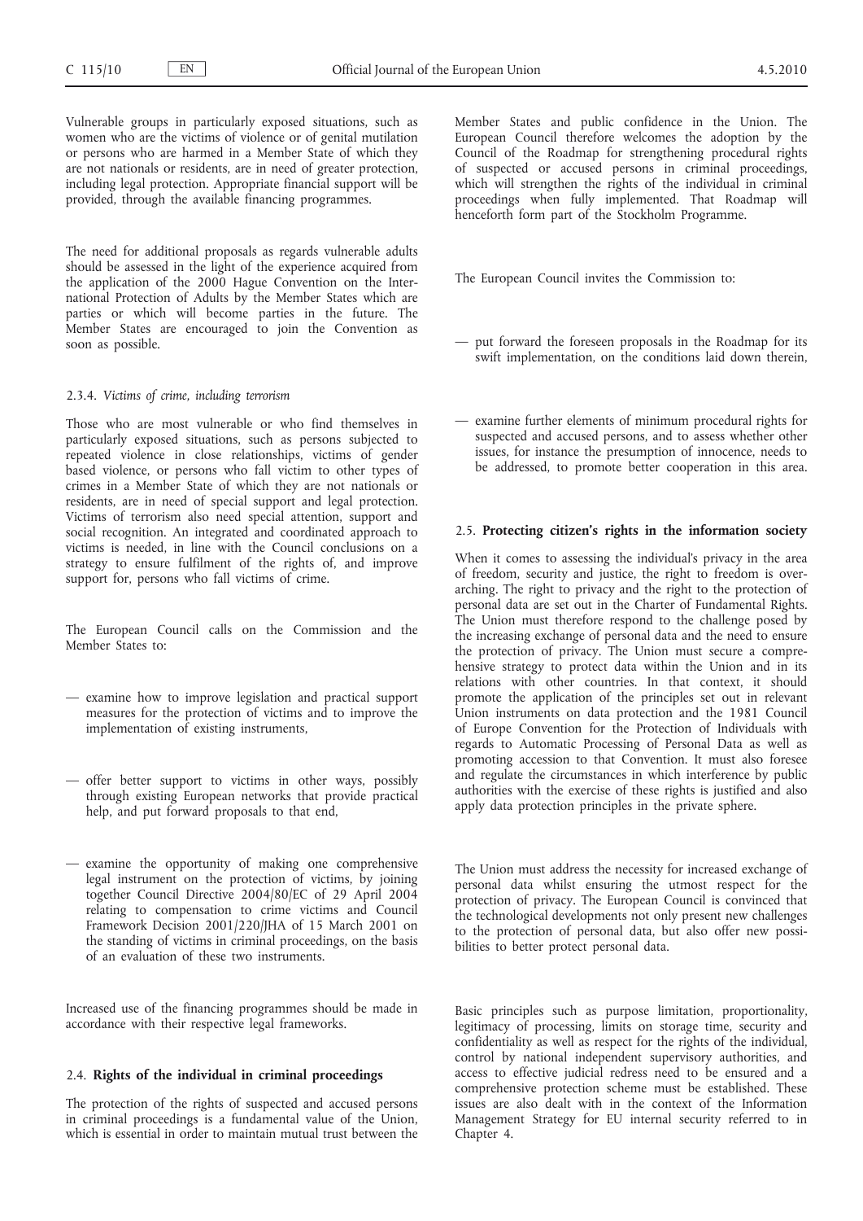Vulnerable groups in particularly exposed situations, such as women who are the victims of violence or of genital mutilation or persons who are harmed in a Member State of which they are not nationals or residents, are in need of greater protection, including legal protection. Appropriate financial support will be provided, through the available financing programmes.

The need for additional proposals as regards vulnerable adults should be assessed in the light of the experience acquired from the application of the 2000 Hague Convention on the International Protection of Adults by the Member States which are parties or which will become parties in the future. The Member States are encouraged to join the Convention as soon as possible.

#### 2.3.4. *Victims of crime, including terrorism*

Those who are most vulnerable or who find themselves in particularly exposed situations, such as persons subjected to repeated violence in close relationships, victims of gender based violence, or persons who fall victim to other types of crimes in a Member State of which they are not nationals or residents, are in need of special support and legal protection. Victims of terrorism also need special attention, support and social recognition. An integrated and coordinated approach to victims is needed, in line with the Council conclusions on a strategy to ensure fulfilment of the rights of, and improve support for, persons who fall victims of crime.

The European Council calls on the Commission and the Member States to:

- examine how to improve legislation and practical support measures for the protection of victims and to improve the implementation of existing instruments,
- offer better support to victims in other ways, possibly through existing European networks that provide practical help, and put forward proposals to that end,
- examine the opportunity of making one comprehensive legal instrument on the protection of victims, by joining together Council Directive 2004/80/EC of 29 April 2004 relating to compensation to crime victims and Council Framework Decision 2001/220/JHA of 15 March 2001 on the standing of victims in criminal proceedings, on the basis of an evaluation of these two instruments.

Increased use of the financing programmes should be made in accordance with their respective legal frameworks.

### 2.4. **Rights of the individual in criminal proceedings**

The protection of the rights of suspected and accused persons in criminal proceedings is a fundamental value of the Union, which is essential in order to maintain mutual trust between the Member States and public confidence in the Union. The European Council therefore welcomes the adoption by the Council of the Roadmap for strengthening procedural rights of suspected or accused persons in criminal proceedings, which will strengthen the rights of the individual in criminal proceedings when fully implemented. That Roadmap will henceforth form part of the Stockholm Programme.

The European Council invites the Commission to:

- put forward the foreseen proposals in the Roadmap for its swift implementation, on the conditions laid down therein,
- examine further elements of minimum procedural rights for suspected and accused persons, and to assess whether other issues, for instance the presumption of innocence, needs to be addressed, to promote better cooperation in this area.

### 2.5. **Protecting citizen's rights in the information society**

When it comes to assessing the individual's privacy in the area of freedom, security and justice, the right to freedom is overarching. The right to privacy and the right to the protection of personal data are set out in the Charter of Fundamental Rights. The Union must therefore respond to the challenge posed by the increasing exchange of personal data and the need to ensure the protection of privacy. The Union must secure a comprehensive strategy to protect data within the Union and in its relations with other countries. In that context, it should promote the application of the principles set out in relevant Union instruments on data protection and the 1981 Council of Europe Convention for the Protection of Individuals with regards to Automatic Processing of Personal Data as well as promoting accession to that Convention. It must also foresee and regulate the circumstances in which interference by public authorities with the exercise of these rights is justified and also apply data protection principles in the private sphere.

The Union must address the necessity for increased exchange of personal data whilst ensuring the utmost respect for the protection of privacy. The European Council is convinced that the technological developments not only present new challenges to the protection of personal data, but also offer new possibilities to better protect personal data.

Basic principles such as purpose limitation, proportionality, legitimacy of processing, limits on storage time, security and confidentiality as well as respect for the rights of the individual, control by national independent supervisory authorities, and access to effective judicial redress need to be ensured and a comprehensive protection scheme must be established. These issues are also dealt with in the context of the Information Management Strategy for EU internal security referred to in Chapter 4.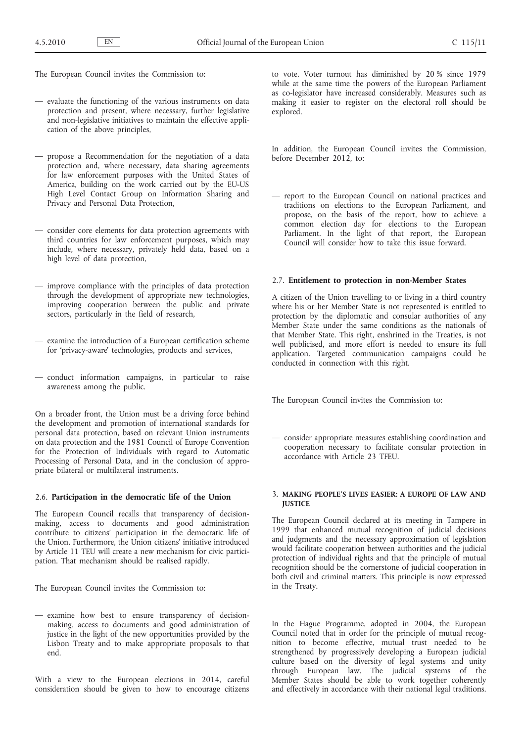The European Council invites the Commission to:

- evaluate the functioning of the various instruments on data protection and present, where necessary, further legislative and non-legislative initiatives to maintain the effective application of the above principles,
- propose a Recommendation for the negotiation of a data protection and, where necessary, data sharing agreements for law enforcement purposes with the United States of America, building on the work carried out by the EU-US High Level Contact Group on Information Sharing and Privacy and Personal Data Protection,
- consider core elements for data protection agreements with third countries for law enforcement purposes, which may include, where necessary, privately held data, based on a high level of data protection,
- improve compliance with the principles of data protection through the development of appropriate new technologies, improving cooperation between the public and private sectors, particularly in the field of research,
- examine the introduction of a European certification scheme for 'privacy-aware' technologies, products and services,
- conduct information campaigns, in particular to raise awareness among the public.

On a broader front, the Union must be a driving force behind the development and promotion of international standards for personal data protection, based on relevant Union instruments on data protection and the 1981 Council of Europe Convention for the Protection of Individuals with regard to Automatic Processing of Personal Data, and in the conclusion of appropriate bilateral or multilateral instruments.

### 2.6. **Participation in the democratic life of the Union**

The European Council recalls that transparency of decision-making, access to documents and good administration contribute to citizens' participation in the democratic life of the Union. Furthermore, the Union citizens' initiative introduced by Article 11 TEU will create a new mechanism for civic participation. That mechanism should be realised rapidly.

The European Council invites the Commission to:

- examine how best to ensure transparency of decision-making, access to documents and good administration of justice in the light of the new opportunities provided by the Lisbon Treaty and to make appropriate proposals to that end.

With a view to the European elections in 2014, careful consideration should be given to how to encourage citizens to vote. Voter turnout has diminished by 20 % since 1979 while at the same time the powers of the European Parliament as co-legislator have increased considerably. Measures such as making it easier to register on the electoral roll should be explored.

In addition, the European Council invites the Commission, before December 2012, to:

- report to the European Council on national practices and traditions on elections to the European Parliament, and propose, on the basis of the report, how to achieve a common election day for elections to the European Parliament. In the light of that report, the European Council will consider how to take this issue forward.

### 2.7. **Entitlement to protection in non-Member States**

A citizen of the Union travelling to or living in a third country where his or her Member State is not represented is entitled to protection by the diplomatic and consular authorities of any Member State under the same conditions as the nationals of that Member State. This right, enshrined in the Treaties, is not well publicised, and more effort is needed to ensure its full application. Targeted communication campaigns could be conducted in connection with this right.

The European Council invites the Commission to:

- consider appropriate measures establishing coordination and cooperation necessary to facilitate consular protection in accordance with Article 23 TFEU.

## 3. **MAKING PEOPLE'S LIVES EASIER: A EUROPE OF LAW AND JUSTICE**

The European Council declared at its meeting in Tampere in 1999 that enhanced mutual recognition of judicial decisions and judgments and the necessary approximation of legislation would facilitate cooperation between authorities and the judicial protection of individual rights and that the principle of mutual recognition should be the cornerstone of judicial cooperation in both civil and criminal matters. This principle is now expressed in the Treaty.

In the Hague Programme, adopted in 2004, the European Council noted that in order for the principle of mutual recognition to become effective, mutual trust needed to be strengthened by progressively developing a European judicial culture based on the diversity of legal systems and unity through European law. The judicial systems of the Member States should be able to work together coherently and effectively in accordance with their national legal traditions.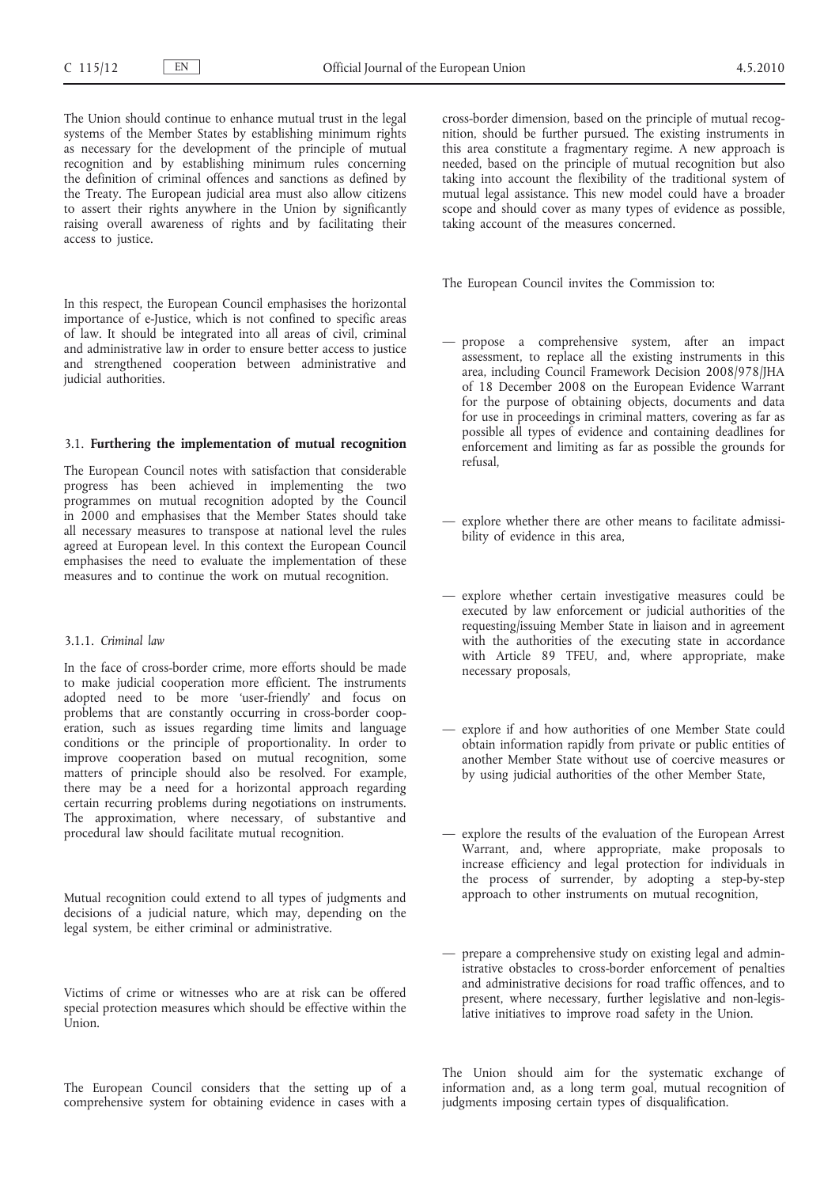The Union should continue to enhance mutual trust in the legal systems of the Member States by establishing minimum rights as necessary for the development of the principle of mutual recognition and by establishing minimum rules concerning the definition of criminal offences and sanctions as defined by the Treaty. The European judicial area must also allow citizens to assert their rights anywhere in the Union by significantly raising overall awareness of rights and by facilitating their access to justice.

In this respect, the European Council emphasises the horizontal importance of e-Justice, which is not confined to specific areas of law. It should be integrated into all areas of civil, criminal and administrative law in order to ensure better access to justice and strengthened cooperation between administrative and judicial authorities.

### 3.1. **Furthering the implementation of mutual recognition**

The European Council notes with satisfaction that considerable progress has been achieved in implementing the two programmes on mutual recognition adopted by the Council in 2000 and emphasises that the Member States should take all necessary measures to transpose at national level the rules agreed at European level. In this context the European Council emphasises the need to evaluate the implementation of these measures and to continue the work on mutual recognition.

#### 3.1.1. *Criminal law*

In the face of cross-border crime, more efforts should be made to make judicial cooperation more efficient. The instruments adopted need to be more 'user-friendly' and focus on problems that are constantly occurring in cross-border cooperation, such as issues regarding time limits and language conditions or the principle of proportionality. In order to improve cooperation based on mutual recognition, some matters of principle should also be resolved. For example, there may be a need for a horizontal approach regarding certain recurring problems during negotiations on instruments. The approximation, where necessary, of substantive and procedural law should facilitate mutual recognition.

Mutual recognition could extend to all types of judgments and decisions of a judicial nature, which may, depending on the legal system, be either criminal or administrative.

Victims of crime or witnesses who are at risk can be offered special protection measures which should be effective within the Union.

The European Council considers that the setting up of a comprehensive system for obtaining evidence in cases with a cross-border dimension, based on the principle of mutual recognition, should be further pursued. The existing instruments in this area constitute a fragmentary regime. A new approach is needed, based on the principle of mutual recognition but also taking into account the flexibility of the traditional system of mutual legal assistance. This new model could have a broader scope and should cover as many types of evidence as possible, taking account of the measures concerned.

The European Council invites the Commission to:

- propose a comprehensive system, after an impact assessment, to replace all the existing instruments in this area, including Council Framework Decision 2008/978/JHA of 18 December 2008 on the European Evidence Warrant for the purpose of obtaining objects, documents and data for use in proceedings in criminal matters, covering as far as possible all types of evidence and containing deadlines for enforcement and limiting as far as possible the grounds for refusal,
- explore whether there are other means to facilitate admissibility of evidence in this area,
- explore whether certain investigative measures could be executed by law enforcement or judicial authorities of the requesting/issuing Member State in liaison and in agreement with the authorities of the executing state in accordance with Article 89 TFEU, and, where appropriate, make necessary proposals,
- explore if and how authorities of one Member State could obtain information rapidly from private or public entities of another Member State without use of coercive measures or by using judicial authorities of the other Member State,
- explore the results of the evaluation of the European Arrest Warrant, and, where appropriate, make proposals to increase efficiency and legal protection for individuals in the process of surrender, by adopting a step-by-step approach to other instruments on mutual recognition,
- prepare a comprehensive study on existing legal and administrative obstacles to cross-border enforcement of penalties and administrative decisions for road traffic offences, and to present, where necessary, further legislative and non-legislative initiatives to improve road safety in the Union.

The Union should aim for the systematic exchange of information and, as a long term goal, mutual recognition of judgments imposing certain types of disqualification.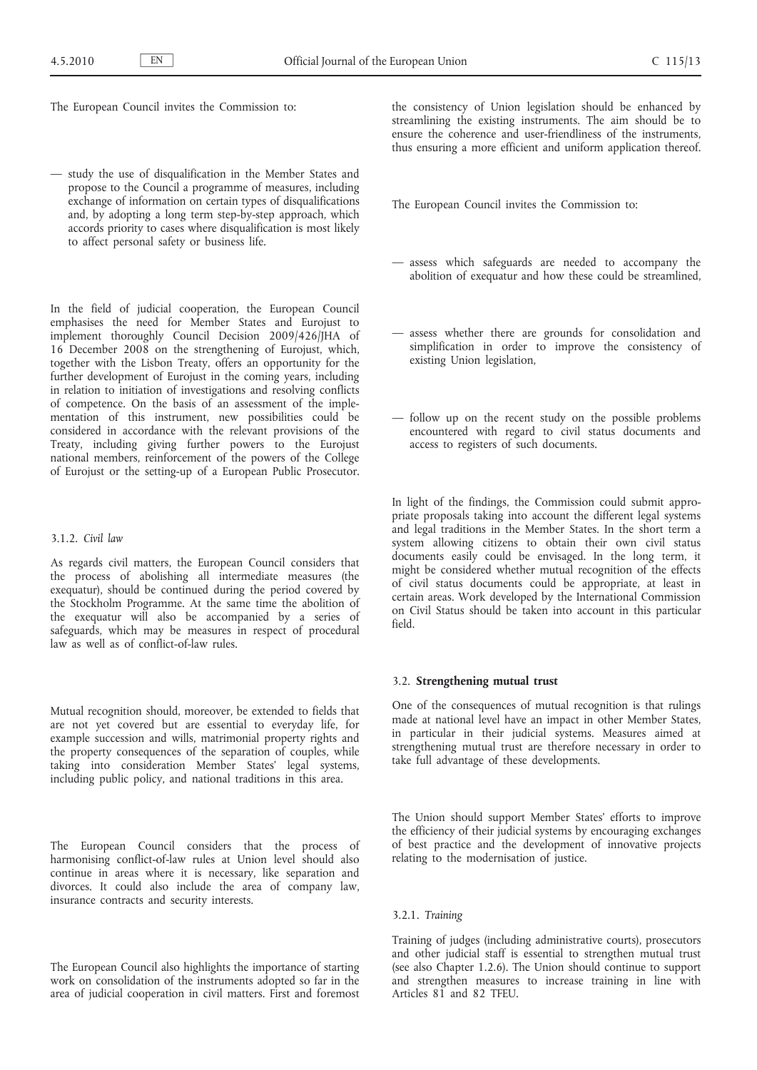The European Council invites the Commission to:

— study the use of disqualification in the Member States and propose to the Council a programme of measures, including exchange of information on certain types of disqualifications and, by adopting a long term step-by-step approach, which accords priority to cases where disqualification is most likely to affect personal safety or business life.

In the field of judicial cooperation, the European Council emphasises the need for Member States and Eurojust to implement thoroughly Council Decision 2009/426/JHA of 16 December 2008 on the strengthening of Eurojust, which, together with the Lisbon Treaty, offers an opportunity for the further development of Eurojust in the coming years, including in relation to initiation of investigations and resolving conflicts of competence. On the basis of an assessment of the implementation of this instrument, new possibilities could be considered in accordance with the relevant provisions of the Treaty, including giving further powers to the Eurojust national members, reinforcement of the powers of the College of Eurojust or the setting-up of a European Public Prosecutor.

#### 3.1.2. *Civil law*

As regards civil matters, the European Council considers that the process of abolishing all intermediate measures (the exequatur), should be continued during the period covered by the Stockholm Programme. At the same time the abolition of the exequatur will also be accompanied by a series of safeguards, which may be measures in respect of procedural law as well as of conflict-of-law rules.

Mutual recognition should, moreover, be extended to fields that are not yet covered but are essential to everyday life, for example succession and wills, matrimonial property rights and the property consequences of the separation of couples, while taking into consideration Member States' legal systems, including public policy, and national traditions in this area.

The European Council considers that the process of harmonising conflict-of-law rules at Union level should also continue in areas where it is necessary, like separation and divorces. It could also include the area of company law, insurance contracts and security interests.

The European Council also highlights the importance of starting work on consolidation of the instruments adopted so far in the area of judicial cooperation in civil matters. First and foremost the consistency of Union legislation should be enhanced by streamlining the existing instruments. The aim should be to ensure the coherence and user-friendliness of the instruments, thus ensuring a more efficient and uniform application thereof.

The European Council invites the Commission to:

— assess which safeguards are needed to accompany the abolition of exequatur and how these could be streamlined,

— assess whether there are grounds for consolidation and simplification in order to improve the consistency of existing Union legislation,

— follow up on the recent study on the possible problems encountered with regard to civil status documents and access to registers of such documents.

In light of the findings, the Commission could submit appropriate proposals taking into account the different legal systems and legal traditions in the Member States. In the short term a system allowing citizens to obtain their own civil status documents easily could be envisaged. In the long term, it might be considered whether mutual recognition of the effects of civil status documents could be appropriate, at least in certain areas. Work developed by the International Commission on Civil Status should be taken into account in this particular field.

### 3.2. **Strengthening mutual trust**

One of the consequences of mutual recognition is that rulings made at national level have an impact in other Member States, in particular in their judicial systems. Measures aimed at strengthening mutual trust are therefore necessary in order to take full advantage of these developments.

The Union should support Member States' efforts to improve the efficiency of their judicial systems by encouraging exchanges of best practice and the development of innovative projects relating to the modernisation of justice.

#### 3.2.1. *Training*

Training of judges (including administrative courts), prosecutors and other judicial staff is essential to strengthen mutual trust (see also Chapter 1.2.6). The Union should continue to support and strengthen measures to increase training in line with Articles 81 and 82 TFEU.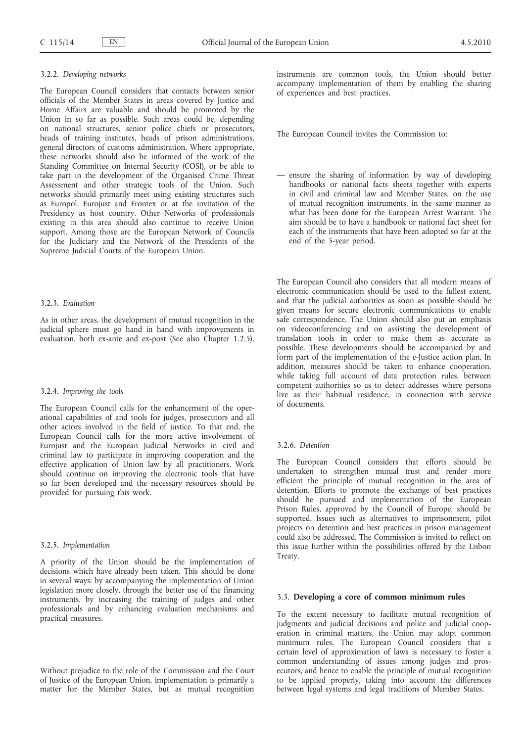### 3.2.2. *Developing networks*

The European Council considers that contacts between senior officials of the Member States in areas covered by Justice and Home Affairs are valuable and should be promoted by the Union in so far as possible. Such areas could be, depending on national structures, senior police chiefs or prosecutors, heads of training institutes, heads of prison administrations, general directors of customs administration. Where appropriate, these networks should also be informed of the work of the Standing Committee on Internal Security (COSI), or be able to take part in the development of the Organised Crime Threat Assessment and other strategic tools of the Union. Such networks should primarily meet using existing structures such as Europol, Eurojust and Frontex or at the invitation of the Presidency as host country. Other Networks of professionals existing in this area should also continue to receive Union support. Among those are the European Network of Councils for the Judiciary and the Network of the Presidents of the Supreme Judicial Courts of the European Union.

### 3.2.3. *Evaluation*

As in other areas, the development of mutual recognition in the judicial sphere must go hand in hand with improvements in evaluation, both ex-ante and ex-post (See also Chapter 1.2.5).

### 3.2.4. *Improving the tools*

The European Council calls for the enhancement of the operational capabilities of and tools for judges, prosecutors and all other actors involved in the field of justice. To that end, the European Council calls for the more active involvement of Eurojust and the European Judicial Networks in civil and criminal law to participate in improving cooperation and the effective application of Union law by all practitioners. Work should continue on improving the electronic tools that have so far been developed and the necessary resources should be provided for pursuing this work.

### 3.2.5. *Implementation*

A priority of the Union should be the implementation of decisions which have already been taken. This should be done in several ways: by accompanying the implementation of Union legislation more closely, through the better use of the financing instruments, by increasing the training of judges and other professionals and by enhancing evaluation mechanisms and practical measures.

Without prejudice to the role of the Commission and the Court of Justice of the European Union, implementation is primarily a matter for the Member States, but as mutual recognition instruments are common tools, the Union should better accompany implementation of them by enabling the sharing of experiences and best practices.

The European Council invites the Commission to:

— ensure the sharing of information by way of developing handbooks or national facts sheets together with experts in civil and criminal law and Member States, on the use of mutual recognition instruments, in the same manner as what has been done for the European Arrest Warrant. The aim should be to have a handbook or national fact sheet for each of the instruments that have been adopted so far at the end of the 5-year period.

The European Council also considers that all modern means of electronic communication should be used to the fullest extent, and that the judicial authorities as soon as possible should be given means for secure electronic communications to enable safe correspondence. The Union should also put an emphasis on videoconferencing and on assisting the development of translation tools in order to make them as accurate as possible. These developments should be accompanied by and form part of the implementation of the e-Justice action plan. In addition, measures should be taken to enhance cooperation, while taking full account of data protection rules, between competent authorities so as to detect addresses where persons live as their habitual residence, in connection with service of documents.

### 3.2.6. *Detention*

The European Council considers that efforts should be undertaken to strengthen mutual trust and render more efficient the principle of mutual recognition in the area of detention. Efforts to promote the exchange of best practices should be pursued and implementation of the European Prison Rules, approved by the Council of Europe, should be supported. Issues such as alternatives to imprisonment, pilot projects on detention and best practices in prison management could also be addressed. The Commission is invited to reflect on this issue further within the possibilities offered by the Lisbon Treaty.

## 3.3. **Developing a core of common minimum rules**

To the extent necessary to facilitate mutual recognition of judgments and judicial decisions and police and judicial cooperation in criminal matters, the Union may adopt common minimum rules. The European Council considers that a certain level of approximation of laws is necessary to foster a common understanding of issues among judges and prosecutors, and hence to enable the principle of mutual recognition to be applied properly, taking into account the differences between legal systems and legal traditions of Member States.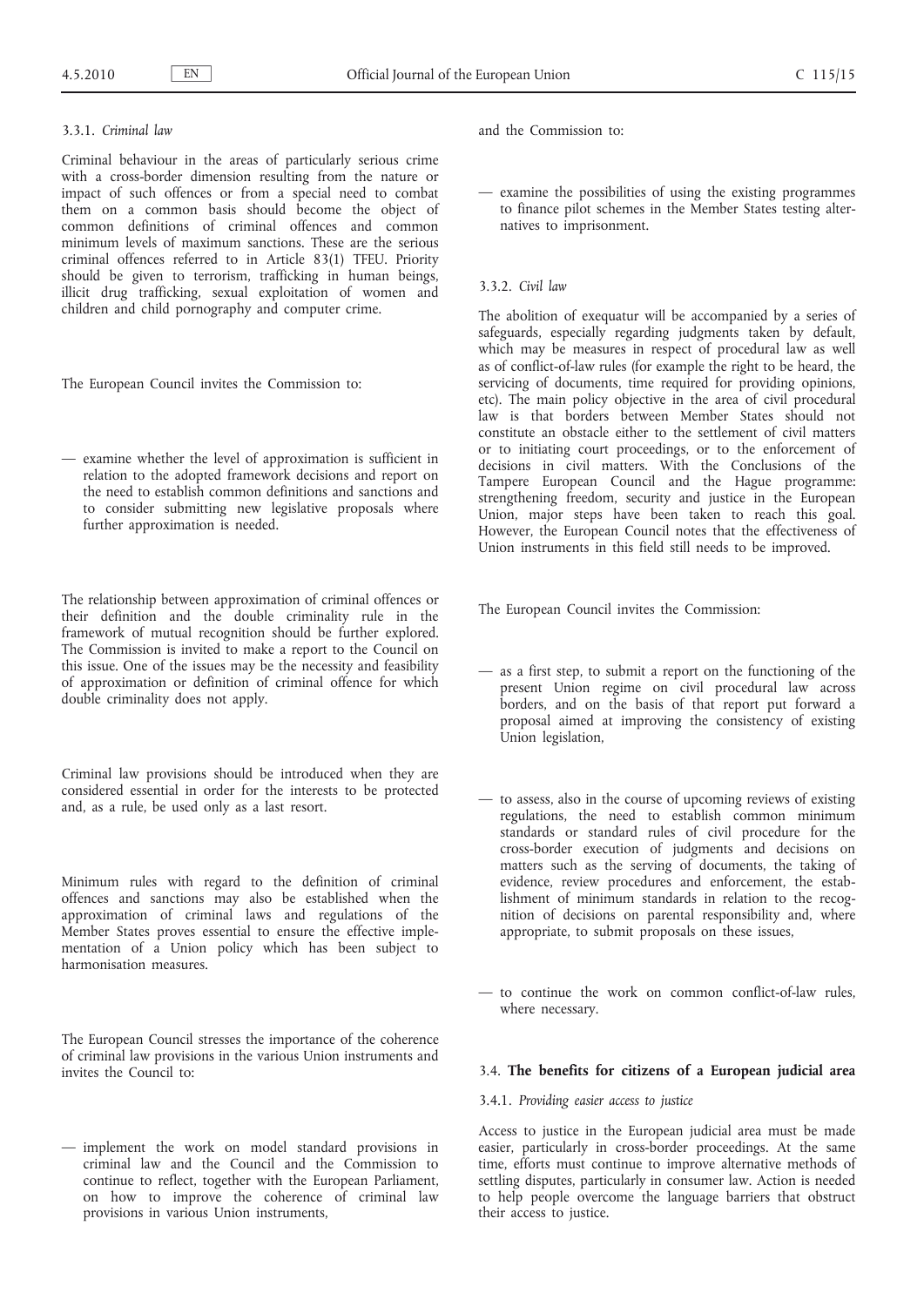#### 3.3.1. *Criminal law*

Criminal behaviour in the areas of particularly serious crime with a cross-border dimension resulting from the nature or impact of such offences or from a special need to combat them on a common basis should become the object of common definitions of criminal offences and common minimum levels of maximum sanctions. These are the serious criminal offences referred to in Article 83(1) TFEU. Priority should be given to terrorism, trafficking in human beings, illicit drug trafficking, sexual exploitation of women and children and child pornography and computer crime.

The European Council invites the Commission to:

— examine whether the level of approximation is sufficient in relation to the adopted framework decisions and report on the need to establish common definitions and sanctions and to consider submitting new legislative proposals where further approximation is needed.

The relationship between approximation of criminal offences or their definition and the double criminality rule in the framework of mutual recognition should be further explored. The Commission is invited to make a report to the Council on this issue. One of the issues may be the necessity and feasibility of approximation or definition of criminal offence for which double criminality does not apply.

Criminal law provisions should be introduced when they are considered essential in order for the interests to be protected and, as a rule, be used only as a last resort.

Minimum rules with regard to the definition of criminal offences and sanctions may also be established when the approximation of criminal laws and regulations of the Member States proves essential to ensure the effective implementation of a Union policy which has been subject to harmonisation measures.

The European Council stresses the importance of the coherence of criminal law provisions in the various Union instruments and invites the Council to:

— implement the work on model standard provisions in criminal law and the Council and the Commission to continue to reflect, together with the European Parliament, on how to improve the coherence of criminal law provisions in various Union instruments,

and the Commission to:

— examine the possibilities of using the existing programmes to finance pilot schemes in the Member States testing alternatives to imprisonment.

#### 3.3.2. *Civil law*

The abolition of exequatur will be accompanied by a series of safeguards, especially regarding judgments taken by default, which may be measures in respect of procedural law as well as of conflict-of-law rules (for example the right to be heard, the servicing of documents, time required for providing opinions, etc). The main policy objective in the area of civil procedural law is that borders between Member States should not constitute an obstacle either to the settlement of civil matters or to initiating court proceedings, or to the enforcement of decisions in civil matters. With the Conclusions of the Tampere European Council and the Hague programme: strengthening freedom, security and justice in the European Union, major steps have been taken to reach this goal. However, the European Council notes that the effectiveness of Union instruments in this field still needs to be improved.

The European Council invites the Commission:

— as a first step, to submit a report on the functioning of the present Union regime on civil procedural law across borders, and on the basis of that report put forward a proposal aimed at improving the consistency of existing Union legislation,

— to assess, also in the course of upcoming reviews of existing regulations, the need to establish common minimum standards or standard rules of civil procedure for the cross-border execution of judgments and decisions on matters such as the serving of documents, the taking of evidence, review procedures and enforcement, the establishment of minimum standards in relation to the recognition of decisions on parental responsibility and, where appropriate, to submit proposals on these issues,

— to continue the work on common conflict-of-law rules, where necessary.

### 3.4. **The benefits for citizens of a European judicial area**

#### 3.4.1. *Providing easier access to justice*

Access to justice in the European judicial area must be made easier, particularly in cross-border proceedings. At the same time, efforts must continue to improve alternative methods of settling disputes, particularly in consumer law. Action is needed to help people overcome the language barriers that obstruct their access to justice.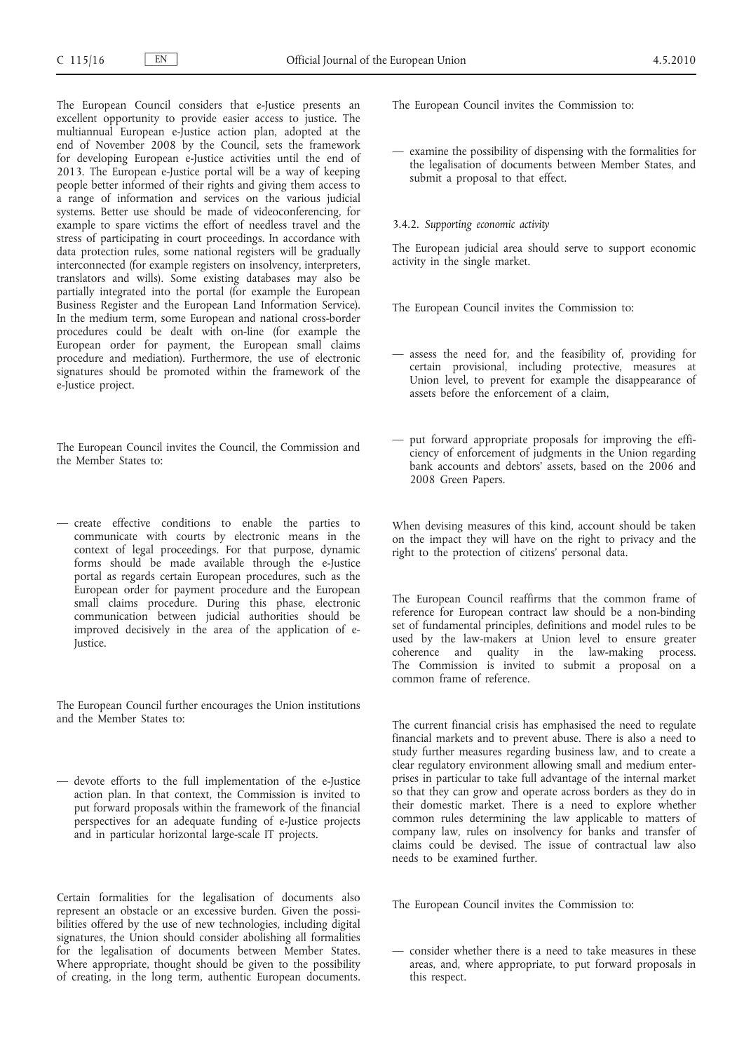The European Council considers that e-Justice presents an excellent opportunity to provide easier access to justice. The multiannual European e-Justice action plan, adopted at the end of November 2008 by the Council, sets the framework for developing European e-Justice activities until the end of 2013. The European e-Justice portal will be a way of keeping people better informed of their rights and giving them access to a range of information and services on the various judicial systems. Better use should be made of videoconferencing, for example to spare victims the effort of needless travel and the stress of participating in court proceedings. In accordance with data protection rules, some national registers will be gradually interconnected (for example registers on insolvency, interpreters, translators and wills). Some existing databases may also be partially integrated into the portal (for example the European Business Register and the European Land Information Service). In the medium term, some European and national cross-border procedures could be dealt with on-line (for example the European order for payment, the European small claims procedure and mediation). Furthermore, the use of electronic signatures should be promoted within the framework of the e-Justice project.

The European Council invites the Council, the Commission and the Member States to:

- create effective conditions to enable the parties to communicate with courts by electronic means in the context of legal proceedings. For that purpose, dynamic forms should be made available through the e-Justice portal as regards certain European procedures, such as the European order for payment procedure and the European small claims procedure. During this phase, electronic communication between judicial authorities should be improved decisively in the area of the application of e-Justice.

The European Council further encourages the Union institutions and the Member States to:

- devote efforts to the full implementation of the e-Justice action plan. In that context, the Commission is invited to put forward proposals within the framework of the financial perspectives for an adequate funding of e-Justice projects and in particular horizontal large-scale IT projects.

Certain formalities for the legalisation of documents also represent an obstacle or an excessive burden. Given the possibilities offered by the use of new technologies, including digital signatures, the Union should consider abolishing all formalities for the legalisation of documents between Member States. Where appropriate, thought should be given to the possibility of creating, in the long term, authentic European documents.

The European Council invites the Commission to:

- examine the possibility of dispensing with the formalities for the legalisation of documents between Member States, and submit a proposal to that effect.

#### 3.4.2. *Supporting economic activity*

The European judicial area should serve to support economic activity in the single market.

The European Council invites the Commission to:

- assess the need for, and the feasibility of, providing for certain provisional, including protective, measures at Union level, to prevent for example the disappearance of assets before the enforcement of a claim,

- put forward appropriate proposals for improving the efficiency of enforcement of judgments in the Union regarding bank accounts and debtors' assets, based on the 2006 and 2008 Green Papers.

When devising measures of this kind, account should be taken on the impact they will have on the right to privacy and the right to the protection of citizens' personal data.

The European Council reaffirms that the common frame of reference for European contract law should be a non-binding set of fundamental principles, definitions and model rules to be used by the law-makers at Union level to ensure greater coherence and quality in the law-making process. The Commission is invited to submit a proposal on a common frame of reference.

The current financial crisis has emphasised the need to regulate financial markets and to prevent abuse. There is also a need to study further measures regarding business law, and to create a clear regulatory environment allowing small and medium enterprises in particular to take full advantage of the internal market so that they can grow and operate across borders as they do in their domestic market. There is a need to explore whether common rules determining the law applicable to matters of company law, rules on insolvency for banks and transfer of claims could be devised. The issue of contractual law also needs to be examined further.

The European Council invites the Commission to:

- consider whether there is a need to take measures in these areas, and, where appropriate, to put forward proposals in this respect.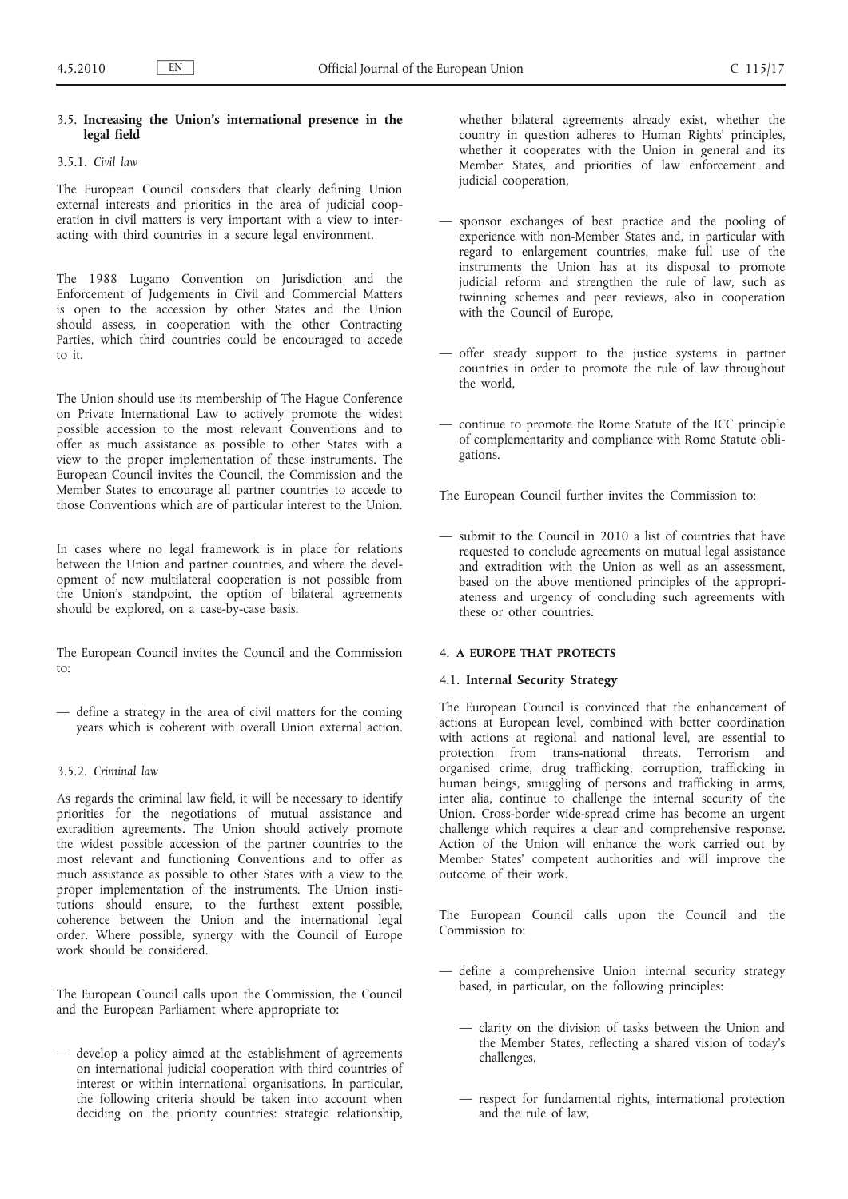### 3.5. **Increasing the Union's international presence in the legal field**

#### 3.5.1. *Civil law*

The European Council considers that clearly defining Union external interests and priorities in the area of judicial cooperation in civil matters is very important with a view to interacting with third countries in a secure legal environment.

The 1988 Lugano Convention on Jurisdiction and the Enforcement of Judgements in Civil and Commercial Matters is open to the accession by other States and the Union should assess, in cooperation with the other Contracting Parties, which third countries could be encouraged to accede to it.

The Union should use its membership of The Hague Conference on Private International Law to actively promote the widest possible accession to the most relevant Conventions and to offer as much assistance as possible to other States with a view to the proper implementation of these instruments. The European Council invites the Council, the Commission and the Member States to encourage all partner countries to accede to those Conventions which are of particular interest to the Union.

In cases where no legal framework is in place for relations between the Union and partner countries, and where the development of new multilateral cooperation is not possible from the Union's standpoint, the option of bilateral agreements should be explored, on a case-by-case basis.

The European Council invites the Council and the Commission to:

- define a strategy in the area of civil matters for the coming years which is coherent with overall Union external action.

#### 3.5.2. *Criminal law*

As regards the criminal law field, it will be necessary to identify priorities for the negotiations of mutual assistance and extradition agreements. The Union should actively promote the widest possible accession of the partner countries to the most relevant and functioning Conventions and to offer as much assistance as possible to other States with a view to the proper implementation of the instruments. The Union institutions should ensure, to the furthest extent possible, coherence between the Union and the international legal order. Where possible, synergy with the Council of Europe work should be considered.

The European Council calls upon the Commission, the Council and the European Parliament where appropriate to:

- develop a policy aimed at the establishment of agreements on international judicial cooperation with third countries of interest or within international organisations. In particular, the following criteria should be taken into account when deciding on the priority countries: strategic relationship, whether bilateral agreements already exist, whether the country in question adheres to Human Rights' principles, whether it cooperates with the Union in general and its Member States, and priorities of law enforcement and judicial cooperation,
- sponsor exchanges of best practice and the pooling of experience with non-Member States and, in particular with regard to enlargement countries, make full use of the instruments the Union has at its disposal to promote judicial reform and strengthen the rule of law, such as twinning schemes and peer reviews, also in cooperation with the Council of Europe,
- offer steady support to the justice systems in partner countries in order to promote the rule of law throughout the world,
- continue to promote the Rome Statute of the ICC principle of complementarity and compliance with Rome Statute obligations.

The European Council further invites the Commission to:

- submit to the Council in 2010 a list of countries that have requested to conclude agreements on mutual legal assistance and extradition with the Union as well as an assessment, based on the above mentioned principles of the appropriateness and urgency of concluding such agreements with these or other countries.

## 4. **A EUROPE THAT PROTECTS**

### 4.1. **Internal Security Strategy**

The European Council is convinced that the enhancement of actions at European level, combined with better coordination with actions at regional and national level, are essential to protection from trans-national threats. Terrorism and organised crime, drug trafficking, corruption, trafficking in human beings, smuggling of persons and trafficking in arms, inter alia, continue to challenge the internal security of the Union. Cross-border wide-spread crime has become an urgent challenge which requires a clear and comprehensive response. Action of the Union will enhance the work carried out by Member States' competent authorities and will improve the outcome of their work.

The European Council calls upon the Council and the Commission to:

- define a comprehensive Union internal security strategy based, in particular, on the following principles:
  - clarity on the division of tasks between the Union and the Member States, reflecting a shared vision of today's challenges,
  - respect for fundamental rights, international protection and the rule of law,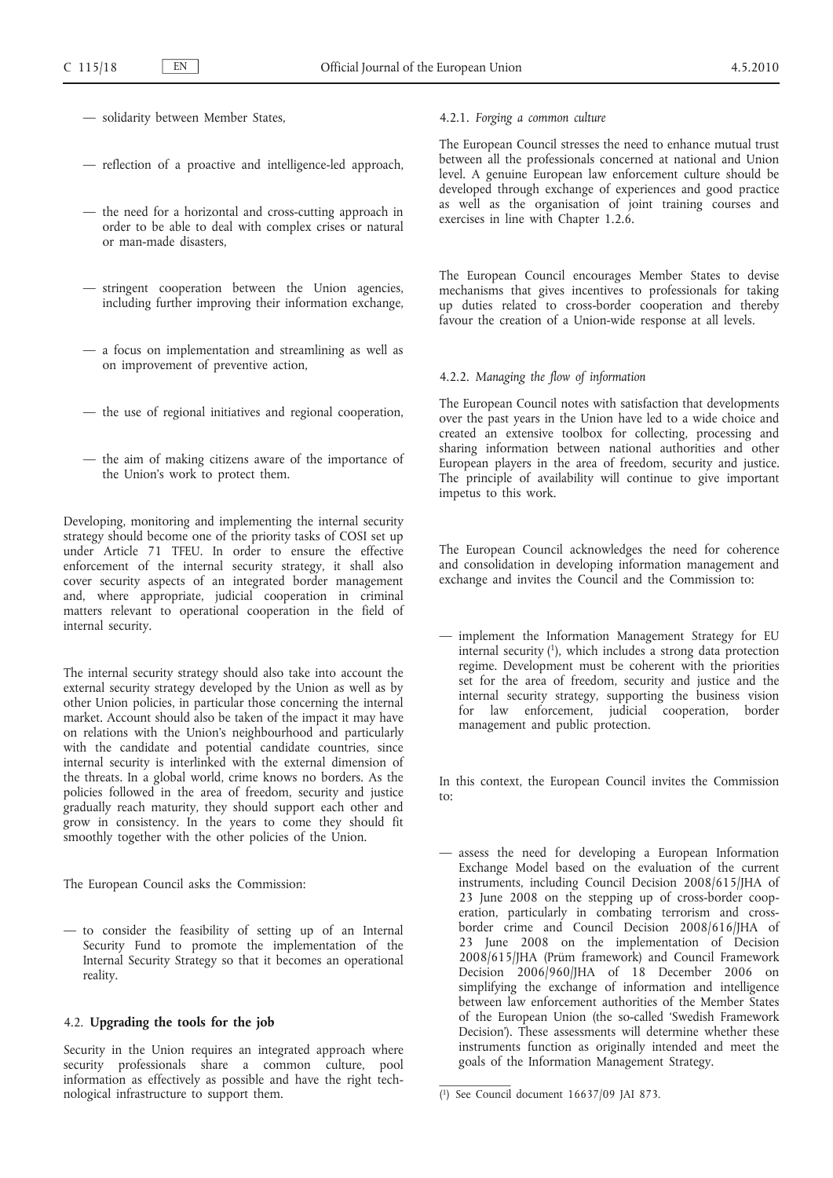— solidarity between Member States,

— reflection of a proactive and intelligence-led approach,

— the need for a horizontal and cross-cutting approach in order to be able to deal with complex crises or natural or man-made disasters,

— stringent cooperation between the Union agencies, including further improving their information exchange,

— a focus on implementation and streamlining as well as on improvement of preventive action,

— the use of regional initiatives and regional cooperation,

— the aim of making citizens aware of the importance of the Union's work to protect them.

Developing, monitoring and implementing the internal security strategy should become one of the priority tasks of COSI set up under Article 71 TFEU. In order to ensure the effective enforcement of the internal security strategy, it shall also cover security aspects of an integrated border management and, where appropriate, judicial cooperation in criminal matters relevant to operational cooperation in the field of internal security.

The internal security strategy should also take into account the external security strategy developed by the Union as well as by other Union policies, in particular those concerning the internal market. Account should also be taken of the impact it may have on relations with the Union's neighbourhood and particularly with the candidate and potential candidate countries, since internal security is interlinked with the external dimension of the threats. In a global world, crime knows no borders. As the policies followed in the area of freedom, security and justice gradually reach maturity, they should support each other and grow in consistency. In the years to come they should fit smoothly together with the other policies of the Union.

The European Council asks the Commission:

— to consider the feasibility of setting up of an Internal Security Fund to promote the implementation of the Internal Security Strategy so that it becomes an operational reality.

### 4.2. **Upgrading the tools for the job**

Security in the Union requires an integrated approach where security professionals share a common culture, pool information as effectively as possible and have the right technological infrastructure to support them.

#### 4.2.1. *Forging a common culture*

The European Council stresses the need to enhance mutual trust between all the professionals concerned at national and Union level. A genuine European law enforcement culture should be developed through exchange of experiences and good practice as well as the organisation of joint training courses and exercises in line with Chapter 1.2.6.

The European Council encourages Member States to devise mechanisms that gives incentives to professionals for taking up duties related to cross-border cooperation and thereby favour the creation of a Union-wide response at all levels.

#### 4.2.2. *Managing the flow of information*

The European Council notes with satisfaction that developments over the past years in the Union have led to a wide choice and created an extensive toolbox for collecting, processing and sharing information between national authorities and other European players in the area of freedom, security and justice. The principle of availability will continue to give important impetus to this work.

The European Council acknowledges the need for coherence and consolidation in developing information management and exchange and invites the Council and the Commission to:

— implement the Information Management Strategy for EU internal security [1], which includes a strong data protection regime. Development must be coherent with the priorities set for the area of freedom, security and justice and the internal security strategy, supporting the business vision for law enforcement, judicial cooperation, border management and public protection.

In this context, the European Council invites the Commission to:

— assess the need for developing a European Information Exchange Model based on the evaluation of the current instruments, including Council Decision 2008/615/JHA of 23 June 2008 on the stepping up of cross-border cooperation, particularly in combating terrorism and cross-border crime and Council Decision 2008/616/JHA of 23 June 2008 on the implementation of Decision 2008/615/JHA (Prüm framework) and Council Framework Decision 2006/960/JHA of 18 December 2006 on simplifying the exchange of information and intelligence between law enforcement authorities of the Member States of the European Union (the so-called 'Swedish Framework Decision'). These assessments will determine whether these instruments function as originally intended and meet the goals of the Information Management Strategy.

[1] See Council document 16637/09 JAI 873.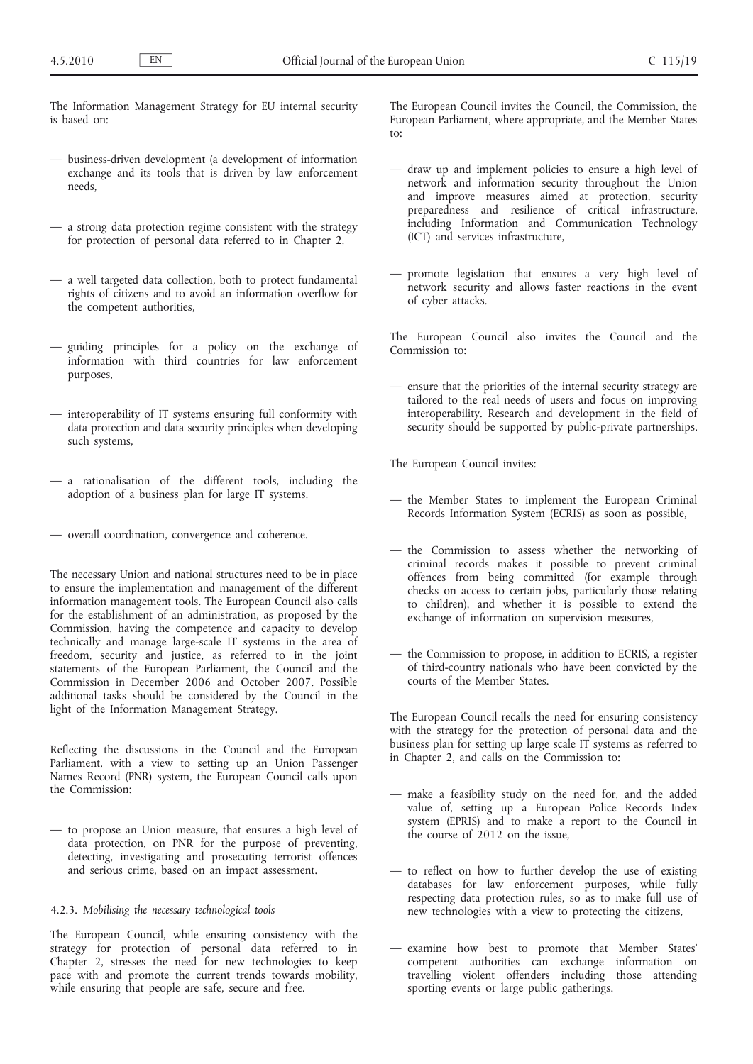The Information Management Strategy for EU internal security is based on:

— business-driven development (a development of information exchange and its tools that is driven by law enforcement needs,

— a strong data protection regime consistent with the strategy for protection of personal data referred to in Chapter 2,

— a well targeted data collection, both to protect fundamental rights of citizens and to avoid an information overflow for the competent authorities,

— guiding principles for a policy on the exchange of information with third countries for law enforcement purposes,

— interoperability of IT systems ensuring full conformity with data protection and data security principles when developing such systems,

— a rationalisation of the different tools, including the adoption of a business plan for large IT systems,

— overall coordination, convergence and coherence.

The necessary Union and national structures need to be in place to ensure the implementation and management of the different information management tools. The European Council also calls for the establishment of an administration, as proposed by the Commission, having the competence and capacity to develop technically and manage large-scale IT systems in the area of freedom, security and justice, as referred to in the joint statements of the European Parliament, the Council and the Commission in December 2006 and October 2007. Possible additional tasks should be considered by the Council in the light of the Information Management Strategy.

Reflecting the discussions in the Council and the European Parliament, with a view to setting up an Union Passenger Names Record (PNR) system, the European Council calls upon the Commission:

— to propose an Union measure, that ensures a high level of data protection, on PNR for the purpose of preventing, detecting, investigating and prosecuting terrorist offences and serious crime, based on an impact assessment.

#### 4.2.3. *Mobilising the necessary technological tools*

The European Council, while ensuring consistency with the strategy for protection of personal data referred to in Chapter 2, stresses the need for new technologies to keep pace with and promote the current trends towards mobility, while ensuring that people are safe, secure and free.

The European Council invites the Council, the Commission, the European Parliament, where appropriate, and the Member States to:

— draw up and implement policies to ensure a high level of network and information security throughout the Union and improve measures aimed at protection, security preparedness and resilience of critical infrastructure, including Information and Communication Technology (ICT) and services infrastructure,

— promote legislation that ensures a very high level of network security and allows faster reactions in the event of cyber attacks.

The European Council also invites the Council and the Commission to:

— ensure that the priorities of the internal security strategy are tailored to the real needs of users and focus on improving interoperability. Research and development in the field of security should be supported by public-private partnerships.

The European Council invites:

— the Member States to implement the European Criminal Records Information System (ECRIS) as soon as possible,

— the Commission to assess whether the networking of criminal records makes it possible to prevent criminal offences from being committed (for example through checks on access to certain jobs, particularly those relating to children), and whether it is possible to extend the exchange of information on supervision measures,

— the Commission to propose, in addition to ECRIS, a register of third-country nationals who have been convicted by the courts of the Member States.

The European Council recalls the need for ensuring consistency with the strategy for the protection of personal data and the business plan for setting up large scale IT systems as referred to in Chapter 2, and calls on the Commission to:

— make a feasibility study on the need for, and the added value of, setting up a European Police Records Index system (EPRIS) and to make a report to the Council in the course of 2012 on the issue,

— to reflect on how to further develop the use of existing databases for law enforcement purposes, while fully respecting data protection rules, so as to make full use of new technologies with a view to protecting the citizens,

— examine how best to promote that Member States' competent authorities can exchange information on travelling violent offenders including those attending sporting events or large public gatherings.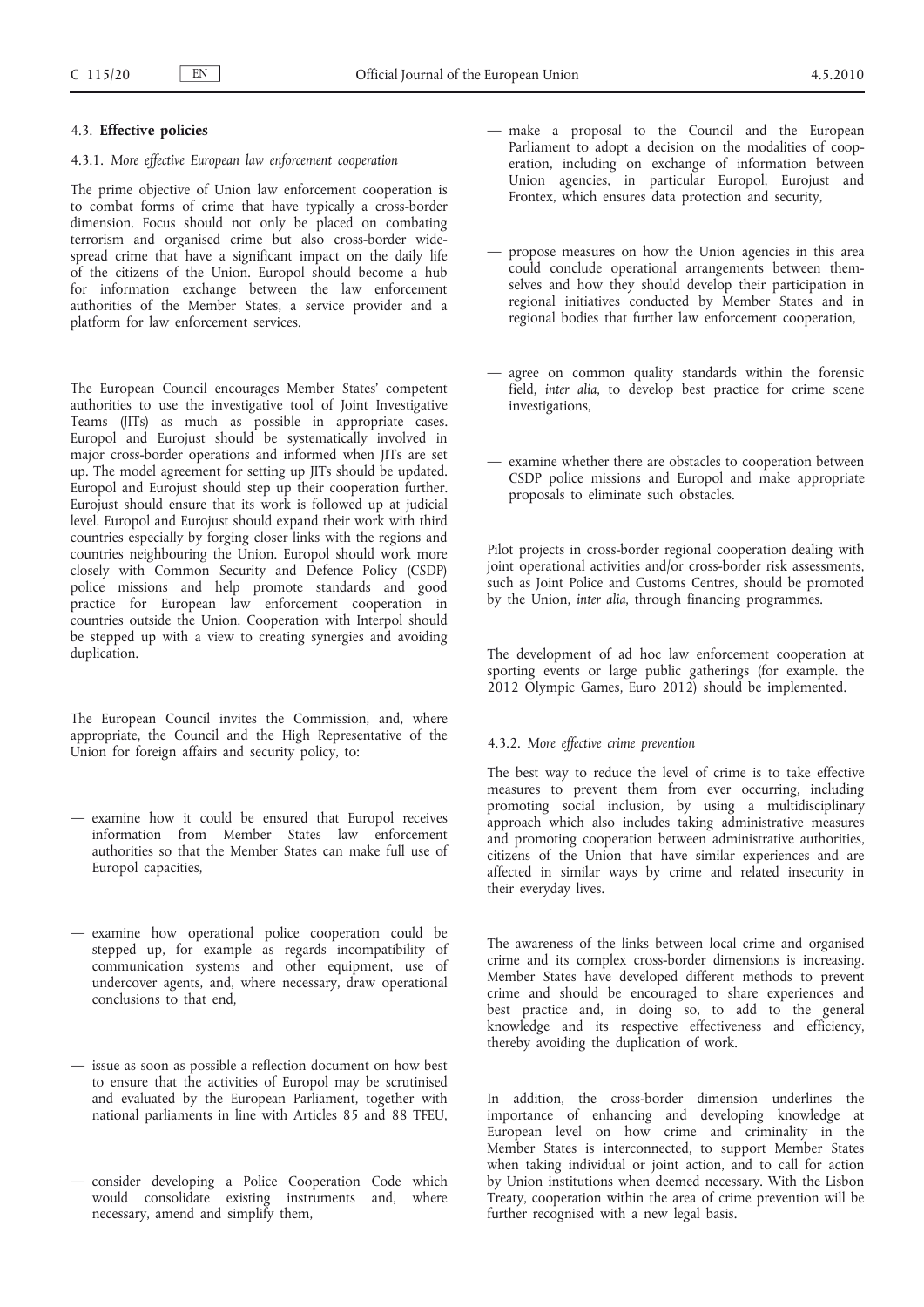### 4.3. **Effective policies**

#### 4.3.1. *More effective European law enforcement cooperation*

The prime objective of Union law enforcement cooperation is to combat forms of crime that have typically a cross-border dimension. Focus should not only be placed on combating terrorism and organised crime but also cross-border widespread crime that have a significant impact on the daily life of the citizens of the Union. Europol should become a hub for information exchange between the law enforcement authorities of the Member States, a service provider and a platform for law enforcement services.

The European Council encourages Member States' competent authorities to use the investigative tool of Joint Investigative Teams (JITs) as much as possible in appropriate cases. Europol and Eurojust should be systematically involved in major cross-border operations and informed when JITs are set up. The model agreement for setting up JITs should be updated. Europol and Eurojust should step up their cooperation further. Eurojust should ensure that its work is followed up at judicial level. Europol and Eurojust should expand their work with third countries especially by forging closer links with the regions and countries neighbouring the Union. Europol should work more closely with Common Security and Defence Policy (CSDP) police missions and help promote standards and good practice for European law enforcement cooperation in countries outside the Union. Cooperation with Interpol should be stepped up with a view to creating synergies and avoiding duplication.

The European Council invites the Commission, and, where appropriate, the Council and the High Representative of the Union for foreign affairs and security policy, to:

- examine how it could be ensured that Europol receives information from Member States law enforcement authorities so that the Member States can make full use of Europol capacities,
- examine how operational police cooperation could be stepped up, for example as regards incompatibility of communication systems and other equipment, use of undercover agents, and, where necessary, draw operational conclusions to that end,
- issue as soon as possible a reflection document on how best to ensure that the activities of Europol may be scrutinised and evaluated by the European Parliament, together with national parliaments in line with Articles 85 and 88 TFEU,
- consider developing a Police Cooperation Code which would consolidate existing instruments and, where necessary, amend and simplify them,
- make a proposal to the Council and the European Parliament to adopt a decision on the modalities of cooperation, including on exchange of information between Union agencies, in particular Europol, Eurojust and Frontex, which ensures data protection and security,
- propose measures on how the Union agencies in this area could conclude operational arrangements between themselves and how they should develop their participation in regional initiatives conducted by Member States and in regional bodies that further law enforcement cooperation,
- agree on common quality standards within the forensic field, *inter alia*, to develop best practice for crime scene investigations,
- examine whether there are obstacles to cooperation between CSDP police missions and Europol and make appropriate proposals to eliminate such obstacles.

Pilot projects in cross-border regional cooperation dealing with joint operational activities and/or cross-border risk assessments, such as Joint Police and Customs Centres, should be promoted by the Union, *inter alia*, through financing programmes.

The development of ad hoc law enforcement cooperation at sporting events or large public gatherings (for example. the 2012 Olympic Games, Euro 2012) should be implemented.

#### 4.3.2. *More effective crime prevention*

The best way to reduce the level of crime is to take effective measures to prevent them from ever occurring, including promoting social inclusion, by using a multidisciplinary approach which also includes taking administrative measures and promoting cooperation between administrative authorities, citizens of the Union that have similar experiences and are affected in similar ways by crime and related insecurity in their everyday lives.

The awareness of the links between local crime and organised crime and its complex cross-border dimensions is increasing. Member States have developed different methods to prevent crime and should be encouraged to share experiences and best practice and, in doing so, to add to the general knowledge and its respective effectiveness and efficiency, thereby avoiding the duplication of work.

In addition, the cross-border dimension underlines the importance of enhancing and developing knowledge at European level on how crime and criminality in the Member States is interconnected, to support Member States when taking individual or joint action, and to call for action by Union institutions when deemed necessary. With the Lisbon Treaty, cooperation within the area of crime prevention will be further recognised with a new legal basis.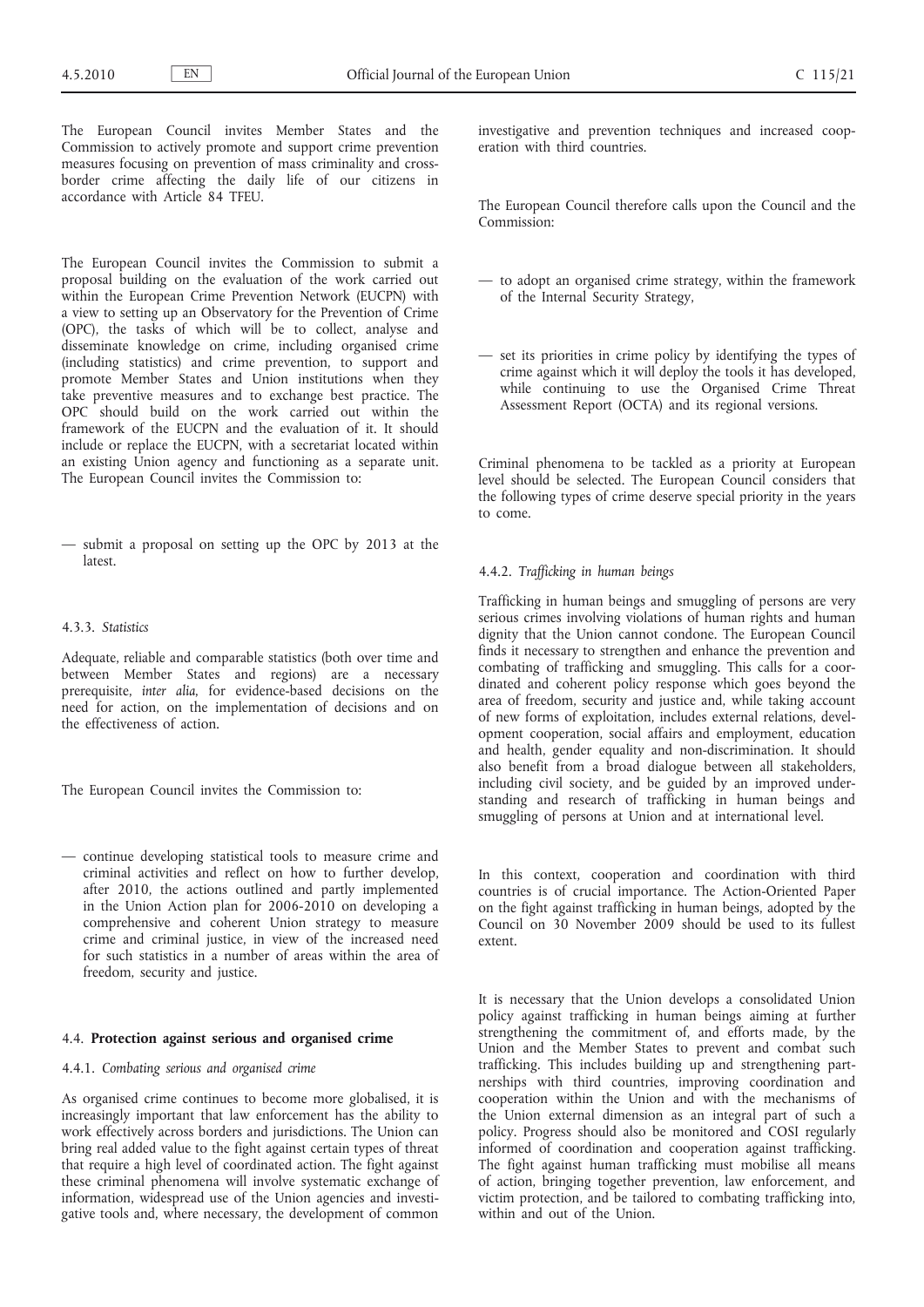The European Council invites Member States and the Commission to actively promote and support crime prevention measures focusing on prevention of mass criminality and cross-border crime affecting the daily life of our citizens in accordance with Article 84 TFEU.

The European Council invites the Commission to submit a proposal building on the evaluation of the work carried out within the European Crime Prevention Network (EUCPN) with a view to setting up an Observatory for the Prevention of Crime (OPC), the tasks of which will be to collect, analyse and disseminate knowledge on crime, including organised crime (including statistics) and crime prevention, to support and promote Member States and Union institutions when they take preventive measures and to exchange best practice. The OPC should build on the work carried out within the framework of the EUCPN and the evaluation of it. It should include or replace the EUCPN, with a secretariat located within an existing Union agency and functioning as a separate unit. The European Council invites the Commission to:

— submit a proposal on setting up the OPC by 2013 at the latest.

#### 4.3.3. *Statistics*

Adequate, reliable and comparable statistics (both over time and between Member States and regions) are a necessary prerequisite, *inter alia*, for evidence-based decisions on the need for action, on the implementation of decisions and on the effectiveness of action.

The European Council invites the Commission to:

— continue developing statistical tools to measure crime and criminal activities and reflect on how to further develop, after 2010, the actions outlined and partly implemented in the Union Action plan for 2006-2010 on developing a comprehensive and coherent Union strategy to measure crime and criminal justice, in view of the increased need for such statistics in a number of areas within the area of freedom, security and justice.

### 4.4. **Protection against serious and organised crime**

#### 4.4.1. *Combating serious and organised crime*

As organised crime continues to become more globalised, it is increasingly important that law enforcement has the ability to work effectively across borders and jurisdictions. The Union can bring real added value to the fight against certain types of threat that require a high level of coordinated action. The fight against these criminal phenomena will involve systematic exchange of information, widespread use of the Union agencies and investigative tools and, where necessary, the development of common investigative and prevention techniques and increased cooperation with third countries.

The European Council therefore calls upon the Council and the Commission:

— to adopt an organised crime strategy, within the framework of the Internal Security Strategy,

— set its priorities in crime policy by identifying the types of crime against which it will deploy the tools it has developed, while continuing to use the Organised Crime Threat Assessment Report (OCTA) and its regional versions.

Criminal phenomena to be tackled as a priority at European level should be selected. The European Council considers that the following types of crime deserve special priority in the years to come.

#### 4.4.2. *Trafficking in human beings*

Trafficking in human beings and smuggling of persons are very serious crimes involving violations of human rights and human dignity that the Union cannot condone. The European Council finds it necessary to strengthen and enhance the prevention and combating of trafficking and smuggling. This calls for a coordinated and coherent policy response which goes beyond the area of freedom, security and justice and, while taking account of new forms of exploitation, includes external relations, development cooperation, social affairs and employment, education and health, gender equality and non-discrimination. It should also benefit from a broad dialogue between all stakeholders, including civil society, and be guided by an improved understanding and research of trafficking in human beings and smuggling of persons at Union and at international level.

In this context, cooperation and coordination with third countries is of crucial importance. The Action-Oriented Paper on the fight against trafficking in human beings, adopted by the Council on 30 November 2009 should be used to its fullest extent.

It is necessary that the Union develops a consolidated Union policy against trafficking in human beings aiming at further strengthening the commitment of, and efforts made, by the Union and the Member States to prevent and combat such trafficking. This includes building up and strengthening partnerships with third countries, improving coordination and cooperation within the Union and with the mechanisms of the Union external dimension as an integral part of such a policy. Progress should also be monitored and COSI regularly informed of coordination and cooperation against trafficking. The fight against human trafficking must mobilise all means of action, bringing together prevention, law enforcement, and victim protection, and be tailored to combating trafficking into, within and out of the Union.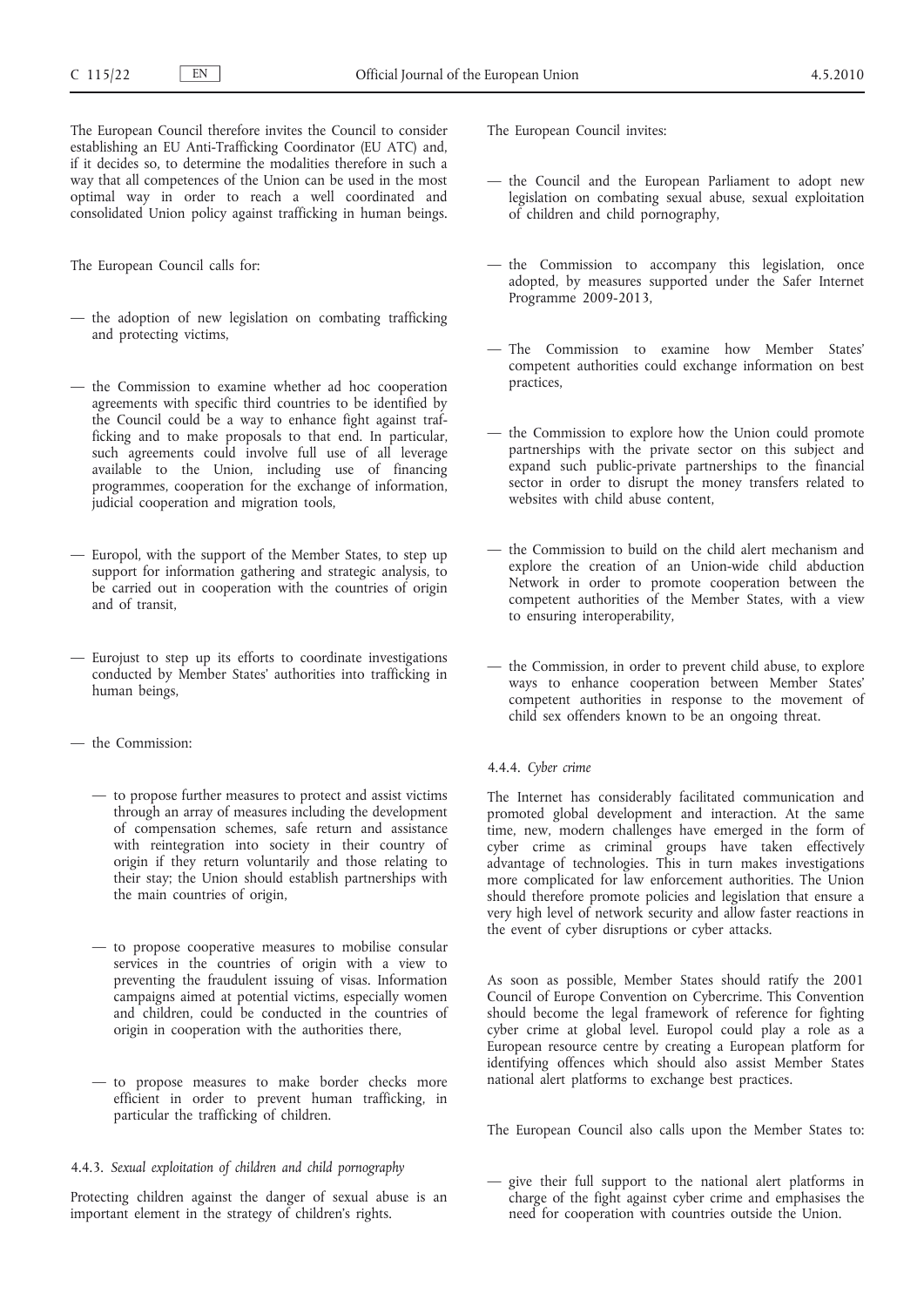The European Council therefore invites the Council to consider establishing an EU Anti-Trafficking Coordinator (EU ATC) and, if it decides so, to determine the modalities therefore in such a way that all competences of the Union can be used in the most optimal way in order to reach a well coordinated and consolidated Union policy against trafficking in human beings.

The European Council calls for:

— the adoption of new legislation on combating trafficking and protecting victims,

— the Commission to examine whether ad hoc cooperation agreements with specific third countries to be identified by the Council could be a way to enhance fight against trafficking and to make proposals to that end. In particular, such agreements could involve full use of all leverage available to the Union, including use of financing programmes, cooperation for the exchange of information, judicial cooperation and migration tools,

— Europol, with the support of the Member States, to step up support for information gathering and strategic analysis, to be carried out in cooperation with the countries of origin and of transit,

— Eurojust to step up its efforts to coordinate investigations conducted by Member States' authorities into trafficking in human beings,

— the Commission:

— to propose further measures to protect and assist victims through an array of measures including the development of compensation schemes, safe return and assistance with reintegration into society in their country of origin if they return voluntarily and those relating to their stay; the Union should establish partnerships with the main countries of origin,

— to propose cooperative measures to mobilise consular services in the countries of origin with a view to preventing the fraudulent issuing of visas. Information campaigns aimed at potential victims, especially women and children, could be conducted in the countries of origin in cooperation with the authorities there,

— to propose measures to make border checks more efficient in order to prevent human trafficking, in particular the trafficking of children.

#### 4.4.3. *Sexual exploitation of children and child pornography*

Protecting children against the danger of sexual abuse is an important element in the strategy of children's rights.

The European Council invites:

— the Council and the European Parliament to adopt new legislation on combating sexual abuse, sexual exploitation of children and child pornography,

— the Commission to accompany this legislation, once adopted, by measures supported under the Safer Internet Programme 2009-2013,

— The Commission to examine how Member States' competent authorities could exchange information on best practices,

— the Commission to explore how the Union could promote partnerships with the private sector on this subject and expand such public-private partnerships to the financial sector in order to disrupt the money transfers related to websites with child abuse content,

— the Commission to build on the child alert mechanism and explore the creation of an Union-wide child abduction Network in order to promote cooperation between the competent authorities of the Member States, with a view to ensuring interoperability,

— the Commission, in order to prevent child abuse, to explore ways to enhance cooperation between Member States' competent authorities in response to the movement of child sex offenders known to be an ongoing threat.

#### 4.4.4. *Cyber crime*

The Internet has considerably facilitated communication and promoted global development and interaction. At the same time, new, modern challenges have emerged in the form of cyber crime as criminal groups have taken effectively advantage of technologies. This in turn makes investigations more complicated for law enforcement authorities. The Union should therefore promote policies and legislation that ensure a very high level of network security and allow faster reactions in the event of cyber disruptions or cyber attacks.

As soon as possible, Member States should ratify the 2001 Council of Europe Convention on Cybercrime. This Convention should become the legal framework of reference for fighting cyber crime at global level. Europol could play a role as a European resource centre by creating a European platform for identifying offences which should also assist Member States national alert platforms to exchange best practices.

The European Council also calls upon the Member States to:

— give their full support to the national alert platforms in charge of the fight against cyber crime and emphasises the need for cooperation with countries outside the Union.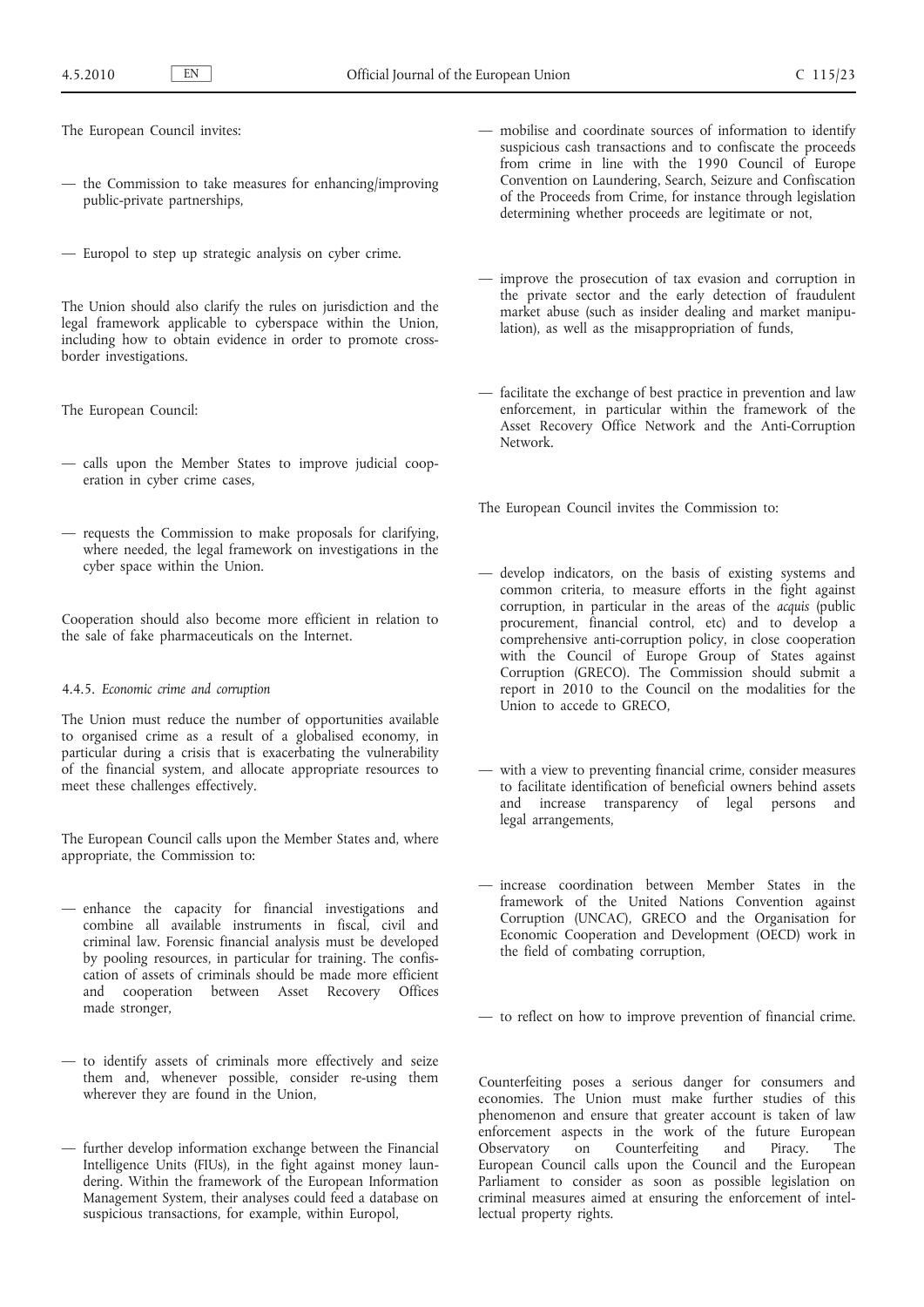The European Council invites:

— the Commission to take measures for enhancing/improving public-private partnerships,

— Europol to step up strategic analysis on cyber crime.

The Union should also clarify the rules on jurisdiction and the legal framework applicable to cyberspace within the Union, including how to obtain evidence in order to promote cross-border investigations.

The European Council:

— calls upon the Member States to improve judicial cooperation in cyber crime cases,

— requests the Commission to make proposals for clarifying, where needed, the legal framework on investigations in the cyber space within the Union.

Cooperation should also become more efficient in relation to the sale of fake pharmaceuticals on the Internet.

### 4.4.5. *Economic crime and corruption*

The Union must reduce the number of opportunities available to organised crime as a result of a globalised economy, in particular during a crisis that is exacerbating the vulnerability of the financial system, and allocate appropriate resources to meet these challenges effectively.

The European Council calls upon the Member States and, where appropriate, the Commission to:

— enhance the capacity for financial investigations and combine all available instruments in fiscal, civil and criminal law. Forensic financial analysis must be developed by pooling resources, in particular for training. The confiscation of assets of criminals should be made more efficient and cooperation between Asset Recovery Offices made stronger,

— to identify assets of criminals more effectively and seize them and, whenever possible, consider re-using them wherever they are found in the Union,

— further develop information exchange between the Financial Intelligence Units (FIUs), in the fight against money laundering. Within the framework of the European Information Management System, their analyses could feed a database on suspicious transactions, for example, within Europol,

— mobilise and coordinate sources of information to identify suspicious cash transactions and to confiscate the proceeds from crime in line with the 1990 Council of Europe Convention on Laundering, Search, Seizure and Confiscation of the Proceeds from Crime, for instance through legislation determining whether proceeds are legitimate or not,

— improve the prosecution of tax evasion and corruption in the private sector and the early detection of fraudulent market abuse (such as insider dealing and market manipulation), as well as the misappropriation of funds,

— facilitate the exchange of best practice in prevention and law enforcement, in particular within the framework of the Asset Recovery Office Network and the Anti-Corruption Network.

The European Council invites the Commission to:

— develop indicators, on the basis of existing systems and common criteria, to measure efforts in the fight against corruption, in particular in the areas of the *acquis* (public procurement, financial control, etc) and to develop a comprehensive anti-corruption policy, in close cooperation with the Council of Europe Group of States against Corruption (GRECO). The Commission should submit a report in 2010 to the Council on the modalities for the Union to accede to GRECO,

— with a view to preventing financial crime, consider measures to facilitate identification of beneficial owners behind assets and increase transparency of legal persons and legal arrangements,

— increase coordination between Member States in the framework of the United Nations Convention against Corruption (UNCAC), GRECO and the Organisation for Economic Cooperation and Development (OECD) work in the field of combating corruption,

— to reflect on how to improve prevention of financial crime.

Counterfeiting poses a serious danger for consumers and economies. The Union must make further studies of this phenomenon and ensure that greater account is taken of law enforcement aspects in the work of the future European Observatory on Counterfeiting and Piracy. The European Council calls upon the Council and the European Parliament to consider as soon as possible legislation on criminal measures aimed at ensuring the enforcement of intellectual property rights.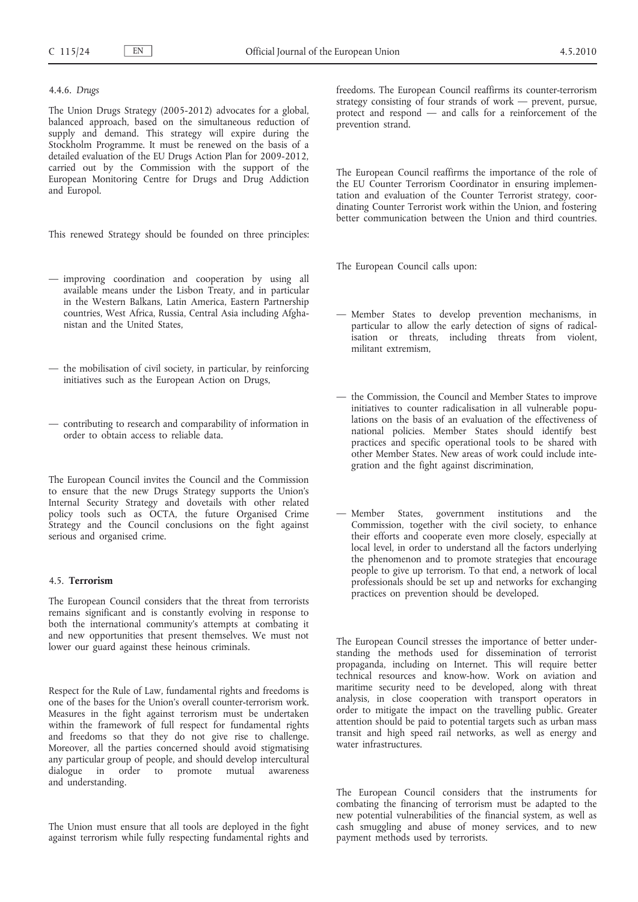#### 4.4.6. *Drugs*

The Union Drugs Strategy (2005-2012) advocates for a global, balanced approach, based on the simultaneous reduction of supply and demand. This strategy will expire during the Stockholm Programme. It must be renewed on the basis of a detailed evaluation of the EU Drugs Action Plan for 2009-2012, carried out by the Commission with the support of the European Monitoring Centre for Drugs and Drug Addiction and Europol.

This renewed Strategy should be founded on three principles:

— improving coordination and cooperation by using all available means under the Lisbon Treaty, and in particular in the Western Balkans, Latin America, Eastern Partnership countries, West Africa, Russia, Central Asia including Afghanistan and the United States,

— the mobilisation of civil society, in particular, by reinforcing initiatives such as the European Action on Drugs,

— contributing to research and comparability of information in order to obtain access to reliable data.

The European Council invites the Council and the Commission to ensure that the new Drugs Strategy supports the Union's Internal Security Strategy and dovetails with other related policy tools such as OCTA, the future Organised Crime Strategy and the Council conclusions on the fight against serious and organised crime.

### 4.5. **Terrorism**

The European Council considers that the threat from terrorists remains significant and is constantly evolving in response to both the international community's attempts at combating it and new opportunities that present themselves. We must not lower our guard against these heinous criminals.

Respect for the Rule of Law, fundamental rights and freedoms is one of the bases for the Union's overall counter-terrorism work. Measures in the fight against terrorism must be undertaken within the framework of full respect for fundamental rights and freedoms so that they do not give rise to challenge. Moreover, all the parties concerned should avoid stigmatising any particular group of people, and should develop intercultural dialogue in order to promote mutual awareness and understanding.

The Union must ensure that all tools are deployed in the fight against terrorism while fully respecting fundamental rights and freedoms. The European Council reaffirms its counter-terrorism strategy consisting of four strands of work — prevent, pursue, protect and respond — and calls for a reinforcement of the prevention strand.

The European Council reaffirms the importance of the role of the EU Counter Terrorism Coordinator in ensuring implementation and evaluation of the Counter Terrorist strategy, coordinating Counter Terrorist work within the Union, and fostering better communication between the Union and third countries.

The European Council calls upon:

— Member States to develop prevention mechanisms, in particular to allow the early detection of signs of radicalisation or threats, including threats from violent, militant extremism,

— the Commission, the Council and Member States to improve initiatives to counter radicalisation in all vulnerable populations on the basis of an evaluation of the effectiveness of national policies. Member States should identify best practices and specific operational tools to be shared with other Member States. New areas of work could include integration and the fight against discrimination,

— Member States, government institutions and the Commission, together with the civil society, to enhance their efforts and cooperate even more closely, especially at local level, in order to understand all the factors underlying the phenomenon and to promote strategies that encourage people to give up terrorism. To that end, a network of local professionals should be set up and networks for exchanging practices on prevention should be developed.

The European Council stresses the importance of better understanding the methods used for dissemination of terrorist propaganda, including on Internet. This will require better technical resources and know-how. Work on aviation and maritime security need to be developed, along with threat analysis, in close cooperation with transport operators in order to mitigate the impact on the travelling public. Greater attention should be paid to potential targets such as urban mass transit and high speed rail networks, as well as energy and water infrastructures.

The European Council considers that the instruments for combating the financing of terrorism must be adapted to the new potential vulnerabilities of the financial system, as well as cash smuggling and abuse of money services, and to new payment methods used by terrorists.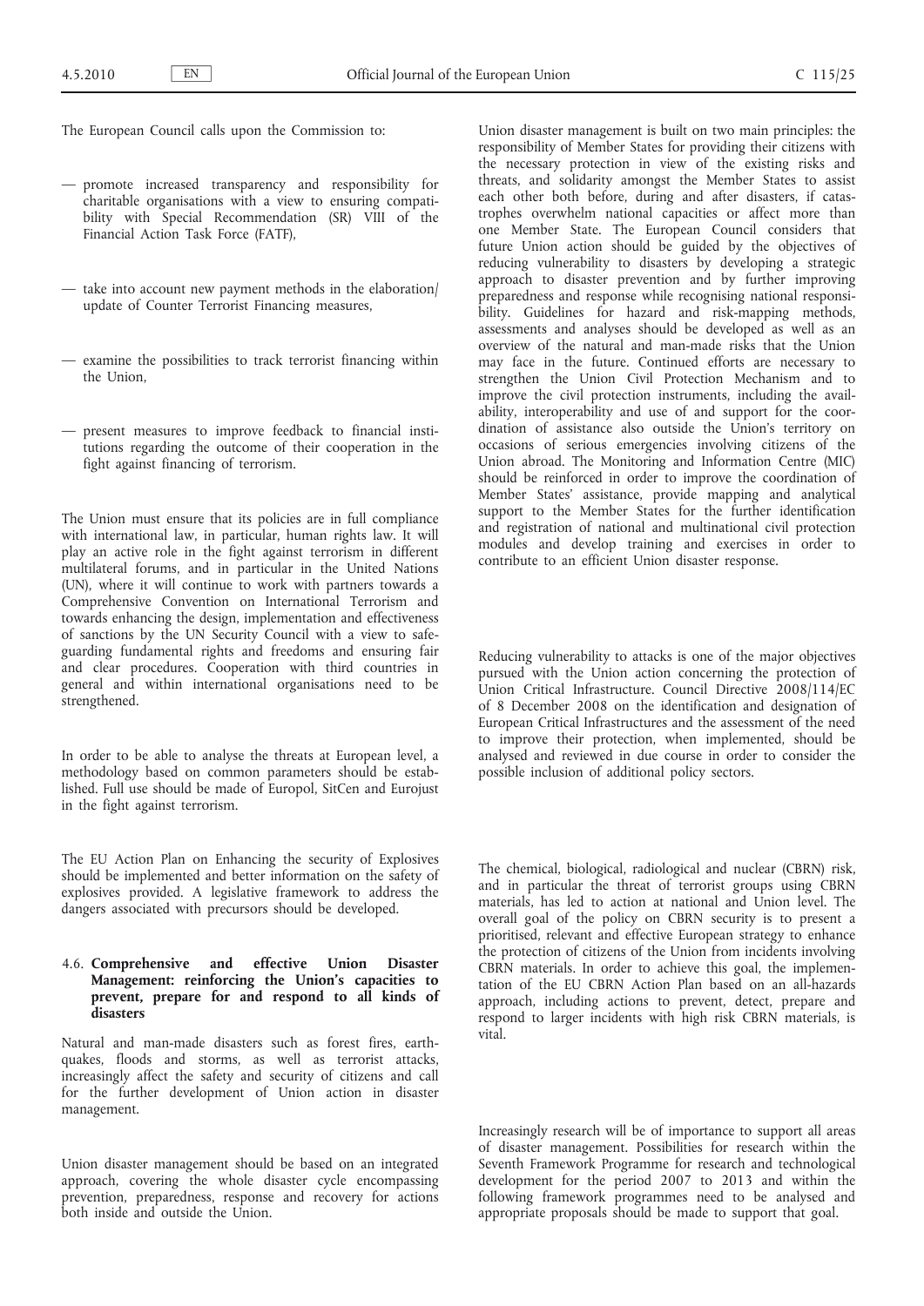The European Council calls upon the Commission to:

- promote increased transparency and responsibility for charitable organisations with a view to ensuring compatibility with Special Recommendation (SR) VIII of the Financial Action Task Force (FATF),
- take into account new payment methods in the elaboration/update of Counter Terrorist Financing measures,
- examine the possibilities to track terrorist financing within the Union,
- present measures to improve feedback to financial institutions regarding the outcome of their cooperation in the fight against financing of terrorism.

The Union must ensure that its policies are in full compliance with international law, in particular, human rights law. It will play an active role in the fight against terrorism in different multilateral forums, and in particular in the United Nations (UN), where it will continue to work with partners towards a Comprehensive Convention on International Terrorism and towards enhancing the design, implementation and effectiveness of sanctions by the UN Security Council with a view to safeguarding fundamental rights and freedoms and ensuring fair and clear procedures. Cooperation with third countries in general and within international organisations need to be strengthened.

In order to be able to analyse the threats at European level, a methodology based on common parameters should be established. Full use should be made of Europol, SitCen and Eurojust in the fight against terrorism.

The EU Action Plan on Enhancing the security of Explosives should be implemented and better information on the safety of explosives provided. A legislative framework to address the dangers associated with precursors should be developed.

### 4.6. Comprehensive and effective Union Disaster Management: reinforcing the Union's capacities to prevent, prepare for and respond to all kinds of disasters

Natural and man-made disasters such as forest fires, earthquakes, floods and storms, as well as terrorist attacks, increasingly affect the safety and security of citizens and call for the further development of Union action in disaster management.

Union disaster management should be based on an integrated approach, covering the whole disaster cycle encompassing prevention, preparedness, response and recovery for actions both inside and outside the Union.

Union disaster management is built on two main principles: the responsibility of Member States for providing their citizens with the necessary protection in view of the existing risks and threats, and solidarity amongst the Member States to assist each other both before, during and after disasters, if catastrophes overwhelm national capacities or affect more than one Member State. The European Council considers that future Union action should be guided by the objectives of reducing vulnerability to disasters by developing a strategic approach to disaster prevention and by further improving preparedness and response while recognising national responsibility. Guidelines for hazard and risk-mapping methods, assessments and analyses should be developed as well as an overview of the natural and man-made risks that the Union may face in the future. Continued efforts are necessary to strengthen the Union Civil Protection Mechanism and to improve the civil protection instruments, including the availability, interoperability and use of and support for the coordination of assistance also outside the Union's territory on occasions of serious emergencies involving citizens of the Union abroad. The Monitoring and Information Centre (MIC) should be reinforced in order to improve the coordination of Member States' assistance, provide mapping and analytical support to the Member States for the further identification and registration of national and multinational civil protection modules and develop training and exercises in order to contribute to an efficient Union disaster response.

Reducing vulnerability to attacks is one of the major objectives pursued with the Union action concerning the protection of Union Critical Infrastructure. Council Directive 2008/114/EC of 8 December 2008 on the identification and designation of European Critical Infrastructures and the assessment of the need to improve their protection, when implemented, should be analysed and reviewed in due course in order to consider the possible inclusion of additional policy sectors.

The chemical, biological, radiological and nuclear (CBRN) risk, and in particular the threat of terrorist groups using CBRN materials, has led to action at national and Union level. The overall goal of the policy on CBRN security is to present a prioritised, relevant and effective European strategy to enhance the protection of citizens of the Union from incidents involving CBRN materials. In order to achieve this goal, the implementation of the EU CBRN Action Plan based on an all-hazards approach, including actions to prevent, detect, prepare and respond to larger incidents with high risk CBRN materials, is vital.

Increasingly research will be of importance to support all areas of disaster management. Possibilities for research within the Seventh Framework Programme for research and technological development for the period 2007 to 2013 and within the following framework programmes need to be analysed and appropriate proposals should be made to support that goal.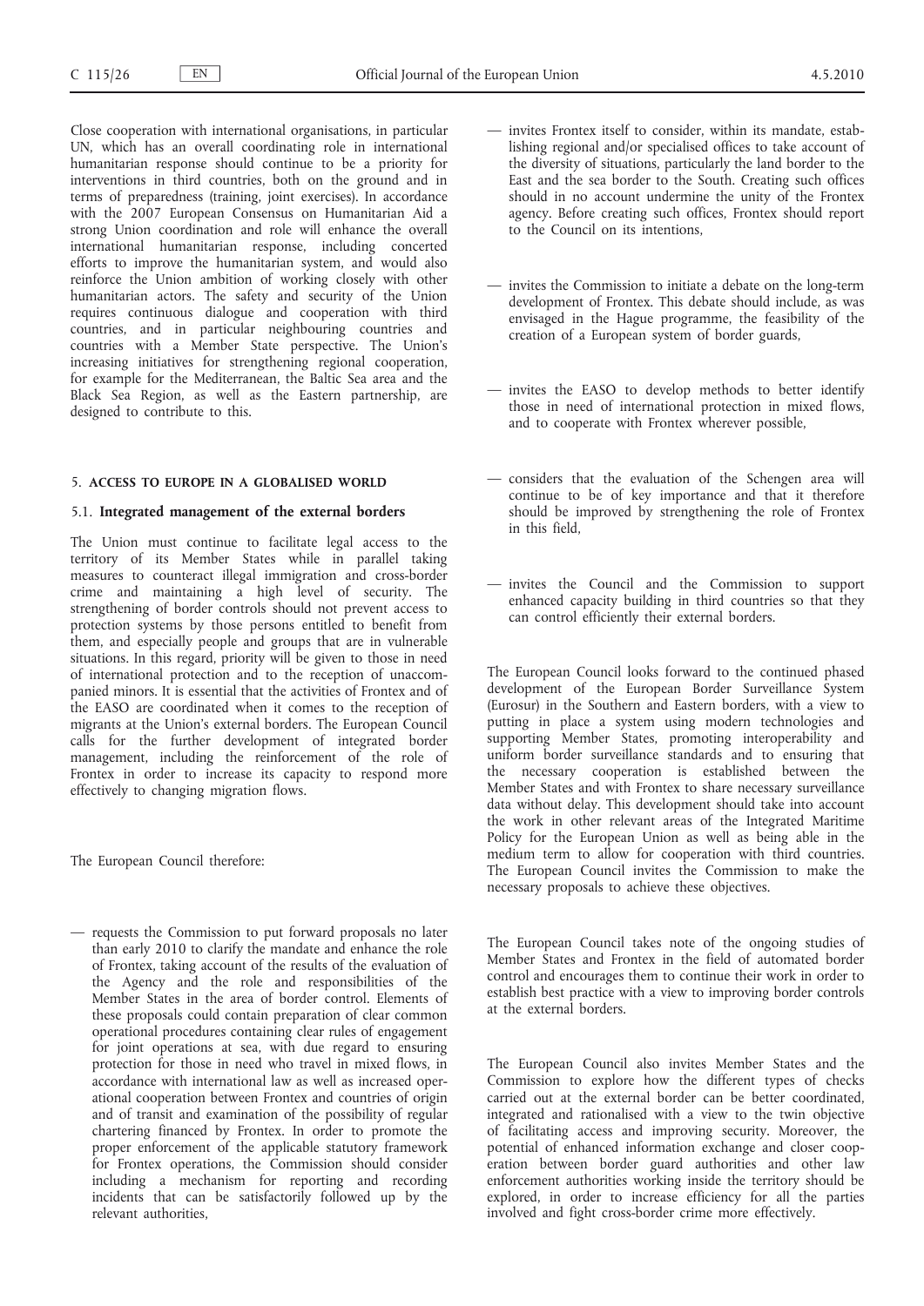Close cooperation with international organisations, in particular UN, which has an overall coordinating role in international humanitarian response should continue to be a priority for interventions in third countries, both on the ground and in terms of preparedness (training, joint exercises). In accordance with the 2007 European Consensus on Humanitarian Aid a strong Union coordination and role will enhance the overall international humanitarian response, including concerted efforts to improve the humanitarian system, and would also reinforce the Union ambition of working closely with other humanitarian actors. The safety and security of the Union requires continuous dialogue and cooperation with third countries, and in particular neighbouring countries and countries with a Member State perspective. The Union's increasing initiatives for strengthening regional cooperation, for example for the Mediterranean, the Baltic Sea area and the Black Sea Region, as well as the Eastern partnership, are designed to contribute to this.

## 5. ACCESS TO EUROPE IN A GLOBALISED WORLD

### 5.1. Integrated management of the external borders

The Union must continue to facilitate legal access to the territory of its Member States while in parallel taking measures to counteract illegal immigration and cross-border crime and maintaining a high level of security. The strengthening of border controls should not prevent access to protection systems by those persons entitled to benefit from them, and especially people and groups that are in vulnerable situations. In this regard, priority will be given to those in need of international protection and to the reception of unaccompanied minors. It is essential that the activities of Frontex and of the EASO are coordinated when it comes to the reception of migrants at the Union's external borders. The European Council calls for the further development of integrated border management, including the reinforcement of the role of Frontex in order to increase its capacity to respond more effectively to changing migration flows.

The European Council therefore:

- requests the Commission to put forward proposals no later than early 2010 to clarify the mandate and enhance the role of Frontex, taking account of the results of the evaluation of the Agency and the role and responsibilities of the Member States in the area of border control. Elements of these proposals could contain preparation of clear common operational procedures containing clear rules of engagement for joint operations at sea, with due regard to ensuring protection for those in need who travel in mixed flows, in accordance with international law as well as increased operational cooperation between Frontex and countries of origin and of transit and examination of the possibility of regular chartering financed by Frontex. In order to promote the proper enforcement of the applicable statutory framework for Frontex operations, the Commission should consider including a mechanism for reporting and recording incidents that can be satisfactorily followed up by the relevant authorities,
- invites Frontex itself to consider, within its mandate, establishing regional and/or specialised offices to take account of the diversity of situations, particularly the land border to the East and the sea border to the South. Creating such offices should in no account undermine the unity of the Frontex agency. Before creating such offices, Frontex should report to the Council on its intentions,
- invites the Commission to initiate a debate on the long-term development of Frontex. This debate should include, as was envisaged in the Hague programme, the feasibility of the creation of a European system of border guards,
- invites the EASO to develop methods to better identify those in need of international protection in mixed flows, and to cooperate with Frontex wherever possible,
- considers that the evaluation of the Schengen area will continue to be of key importance and that it therefore should be improved by strengthening the role of Frontex in this field,
- invites the Council and the Commission to support enhanced capacity building in third countries so that they can control efficiently their external borders.

The European Council looks forward to the continued phased development of the European Border Surveillance System (Eurosur) in the Southern and Eastern borders, with a view to putting in place a system using modern technologies and supporting Member States, promoting interoperability and uniform border surveillance standards and to ensuring that the necessary cooperation is established between the Member States and with Frontex to share necessary surveillance data without delay. This development should take into account the work in other relevant areas of the Integrated Maritime Policy for the European Union as well as being able in the medium term to allow for cooperation with third countries. The European Council invites the Commission to make the necessary proposals to achieve these objectives.

The European Council takes note of the ongoing studies of Member States and Frontex in the field of automated border control and encourages them to continue their work in order to establish best practice with a view to improving border controls at the external borders.

The European Council also invites Member States and the Commission to explore how the different types of checks carried out at the external border can be better coordinated, integrated and rationalised with a view to the twin objective of facilitating access and improving security. Moreover, the potential of enhanced information exchange and closer cooperation between border guard authorities and other law enforcement authorities working inside the territory should be explored, in order to increase efficiency for all the parties involved and fight cross-border crime more effectively.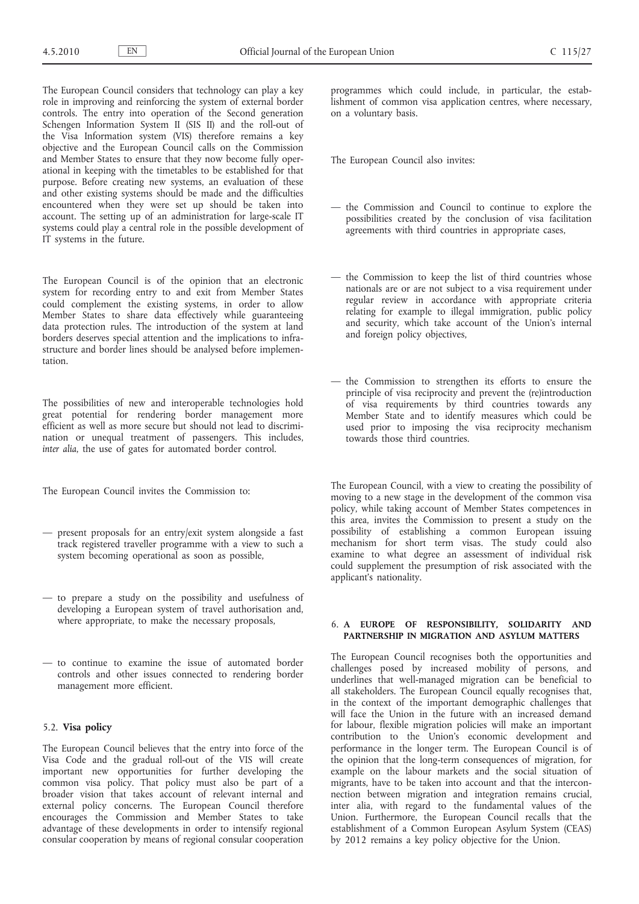The European Council considers that technology can play a key role in improving and reinforcing the system of external border controls. The entry into operation of the Second generation Schengen Information System II (SIS II) and the roll-out of the Visa Information system (VIS) therefore remains a key objective and the European Council calls on the Commission and Member States to ensure that they now become fully operational in keeping with the timetables to be established for that purpose. Before creating new systems, an evaluation of these and other existing systems should be made and the difficulties encountered when they were set up should be taken into account. The setting up of an administration for large-scale IT systems could play a central role in the possible development of IT systems in the future.

The European Council is of the opinion that an electronic system for recording entry to and exit from Member States could complement the existing systems, in order to allow Member States to share data effectively while guaranteeing data protection rules. The introduction of the system at land borders deserves special attention and the implications to infrastructure and border lines should be analysed before implementation.

The possibilities of new and interoperable technologies hold great potential for rendering border management more efficient as well as more secure but should not lead to discrimination or unequal treatment of passengers. This includes, *inter alia*, the use of gates for automated border control.

The European Council invites the Commission to:

— present proposals for an entry/exit system alongside a fast track registered traveller programme with a view to such a system becoming operational as soon as possible,

— to prepare a study on the possibility and usefulness of developing a European system of travel authorisation and, where appropriate, to make the necessary proposals,

— to continue to examine the issue of automated border controls and other issues connected to rendering border management more efficient.

### 5.2. **Visa policy**

The European Council believes that the entry into force of the Visa Code and the gradual roll-out of the VIS will create important new opportunities for further developing the common visa policy. That policy must also be part of a broader vision that takes account of relevant internal and external policy concerns. The European Council therefore encourages the Commission and Member States to take advantage of these developments in order to intensify regional consular cooperation by means of regional consular cooperation programmes which could include, in particular, the establishment of common visa application centres, where necessary, on a voluntary basis.

The European Council also invites:

— the Commission and Council to continue to explore the possibilities created by the conclusion of visa facilitation agreements with third countries in appropriate cases,

— the Commission to keep the list of third countries whose nationals are or are not subject to a visa requirement under regular review in accordance with appropriate criteria relating for example to illegal immigration, public policy and security, which take account of the Union's internal and foreign policy objectives,

— the Commission to strengthen its efforts to ensure the principle of visa reciprocity and prevent the (re)introduction of visa requirements by third countries towards any Member State and to identify measures which could be used prior to imposing the visa reciprocity mechanism towards those third countries.

The European Council, with a view to creating the possibility of moving to a new stage in the development of the common visa policy, while taking account of Member States competences in this area, invites the Commission to present a study on the possibility of establishing a common European issuing mechanism for short term visas. The study could also examine to what degree an assessment of individual risk could supplement the presumption of risk associated with the applicant's nationality.

## 6. **A EUROPE OF RESPONSIBILITY, SOLIDARITY AND PARTNERSHIP IN MIGRATION AND ASYLUM MATTERS**

The European Council recognises both the opportunities and challenges posed by increased mobility of persons, and underlines that well-managed migration can be beneficial to all stakeholders. The European Council equally recognises that, in the context of the important demographic challenges that will face the Union in the future with an increased demand for labour, flexible migration policies will make an important contribution to the Union's economic development and performance in the longer term. The European Council is of the opinion that the long-term consequences of migration, for example on the labour markets and the social situation of migrants, have to be taken into account and that the interconnection between migration and integration remains crucial, inter alia, with regard to the fundamental values of the Union. Furthermore, the European Council recalls that the establishment of a Common European Asylum System (CEAS) by 2012 remains a key policy objective for the Union.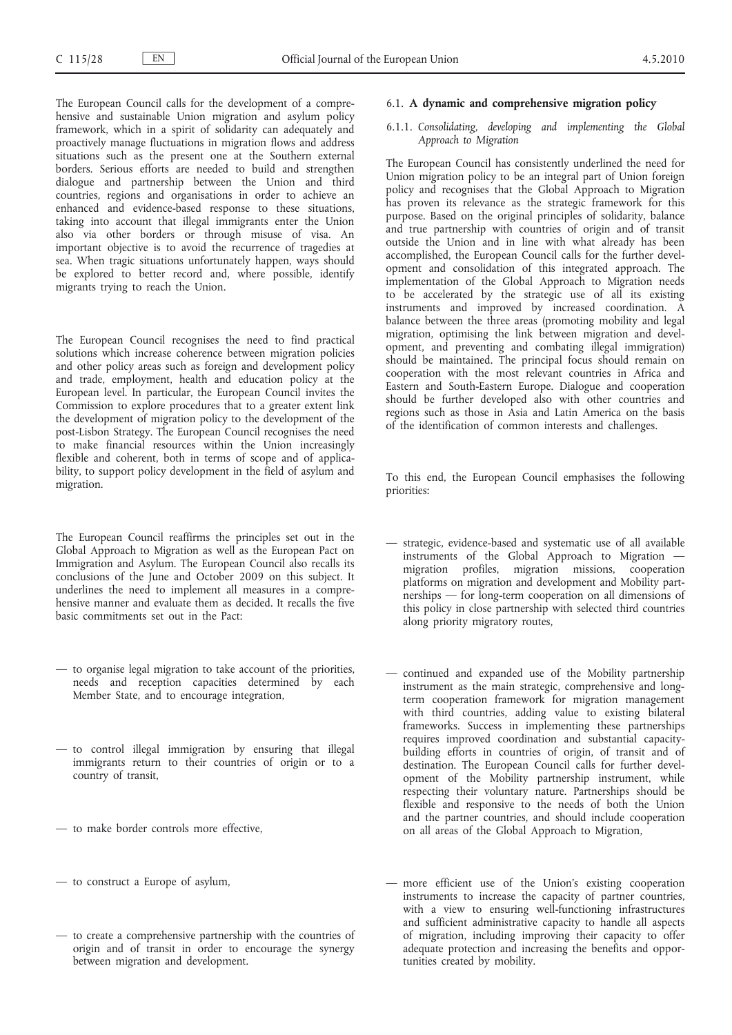The European Council calls for the development of a comprehensive and sustainable Union migration and asylum policy framework, which in a spirit of solidarity can adequately and proactively manage fluctuations in migration flows and address situations such as the present one at the Southern external borders. Serious efforts are needed to build and strengthen dialogue and partnership between the Union and third countries, regions and organisations in order to achieve an enhanced and evidence-based response to these situations, taking into account that illegal immigrants enter the Union also via other borders or through misuse of visa. An important objective is to avoid the recurrence of tragedies at sea. When tragic situations unfortunately happen, ways should be explored to better record and, where possible, identify migrants trying to reach the Union.

The European Council recognises the need to find practical solutions which increase coherence between migration policies and other policy areas such as foreign and development policy and trade, employment, health and education policy at the European level. In particular, the European Council invites the Commission to explore procedures that to a greater extent link the development of migration policy to the development of the post-Lisbon Strategy. The European Council recognises the need to make financial resources within the Union increasingly flexible and coherent, both in terms of scope and of applicability, to support policy development in the field of asylum and migration.

The European Council reaffirms the principles set out in the Global Approach to Migration as well as the European Pact on Immigration and Asylum. The European Council also recalls its conclusions of the June and October 2009 on this subject. It underlines the need to implement all measures in a comprehensive manner and evaluate them as decided. It recalls the five basic commitments set out in the Pact:

— to organise legal migration to take account of the priorities, needs and reception capacities determined by each Member State, and to encourage integration,

— to control illegal immigration by ensuring that illegal immigrants return to their countries of origin or to a country of transit,

— to make border controls more effective,

— to construct a Europe of asylum,

— to create a comprehensive partnership with the countries of origin and of transit in order to encourage the synergy between migration and development.

## 6.1. **A dynamic and comprehensive migration policy**

### 6.1.1. *Consolidating, developing and implementing the Global Approach to Migration*

The European Council has consistently underlined the need for Union migration policy to be an integral part of Union foreign policy and recognises that the Global Approach to Migration has proven its relevance as the strategic framework for this purpose. Based on the original principles of solidarity, balance and true partnership with countries of origin and of transit outside the Union and in line with what already has been accomplished, the European Council calls for the further development and consolidation of this integrated approach. The implementation of the Global Approach to Migration needs to be accelerated by the strategic use of all its existing instruments and improved by increased coordination. A balance between the three areas (promoting mobility and legal migration, optimising the link between migration and development, and preventing and combating illegal immigration) should be maintained. The principal focus should remain on cooperation with the most relevant countries in Africa and Eastern and South-Eastern Europe. Dialogue and cooperation should be further developed also with other countries and regions such as those in Asia and Latin America on the basis of the identification of common interests and challenges.

To this end, the European Council emphasises the following priorities:

— strategic, evidence-based and systematic use of all available instruments of the Global Approach to Migration — migration profiles, migration missions, cooperation platforms on migration and development and Mobility partnerships — for long-term cooperation on all dimensions of this policy in close partnership with selected third countries along priority migratory routes,

— continued and expanded use of the Mobility partnership instrument as the main strategic, comprehensive and long-term cooperation framework for migration management with third countries, adding value to existing bilateral frameworks. Success in implementing these partnerships requires improved coordination and substantial capacity-building efforts in countries of origin, of transit and of destination. The European Council calls for further development of the Mobility partnership instrument, while respecting their voluntary nature. Partnerships should be flexible and responsive to the needs of both the Union and the partner countries, and should include cooperation on all areas of the Global Approach to Migration,

— more efficient use of the Union's existing cooperation instruments to increase the capacity of partner countries, with a view to ensuring well-functioning infrastructures and sufficient administrative capacity to handle all aspects of migration, including improving their capacity to offer adequate protection and increasing the benefits and opportunities created by mobility.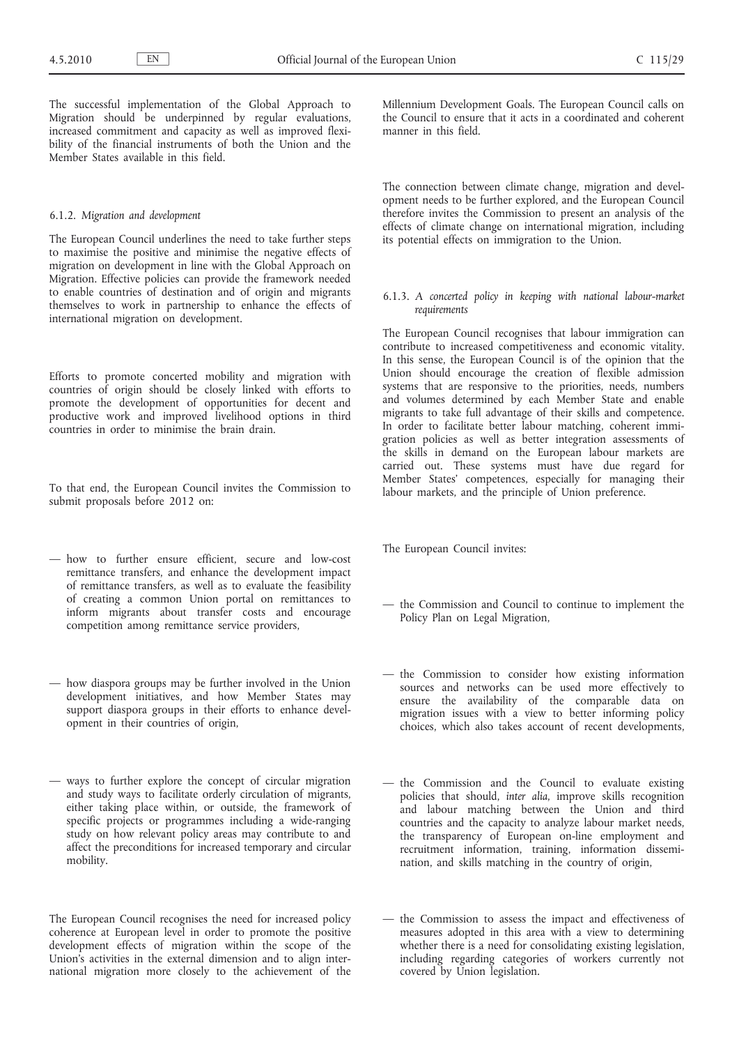The successful implementation of the Global Approach to Migration should be underpinned by regular evaluations, increased commitment and capacity as well as improved flexibility of the financial instruments of both the Union and the Member States available in this field.

### 6.1.2. *Migration and development*

The European Council underlines the need to take further steps to maximise the positive and minimise the negative effects of migration on development in line with the Global Approach on Migration. Effective policies can provide the framework needed to enable countries of destination and of origin and migrants themselves to work in partnership to enhance the effects of international migration on development.

Efforts to promote concerted mobility and migration with countries of origin should be closely linked with efforts to promote the development of opportunities for decent and productive work and improved livelihood options in third countries in order to minimise the brain drain.

To that end, the European Council invites the Commission to submit proposals before 2012 on:

— how to further ensure efficient, secure and low-cost remittance transfers, and enhance the development impact of remittance transfers, as well as to evaluate the feasibility of creating a common Union portal on remittances to inform migrants about transfer costs and encourage competition among remittance service providers,

— how diaspora groups may be further involved in the Union development initiatives, and how Member States may support diaspora groups in their efforts to enhance development in their countries of origin,

— ways to further explore the concept of circular migration and study ways to facilitate orderly circulation of migrants, either taking place within, or outside, the framework of specific projects or programmes including a wide-ranging study on how relevant policy areas may contribute to and affect the preconditions for increased temporary and circular mobility.

The European Council recognises the need for increased policy coherence at European level in order to promote the positive development effects of migration within the scope of the Union's activities in the external dimension and to align international migration more closely to the achievement of the Millennium Development Goals. The European Council calls on the Council to ensure that it acts in a coordinated and coherent manner in this field.

The connection between climate change, migration and development needs to be further explored, and the European Council therefore invites the Commission to present an analysis of the effects of climate change on international migration, including its potential effects on immigration to the Union.

### 6.1.3. *A concerted policy in keeping with national labour-market requirements*

The European Council recognises that labour immigration can contribute to increased competitiveness and economic vitality. In this sense, the European Council is of the opinion that the Union should encourage the creation of flexible admission systems that are responsive to the priorities, needs, numbers and volumes determined by each Member State and enable migrants to take full advantage of their skills and competence. In order to facilitate better labour matching, coherent immigration policies as well as better integration assessments of the skills in demand on the European labour markets are carried out. These systems must have due regard for Member States' competences, especially for managing their labour markets, and the principle of Union preference.

The European Council invites:

— the Commission and Council to continue to implement the Policy Plan on Legal Migration,

— the Commission to consider how existing information sources and networks can be used more effectively to ensure the availability of the comparable data on migration issues with a view to better informing policy choices, which also takes account of recent developments,

— the Commission and the Council to evaluate existing policies that should, *inter alia*, improve skills recognition and labour matching between the Union and third countries and the capacity to analyze labour market needs, the transparency of European on-line employment and recruitment information, training, information dissemination, and skills matching in the country of origin,

— the Commission to assess the impact and effectiveness of measures adopted in this area with a view to determining whether there is a need for consolidating existing legislation, including regarding categories of workers currently not covered by Union legislation.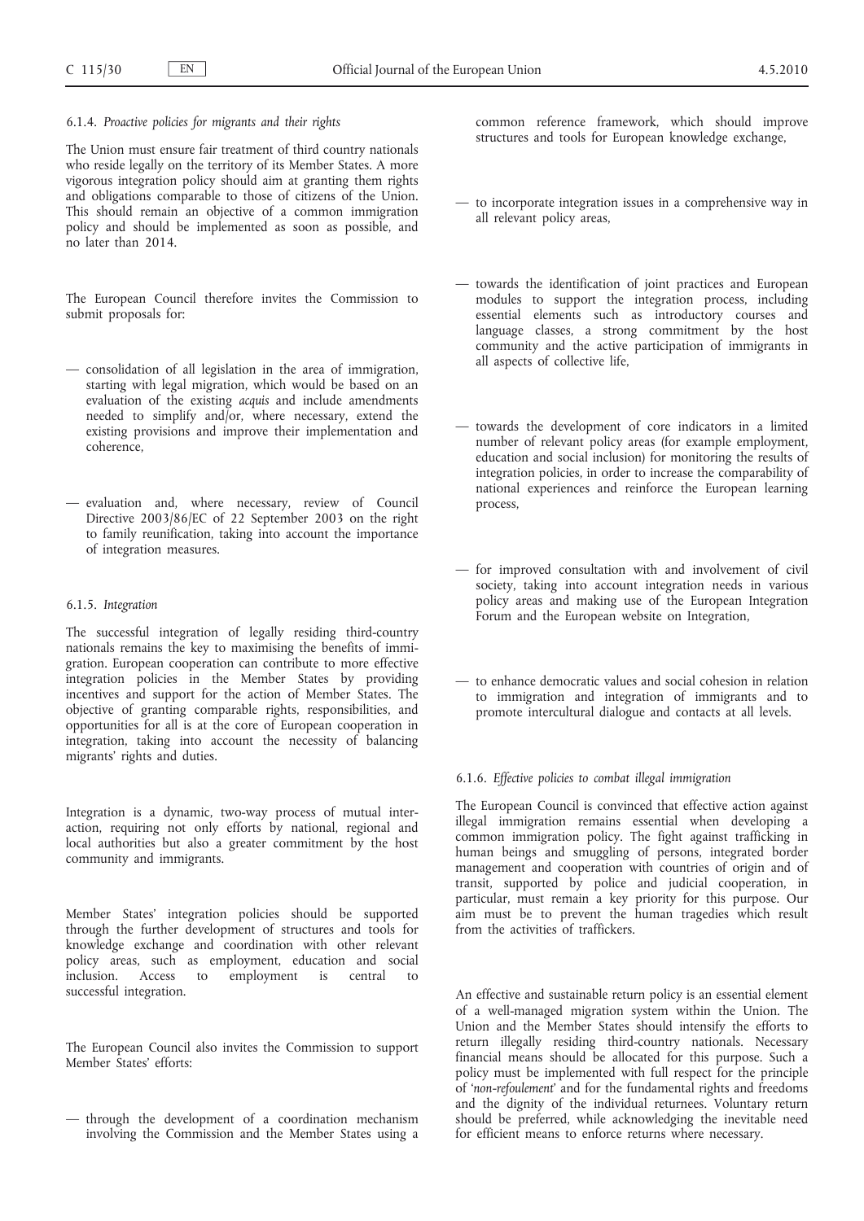#### 6.1.4. *Proactive policies for migrants and their rights*

The Union must ensure fair treatment of third country nationals who reside legally on the territory of its Member States. A more vigorous integration policy should aim at granting them rights and obligations comparable to those of citizens of the Union. This should remain an objective of a common immigration policy and should be implemented as soon as possible, and no later than 2014.

The European Council therefore invites the Commission to submit proposals for:

— consolidation of all legislation in the area of immigration, starting with legal migration, which would be based on an evaluation of the existing *acquis* and include amendments needed to simplify and/or, where necessary, extend the existing provisions and improve their implementation and coherence,

— evaluation and, where necessary, review of Council Directive 2003/86/EC of 22 September 2003 on the right to family reunification, taking into account the importance of integration measures.

#### 6.1.5. *Integration*

The successful integration of legally residing third-country nationals remains the key to maximising the benefits of immigration. European cooperation can contribute to more effective integration policies in the Member States by providing incentives and support for the action of Member States. The objective of granting comparable rights, responsibilities, and opportunities for all is at the core of European cooperation in integration, taking into account the necessity of balancing migrants' rights and duties.

Integration is a dynamic, two-way process of mutual interaction, requiring not only efforts by national, regional and local authorities but also a greater commitment by the host community and immigrants.

Member States' integration policies should be supported through the further development of structures and tools for knowledge exchange and coordination with other relevant policy areas, such as employment, education and social inclusion. Access to employment is central to successful integration.

The European Council also invites the Commission to support Member States' efforts:

— through the development of a coordination mechanism involving the Commission and the Member States using a common reference framework, which should improve structures and tools for European knowledge exchange,

— to incorporate integration issues in a comprehensive way in all relevant policy areas,

— towards the identification of joint practices and European modules to support the integration process, including essential elements such as introductory courses and language classes, a strong commitment by the host community and the active participation of immigrants in all aspects of collective life,

— towards the development of core indicators in a limited number of relevant policy areas (for example employment, education and social inclusion) for monitoring the results of integration policies, in order to increase the comparability of national experiences and reinforce the European learning process,

— for improved consultation with and involvement of civil society, taking into account integration needs in various policy areas and making use of the European Integration Forum and the European website on Integration,

— to enhance democratic values and social cohesion in relation to immigration and integration of immigrants and to promote intercultural dialogue and contacts at all levels.

#### 6.1.6. *Effective policies to combat illegal immigration*

The European Council is convinced that effective action against illegal immigration remains essential when developing a common immigration policy. The fight against trafficking in human beings and smuggling of persons, integrated border management and cooperation with countries of origin and of transit, supported by police and judicial cooperation, in particular, must remain a key priority for this purpose. Our aim must be to prevent the human tragedies which result from the activities of traffickers.

An effective and sustainable return policy is an essential element of a well-managed migration system within the Union. The Union and the Member States should intensify the efforts to return illegally residing third-country nationals. Necessary financial means should be allocated for this purpose. Such a policy must be implemented with full respect for the principle of '*non-refoulement*' and for the fundamental rights and freedoms and the dignity of the individual returnees. Voluntary return should be preferred, while acknowledging the inevitable need for efficient means to enforce returns where necessary.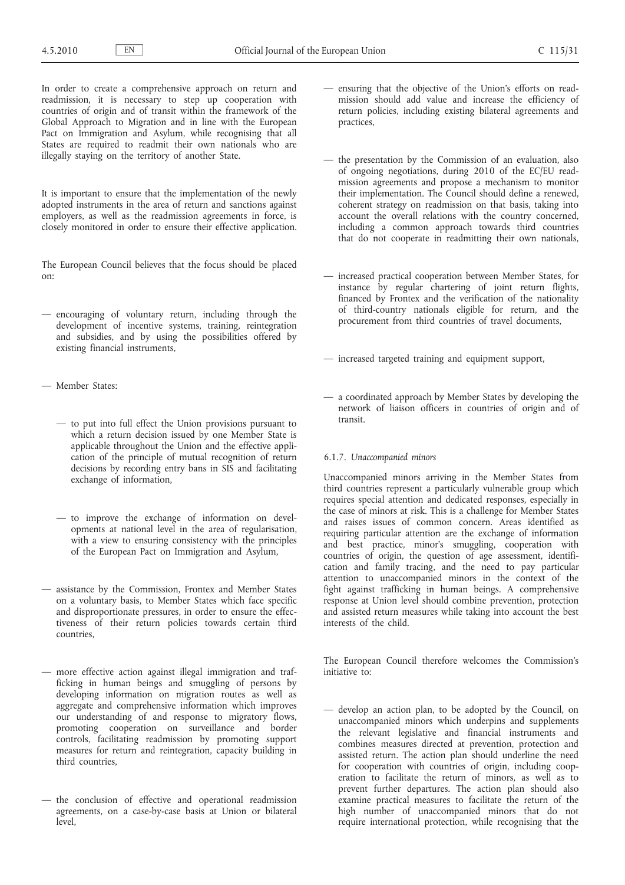In order to create a comprehensive approach on return and readmission, it is necessary to step up cooperation with countries of origin and of transit within the framework of the Global Approach to Migration and in line with the European Pact on Immigration and Asylum, while recognising that all States are required to readmit their own nationals who are illegally staying on the territory of another State.

It is important to ensure that the implementation of the newly adopted instruments in the area of return and sanctions against employers, as well as the readmission agreements in force, is closely monitored in order to ensure their effective application.

The European Council believes that the focus should be placed on:

— encouraging of voluntary return, including through the development of incentive systems, training, reintegration and subsidies, and by using the possibilities offered by existing financial instruments,

— Member States:

  — to put into full effect the Union provisions pursuant to which a return decision issued by one Member State is applicable throughout the Union and the effective application of the principle of mutual recognition of return decisions by recording entry bans in SIS and facilitating exchange of information,

  — to improve the exchange of information on developments at national level in the area of regularisation, with a view to ensuring consistency with the principles of the European Pact on Immigration and Asylum,

— assistance by the Commission, Frontex and Member States on a voluntary basis, to Member States which face specific and disproportionate pressures, in order to ensure the effectiveness of their return policies towards certain third countries,

— more effective action against illegal immigration and trafficking in human beings and smuggling of persons by developing information on migration routes as well as aggregate and comprehensive information which improves our understanding of and response to migratory flows, promoting cooperation on surveillance and border controls, facilitating readmission by promoting support measures for return and reintegration, capacity building in third countries,

— the conclusion of effective and operational readmission agreements, on a case-by-case basis at Union or bilateral level,

— ensuring that the objective of the Union's efforts on readmission should add value and increase the efficiency of return policies, including existing bilateral agreements and practices,

— the presentation by the Commission of an evaluation, also of ongoing negotiations, during 2010 of the EC/EU readmission agreements and propose a mechanism to monitor their implementation. The Council should define a renewed, coherent strategy on readmission on that basis, taking into account the overall relations with the country concerned, including a common approach towards third countries that do not cooperate in readmitting their own nationals,

— increased practical cooperation between Member States, for instance by regular chartering of joint return flights, financed by Frontex and the verification of the nationality of third-country nationals eligible for return, and the procurement from third countries of travel documents,

— increased targeted training and equipment support,

— a coordinated approach by Member States by developing the network of liaison officers in countries of origin and of transit.

#### 6.1.7. *Unaccompanied minors*

Unaccompanied minors arriving in the Member States from third countries represent a particularly vulnerable group which requires special attention and dedicated responses, especially in the case of minors at risk. This is a challenge for Member States and raises issues of common concern. Areas identified as requiring particular attention are the exchange of information and best practice, minor's smuggling, cooperation with countries of origin, the question of age assessment, identification and family tracing, and the need to pay particular attention to unaccompanied minors in the context of the fight against trafficking in human beings. A comprehensive response at Union level should combine prevention, protection and assisted return measures while taking into account the best interests of the child.

The European Council therefore welcomes the Commission's initiative to:

— develop an action plan, to be adopted by the Council, on unaccompanied minors which underpins and supplements the relevant legislative and financial instruments and combines measures directed at prevention, protection and assisted return. The action plan should underline the need for cooperation with countries of origin, including cooperation to facilitate the return of minors, as well as to prevent further departures. The action plan should also examine practical measures to facilitate the return of the high number of unaccompanied minors that do not require international protection, while recognising that the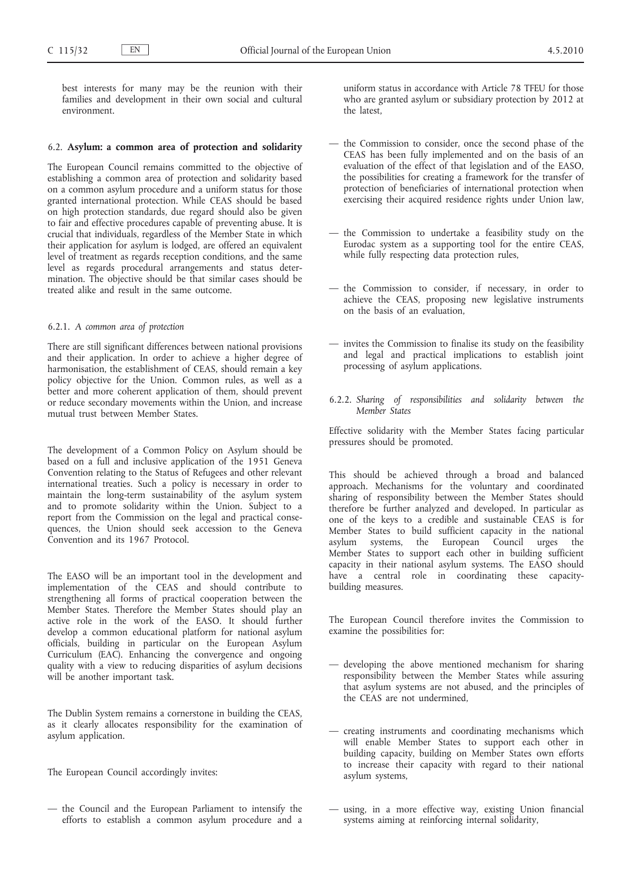best interests for many may be the reunion with their families and development in their own social and cultural environment.

### 6.2. **Asylum: a common area of protection and solidarity**

The European Council remains committed to the objective of establishing a common area of protection and solidarity based on a common asylum procedure and a uniform status for those granted international protection. While CEAS should be based on high protection standards, due regard should also be given to fair and effective procedures capable of preventing abuse. It is crucial that individuals, regardless of the Member State in which their application for asylum is lodged, are offered an equivalent level of treatment as regards reception conditions, and the same level as regards procedural arrangements and status determination. The objective should be that similar cases should be treated alike and result in the same outcome.

#### 6.2.1. *A common area of protection*

There are still significant differences between national provisions and their application. In order to achieve a higher degree of harmonisation, the establishment of CEAS, should remain a key policy objective for the Union. Common rules, as well as a better and more coherent application of them, should prevent or reduce secondary movements within the Union, and increase mutual trust between Member States.

The development of a Common Policy on Asylum should be based on a full and inclusive application of the 1951 Geneva Convention relating to the Status of Refugees and other relevant international treaties. Such a policy is necessary in order to maintain the long-term sustainability of the asylum system and to promote solidarity within the Union. Subject to a report from the Commission on the legal and practical consequences, the Union should seek accession to the Geneva Convention and its 1967 Protocol.

The EASO will be an important tool in the development and implementation of the CEAS and should contribute to strengthening all forms of practical cooperation between the Member States. Therefore the Member States should play an active role in the work of the EASO. It should further develop a common educational platform for national asylum officials, building in particular on the European Asylum Curriculum (EAC). Enhancing the convergence and ongoing quality with a view to reducing disparities of asylum decisions will be another important task.

The Dublin System remains a cornerstone in building the CEAS, as it clearly allocates responsibility for the examination of asylum application.

The European Council accordingly invites:

— the Council and the European Parliament to intensify the efforts to establish a common asylum procedure and a uniform status in accordance with Article 78 TFEU for those who are granted asylum or subsidiary protection by 2012 at the latest,

— the Commission to consider, once the second phase of the CEAS has been fully implemented and on the basis of an evaluation of the effect of that legislation and of the EASO, the possibilities for creating a framework for the transfer of protection of beneficiaries of international protection when exercising their acquired residence rights under Union law,

— the Commission to undertake a feasibility study on the Eurodac system as a supporting tool for the entire CEAS, while fully respecting data protection rules,

— the Commission to consider, if necessary, in order to achieve the CEAS, proposing new legislative instruments on the basis of an evaluation,

— invites the Commission to finalise its study on the feasibility and legal and practical implications to establish joint processing of asylum applications.

#### 6.2.2. *Sharing of responsibilities and solidarity between the Member States*

Effective solidarity with the Member States facing particular pressures should be promoted.

This should be achieved through a broad and balanced approach. Mechanisms for the voluntary and coordinated sharing of responsibility between the Member States should therefore be further analyzed and developed. In particular as one of the keys to a credible and sustainable CEAS is for Member States to build sufficient capacity in the national asylum systems, the European Council urges the Member States to support each other in building sufficient capacity in their national asylum systems. The EASO should have a central role in coordinating these capacity-building measures.

The European Council therefore invites the Commission to examine the possibilities for:

— developing the above mentioned mechanism for sharing responsibility between the Member States while assuring that asylum systems are not abused, and the principles of the CEAS are not undermined,

— creating instruments and coordinating mechanisms which will enable Member States to support each other in building capacity, building on Member States own efforts to increase their capacity with regard to their national asylum systems,

— using, in a more effective way, existing Union financial systems aiming at reinforcing internal solidarity,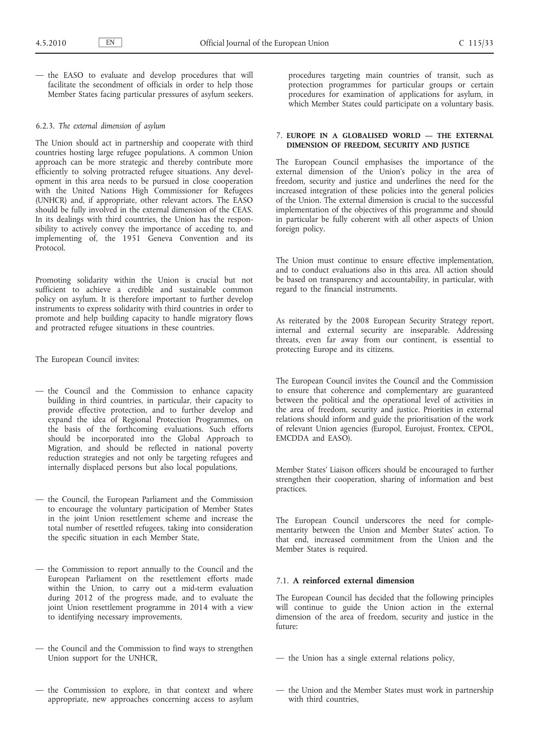— the EASO to evaluate and develop procedures that will facilitate the secondment of officials in order to help those Member States facing particular pressures of asylum seekers.

#### 6.2.3. *The external dimension of asylum*

The Union should act in partnership and cooperate with third countries hosting large refugee populations. A common Union approach can be more strategic and thereby contribute more efficiently to solving protracted refugee situations. Any development in this area needs to be pursued in close cooperation with the United Nations High Commissioner for Refugees (UNHCR) and, if appropriate, other relevant actors. The EASO should be fully involved in the external dimension of the CEAS. In its dealings with third countries, the Union has the responsibility to actively convey the importance of acceding to, and implementing of, the 1951 Geneva Convention and its Protocol.

Promoting solidarity within the Union is crucial but not sufficient to achieve a credible and sustainable common policy on asylum. It is therefore important to further develop instruments to express solidarity with third countries in order to promote and help building capacity to handle migratory flows and protracted refugee situations in these countries.

The European Council invites:

— the Council and the Commission to enhance capacity building in third countries, in particular, their capacity to provide effective protection, and to further develop and expand the idea of Regional Protection Programmes, on the basis of the forthcoming evaluations. Such efforts should be incorporated into the Global Approach to Migration, and should be reflected in national poverty reduction strategies and not only be targeting refugees and internally displaced persons but also local populations,

— the Council, the European Parliament and the Commission to encourage the voluntary participation of Member States in the joint Union resettlement scheme and increase the total number of resettled refugees, taking into consideration the specific situation in each Member State,

— the Commission to report annually to the Council and the European Parliament on the resettlement efforts made within the Union, to carry out a mid-term evaluation during 2012 of the progress made, and to evaluate the joint Union resettlement programme in 2014 with a view to identifying necessary improvements,

— the Council and the Commission to find ways to strengthen Union support for the UNHCR,

— the Commission to explore, in that context and where appropriate, new approaches concerning access to asylum procedures targeting main countries of transit, such as protection programmes for particular groups or certain procedures for examination of applications for asylum, in which Member States could participate on a voluntary basis.

## 7. EUROPE IN A GLOBALISED WORLD — THE EXTERNAL DIMENSION OF FREEDOM, SECURITY AND JUSTICE

The European Council emphasises the importance of the external dimension of the Union's policy in the area of freedom, security and justice and underlines the need for the increased integration of these policies into the general policies of the Union. The external dimension is crucial to the successful implementation of the objectives of this programme and should in particular be fully coherent with all other aspects of Union foreign policy.

The Union must continue to ensure effective implementation, and to conduct evaluations also in this area. All action should be based on transparency and accountability, in particular, with regard to the financial instruments.

As reiterated by the 2008 European Security Strategy report, internal and external security are inseparable. Addressing threats, even far away from our continent, is essential to protecting Europe and its citizens.

The European Council invites the Council and the Commission to ensure that coherence and complementary are guaranteed between the political and the operational level of activities in the area of freedom, security and justice. Priorities in external relations should inform and guide the prioritisation of the work of relevant Union agencies (Europol, Eurojust, Frontex, CEPOL, EMCDDA and EASO).

Member States' Liaison officers should be encouraged to further strengthen their cooperation, sharing of information and best practices.

The European Council underscores the need for complementarity between the Union and Member States' action. To that end, increased commitment from the Union and the Member States is required.

### 7.1. **A reinforced external dimension**

The European Council has decided that the following principles will continue to guide the Union action in the external dimension of the area of freedom, security and justice in the future:

— the Union has a single external relations policy,

— the Union and the Member States must work in partnership with third countries,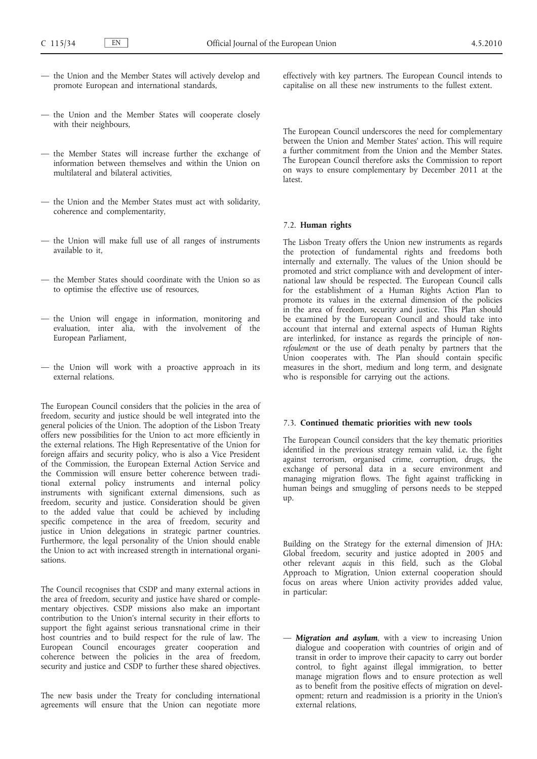— the Union and the Member States will actively develop and promote European and international standards,

— the Union and the Member States will cooperate closely with their neighbours,

— the Member States will increase further the exchange of information between themselves and within the Union on multilateral and bilateral activities,

— the Union and the Member States must act with solidarity, coherence and complementarity,

— the Union will make full use of all ranges of instruments available to it,

— the Member States should coordinate with the Union so as to optimise the effective use of resources,

— the Union will engage in information, monitoring and evaluation, inter alia, with the involvement of the European Parliament,

— the Union will work with a proactive approach in its external relations.

The European Council considers that the policies in the area of freedom, security and justice should be well integrated into the general policies of the Union. The adoption of the Lisbon Treaty offers new possibilities for the Union to act more efficiently in the external relations. The High Representative of the Union for foreign affairs and security policy, who is also a Vice President of the Commission, the European External Action Service and the Commission will ensure better coherence between traditional external policy instruments and internal policy instruments with significant external dimensions, such as freedom, security and justice. Consideration should be given to the added value that could be achieved by including specific competence in the area of freedom, security and justice in Union delegations in strategic partner countries. Furthermore, the legal personality of the Union should enable the Union to act with increased strength in international organisations.

The Council recognises that CSDP and many external actions in the area of freedom, security and justice have shared or complementary objectives. CSDP missions also make an important contribution to the Union's internal security in their efforts to support the fight against serious transnational crime in their host countries and to build respect for the rule of law. The European Council encourages greater cooperation and coherence between the policies in the area of freedom, security and justice and CSDP to further these shared objectives.

The new basis under the Treaty for concluding international agreements will ensure that the Union can negotiate more effectively with key partners. The European Council intends to capitalise on all these new instruments to the fullest extent.

The European Council underscores the need for complementary between the Union and Member States' action. This will require a further commitment from the Union and the Member States. The European Council therefore asks the Commission to report on ways to ensure complementary by December 2011 at the latest.

### 7.2. **Human rights**

The Lisbon Treaty offers the Union new instruments as regards the protection of fundamental rights and freedoms both internally and externally. The values of the Union should be promoted and strict compliance with and development of international law should be respected. The European Council calls for the establishment of a Human Rights Action Plan to promote its values in the external dimension of the policies in the area of freedom, security and justice. This Plan should be examined by the European Council and should take into account that internal and external aspects of Human Rights are interlinked, for instance as regards the principle of *non-refoulement* or the use of death penalty by partners that the Union cooperates with. The Plan should contain specific measures in the short, medium and long term, and designate who is responsible for carrying out the actions.

### 7.3. **Continued thematic priorities with new tools**

The European Council considers that the key thematic priorities identified in the previous strategy remain valid, i.e. the fight against terrorism, organised crime, corruption, drugs, the exchange of personal data in a secure environment and managing migration flows. The fight against trafficking in human beings and smuggling of persons needs to be stepped up.

Building on the Strategy for the external dimension of JHA: Global freedom, security and justice adopted in 2005 and other relevant *acquis* in this field, such as the Global Approach to Migration, Union external cooperation should focus on areas where Union activity provides added value, in particular:

— ***Migration and asylum***, with a view to increasing Union dialogue and cooperation with countries of origin and of transit in order to improve their capacity to carry out border control, to fight against illegal immigration, to better manage migration flows and to ensure protection as well as to benefit from the positive effects of migration on development; return and readmission is a priority in the Union's external relations,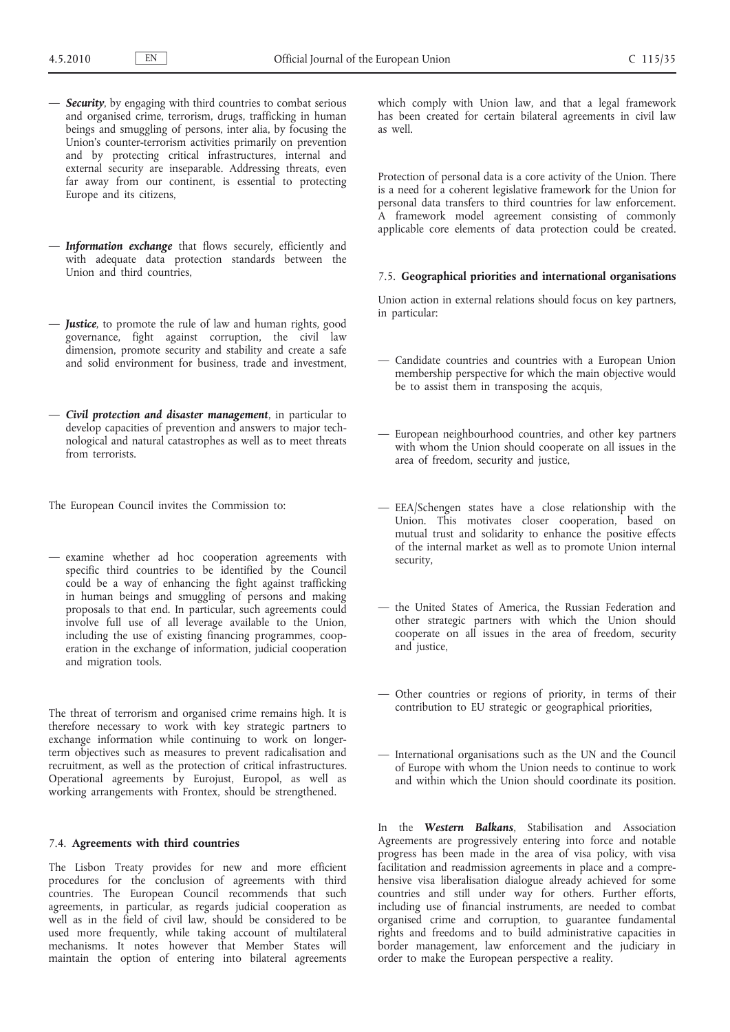— ***Security***, by engaging with third countries to combat serious and organised crime, terrorism, drugs, trafficking in human beings and smuggling of persons, inter alia, by focusing the Union's counter-terrorism activities primarily on prevention and by protecting critical infrastructures, internal and external security are inseparable. Addressing threats, even far away from our continent, is essential to protecting Europe and its citizens,

— ***Information exchange*** that flows securely, efficiently and with adequate data protection standards between the Union and third countries,

— ***Justice***, to promote the rule of law and human rights, good governance, fight against corruption, the civil law dimension, promote security and stability and create a safe and solid environment for business, trade and investment,

— ***Civil protection and disaster management***, in particular to develop capacities of prevention and answers to major technological and natural catastrophes as well as to meet threats from terrorists.

The European Council invites the Commission to:

— examine whether ad hoc cooperation agreements with specific third countries to be identified by the Council could be a way of enhancing the fight against trafficking in human beings and smuggling of persons and making proposals to that end. In particular, such agreements could involve full use of all leverage available to the Union, including the use of existing financing programmes, cooperation in the exchange of information, judicial cooperation and migration tools.

The threat of terrorism and organised crime remains high. It is therefore necessary to work with key strategic partners to exchange information while continuing to work on longer-term objectives such as measures to prevent radicalisation and recruitment, as well as the protection of critical infrastructures. Operational agreements by Eurojust, Europol, as well as working arrangements with Frontex, should be strengthened.

### 7.4. **Agreements with third countries**

The Lisbon Treaty provides for new and more efficient procedures for the conclusion of agreements with third countries. The European Council recommends that such agreements, in particular, as regards judicial cooperation as well as in the field of civil law, should be considered to be used more frequently, while taking account of multilateral mechanisms. It notes however that Member States will maintain the option of entering into bilateral agreements which comply with Union law, and that a legal framework has been created for certain bilateral agreements in civil law as well.

Protection of personal data is a core activity of the Union. There is a need for a coherent legislative framework for the Union for personal data transfers to third countries for law enforcement. A framework model agreement consisting of commonly applicable core elements of data protection could be created.

### 7.5. **Geographical priorities and international organisations**

Union action in external relations should focus on key partners, in particular:

— Candidate countries and countries with a European Union membership perspective for which the main objective would be to assist them in transposing the acquis,

— European neighbourhood countries, and other key partners with whom the Union should cooperate on all issues in the area of freedom, security and justice,

— EEA/Schengen states have a close relationship with the Union. This motivates closer cooperation, based on mutual trust and solidarity to enhance the positive effects of the internal market as well as to promote Union internal security,

— the United States of America, the Russian Federation and other strategic partners with which the Union should cooperate on all issues in the area of freedom, security and justice,

— Other countries or regions of priority, in terms of their contribution to EU strategic or geographical priorities,

— International organisations such as the UN and the Council of Europe with whom the Union needs to continue to work and within which the Union should coordinate its position.

In the ***Western Balkans***, Stabilisation and Association Agreements are progressively entering into force and notable progress has been made in the area of visa policy, with visa facilitation and readmission agreements in place and a comprehensive visa liberalisation dialogue already achieved for some countries and still under way for others. Further efforts, including use of financial instruments, are needed to combat organised crime and corruption, to guarantee fundamental rights and freedoms and to build administrative capacities in border management, law enforcement and the judiciary in order to make the European perspective a reality.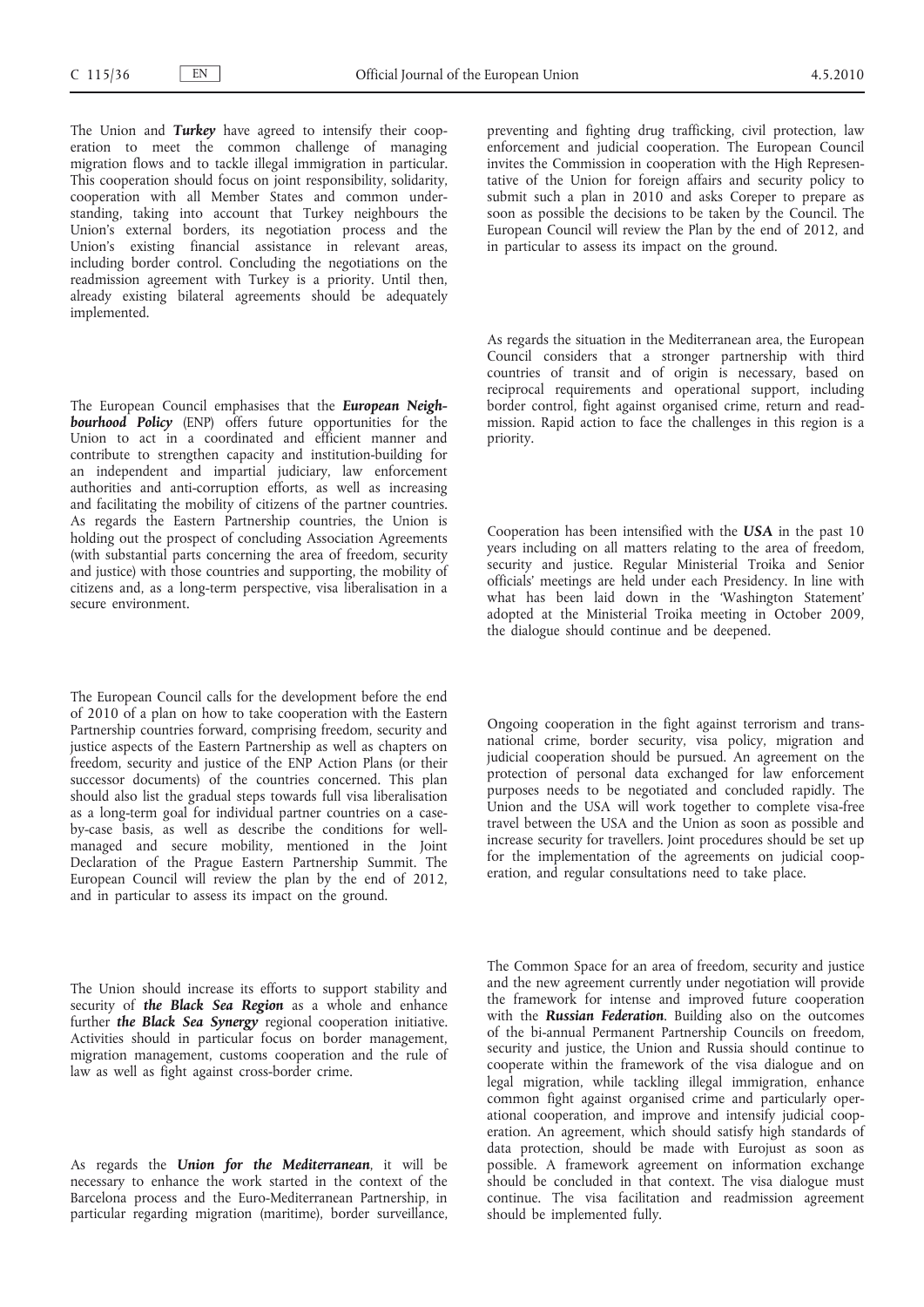The Union and ***Turkey*** have agreed to intensify their cooperation to meet the common challenge of managing migration flows and to tackle illegal immigration in particular. This cooperation should focus on joint responsibility, solidarity, cooperation with all Member States and common understanding, taking into account that Turkey neighbours the Union's external borders, its negotiation process and the Union's existing financial assistance in relevant areas, including border control. Concluding the negotiations on the readmission agreement with Turkey is a priority. Until then, already existing bilateral agreements should be adequately implemented.

The European Council emphasises that the ***European Neighbourhood Policy*** (ENP) offers future opportunities for the Union to act in a coordinated and efficient manner and contribute to strengthen capacity and institution-building for an independent and impartial judiciary, law enforcement authorities and anti-corruption efforts, as well as increasing and facilitating the mobility of citizens of the partner countries. As regards the Eastern Partnership countries, the Union is holding out the prospect of concluding Association Agreements (with substantial parts concerning the area of freedom, security and justice) with those countries and supporting, the mobility of citizens and, as a long-term perspective, visa liberalisation in a secure environment.

The European Council calls for the development before the end of 2010 of a plan on how to take cooperation with the Eastern Partnership countries forward, comprising freedom, security and justice aspects of the Eastern Partnership as well as chapters on freedom, security and justice of the ENP Action Plans (or their successor documents) of the countries concerned. This plan should also list the gradual steps towards full visa liberalisation as a long-term goal for individual partner countries on a case-by-case basis, as well as describe the conditions for well-managed and secure mobility, mentioned in the Joint Declaration of the Prague Eastern Partnership Summit. The European Council will review the plan by the end of 2012, and in particular to assess its impact on the ground.

The Union should increase its efforts to support stability and security of ***the Black Sea Region*** as a whole and enhance further ***the Black Sea Synergy*** regional cooperation initiative. Activities should in particular focus on border management, migration management, customs cooperation and the rule of law as well as fight against cross-border crime.

As regards the ***Union for the Mediterranean***, it will be necessary to enhance the work started in the context of the Barcelona process and the Euro-Mediterranean Partnership, in particular regarding migration (maritime), border surveillance, preventing and fighting drug trafficking, civil protection, law enforcement and judicial cooperation. The European Council invites the Commission in cooperation with the High Representative of the Union for foreign affairs and security policy to submit such a plan in 2010 and asks Coreper to prepare as soon as possible the decisions to be taken by the Council. The European Council will review the Plan by the end of 2012, and in particular to assess its impact on the ground.

As regards the situation in the Mediterranean area, the European Council considers that a stronger partnership with third countries of transit and of origin is necessary, based on reciprocal requirements and operational support, including border control, fight against organised crime, return and readmission. Rapid action to face the challenges in this region is a priority.

Cooperation has been intensified with the ***USA*** in the past 10 years including on all matters relating to the area of freedom, security and justice. Regular Ministerial Troika and Senior officials' meetings are held under each Presidency. In line with what has been laid down in the 'Washington Statement' adopted at the Ministerial Troika meeting in October 2009, the dialogue should continue and be deepened.

Ongoing cooperation in the fight against terrorism and transnational crime, border security, visa policy, migration and judicial cooperation should be pursued. An agreement on the protection of personal data exchanged for law enforcement purposes needs to be negotiated and concluded rapidly. The Union and the USA will work together to complete visa-free travel between the USA and the Union as soon as possible and increase security for travellers. Joint procedures should be set up for the implementation of the agreements on judicial cooperation, and regular consultations need to take place.

The Common Space for an area of freedom, security and justice and the new agreement currently under negotiation will provide the framework for intense and improved future cooperation with the ***Russian Federation***. Building also on the outcomes of the bi-annual Permanent Partnership Councils on freedom, security and justice, the Union and Russia should continue to cooperate within the framework of the visa dialogue and on legal migration, while tackling illegal immigration, enhance common fight against organised crime and particularly operational cooperation, and improve and intensify judicial cooperation. An agreement, which should satisfy high standards of data protection, should be made with Eurojust as soon as possible. A framework agreement on information exchange should be concluded in that context. The visa dialogue must continue. The visa facilitation and readmission agreement should be implemented fully.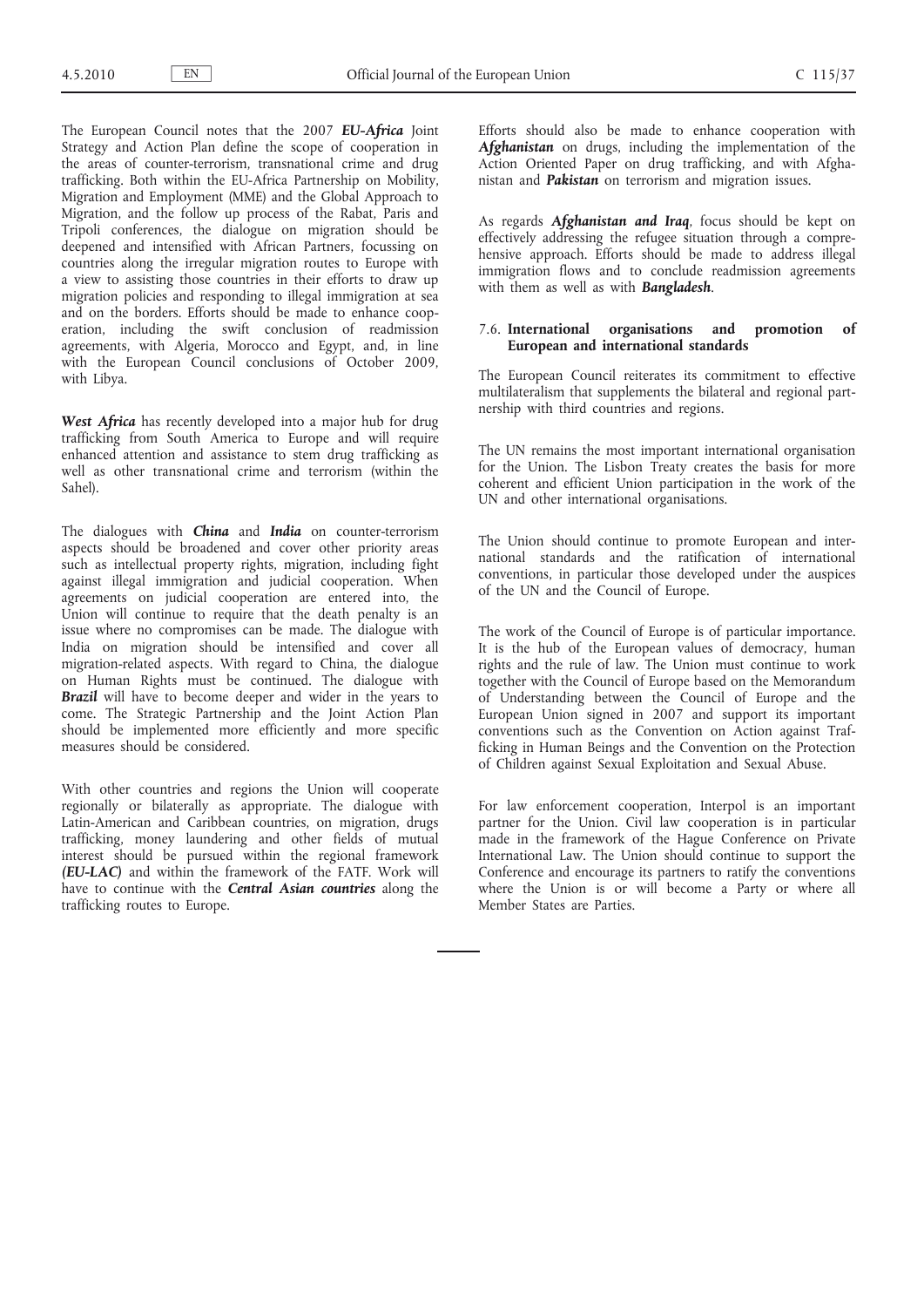The European Council notes that the 2007 ***EU-Africa*** Joint Strategy and Action Plan define the scope of cooperation in the areas of counter-terrorism, transnational crime and drug trafficking. Both within the EU-Africa Partnership on Mobility, Migration and Employment (MME) and the Global Approach to Migration, and the follow up process of the Rabat, Paris and Tripoli conferences, the dialogue on migration should be deepened and intensified with African Partners, focussing on countries along the irregular migration routes to Europe with a view to assisting those countries in their efforts to draw up migration policies and responding to illegal immigration at sea and on the borders. Efforts should be made to enhance cooperation, including the swift conclusion of readmission agreements, with Algeria, Morocco and Egypt, and, in line with the European Council conclusions of October 2009, with Libya.

***West Africa*** has recently developed into a major hub for drug trafficking from South America to Europe and will require enhanced attention and assistance to stem drug trafficking as well as other transnational crime and terrorism (within the Sahel).

The dialogues with ***China*** and ***India*** on counter-terrorism aspects should be broadened and cover other priority areas such as intellectual property rights, migration, including fight against illegal immigration and judicial cooperation. When agreements on judicial cooperation are entered into, the Union will continue to require that the death penalty is an issue where no compromises can be made. The dialogue with India on migration should be intensified and cover all migration-related aspects. With regard to China, the dialogue on Human Rights must be continued. The dialogue with ***Brazil*** will have to become deeper and wider in the years to come. The Strategic Partnership and the Joint Action Plan should be implemented more efficiently and more specific measures should be considered.

With other countries and regions the Union will cooperate regionally or bilaterally as appropriate. The dialogue with Latin-American and Caribbean countries, on migration, drugs trafficking, money laundering and other fields of mutual interest should be pursued within the regional framework ***(EU-LAC)*** and within the framework of the FATF. Work will have to continue with the ***Central Asian countries*** along the trafficking routes to Europe.

Efforts should also be made to enhance cooperation with ***Afghanistan*** on drugs, including the implementation of the Action Oriented Paper on drug trafficking, and with Afghanistan and ***Pakistan*** on terrorism and migration issues.

As regards ***Afghanistan and Iraq***, focus should be kept on effectively addressing the refugee situation through a comprehensive approach. Efforts should be made to address illegal immigration flows and to conclude readmission agreements with them as well as with ***Bangladesh***.

### 7.6. International organisations and promotion of European and international standards

The European Council reiterates its commitment to effective multilateralism that supplements the bilateral and regional partnership with third countries and regions.

The UN remains the most important international organisation for the Union. The Lisbon Treaty creates the basis for more coherent and efficient Union participation in the work of the UN and other international organisations.

The Union should continue to promote European and international standards and the ratification of international conventions, in particular those developed under the auspices of the UN and the Council of Europe.

The work of the Council of Europe is of particular importance. It is the hub of the European values of democracy, human rights and the rule of law. The Union must continue to work together with the Council of Europe based on the Memorandum of Understanding between the Council of Europe and the European Union signed in 2007 and support its important conventions such as the Convention on Action against Trafficking in Human Beings and the Convention on the Protection of Children against Sexual Exploitation and Sexual Abuse.

For law enforcement cooperation, Interpol is an important partner for the Union. Civil law cooperation is in particular made in the framework of the Hague Conference on Private International Law. The Union should continue to support the Conference and encourage its partners to ratify the conventions where the Union is or will become a Party or where all Member States are Parties.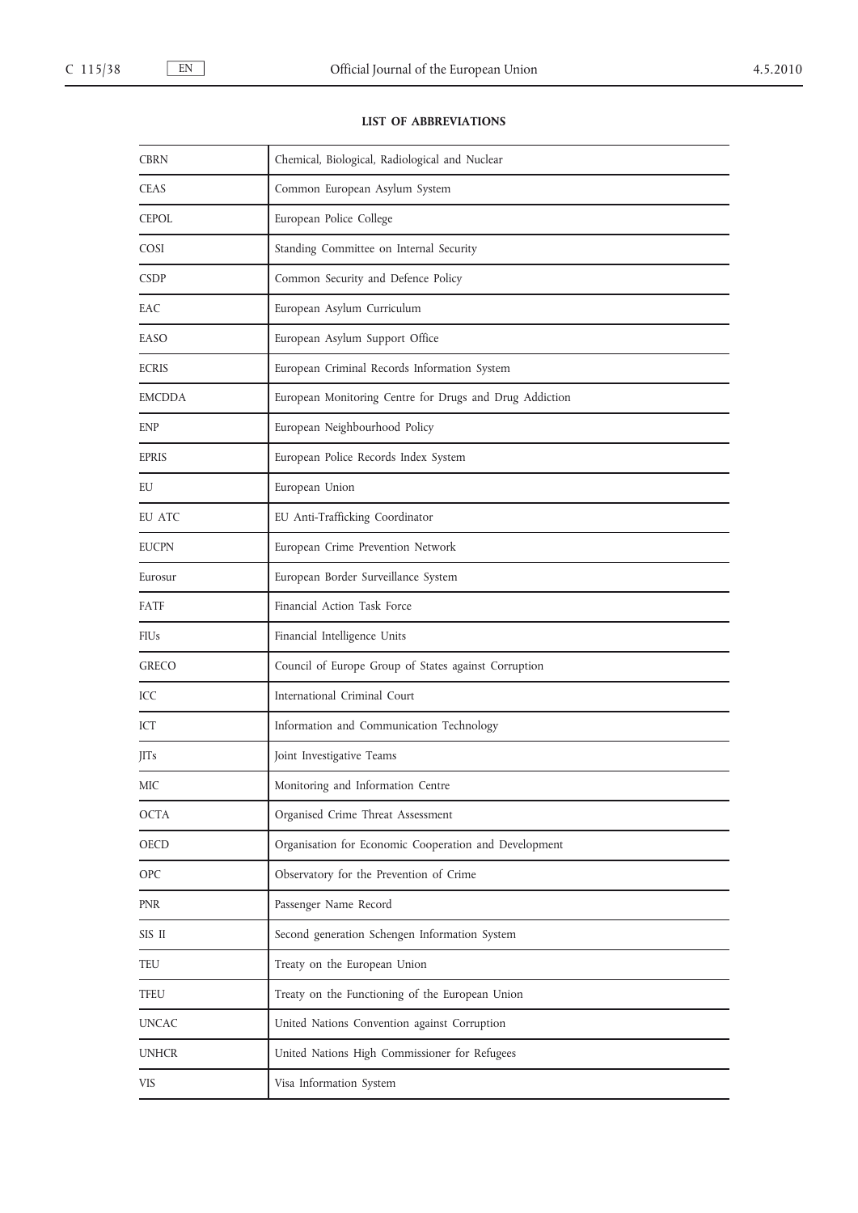**LIST OF ABBREVIATIONS**

| | |
|---|---|
| CBRN | Chemical, Biological, Radiological and Nuclear |
| CEAS | Common European Asylum System |
| CEPOL | European Police College |
| COSI | Standing Committee on Internal Security |
| CSDP | Common Security and Defence Policy |
| EAC | European Asylum Curriculum |
| EASO | European Asylum Support Office |
| ECRIS | European Criminal Records Information System |
| EMCDDA | European Monitoring Centre for Drugs and Drug Addiction |
| ENP | European Neighbourhood Policy |
| EPRIS | European Police Records Index System |
| EU | European Union |
| EU ATC | EU Anti-Trafficking Coordinator |
| EUCPN | European Crime Prevention Network |
| Eurosur | European Border Surveillance System |
| FATF | Financial Action Task Force |
| FIUs | Financial Intelligence Units |
| GRECO | Council of Europe Group of States against Corruption |
| ICC | International Criminal Court |
| ICT | Information and Communication Technology |
| JITs | Joint Investigative Teams |
| MIC | Monitoring and Information Centre |
| OCTA | Organised Crime Threat Assessment |
| OECD | Organisation for Economic Cooperation and Development |
| OPC | Observatory for the Prevention of Crime |
| PNR | Passenger Name Record |
| SIS II | Second generation Schengen Information System |
| TEU | Treaty on the European Union |
| TFEU | Treaty on the Functioning of the European Union |
| UNCAC | United Nations Convention against Corruption |
| UNHCR | United Nations High Commissioner for Refugees |
| VIS | Visa Information System |